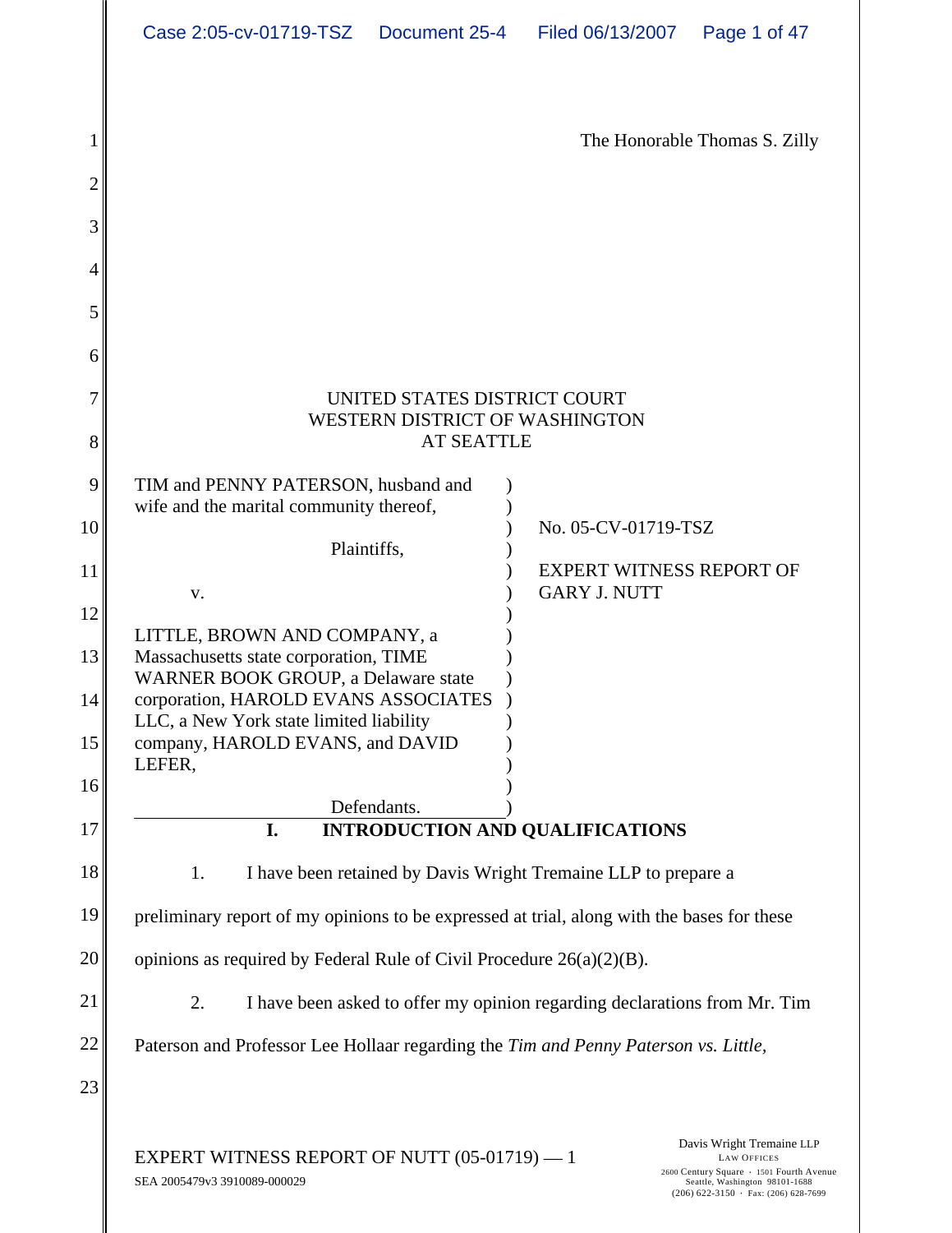The Honorable Thomas S. Zilly

UNITED STATES DISTRICT COURT
WESTERN DISTRICT OF WASHINGTON
AT SEATTLE

TIM and PENNY PATERSON, husband and wife and the marital community thereof,

Plaintiffs,

v.

LITTLE, BROWN AND COMPANY, a Massachusetts state corporation, TIME WARNER BOOK GROUP, a Delaware state corporation, HAROLD EVANS ASSOCIATES LLC, a New York state limited liability company, HAROLD EVANS, and DAVID LEFER,

Defendants.

No. 05-CV-01719-TSZ

EXPERT WITNESS REPORT OF GARY J. NUTT

## I. INTRODUCTION AND QUALIFICATIONS

1. I have been retained by Davis Wright Tremaine LLP to prepare a preliminary report of my opinions to be expressed at trial, along with the bases for these opinions as required by Federal Rule of Civil Procedure 26(a)(2)(B).

2. I have been asked to offer my opinion regarding declarations from Mr. Tim Paterson and Professor Lee Hollaar regarding the *Tim and Penny Paterson vs. Little,*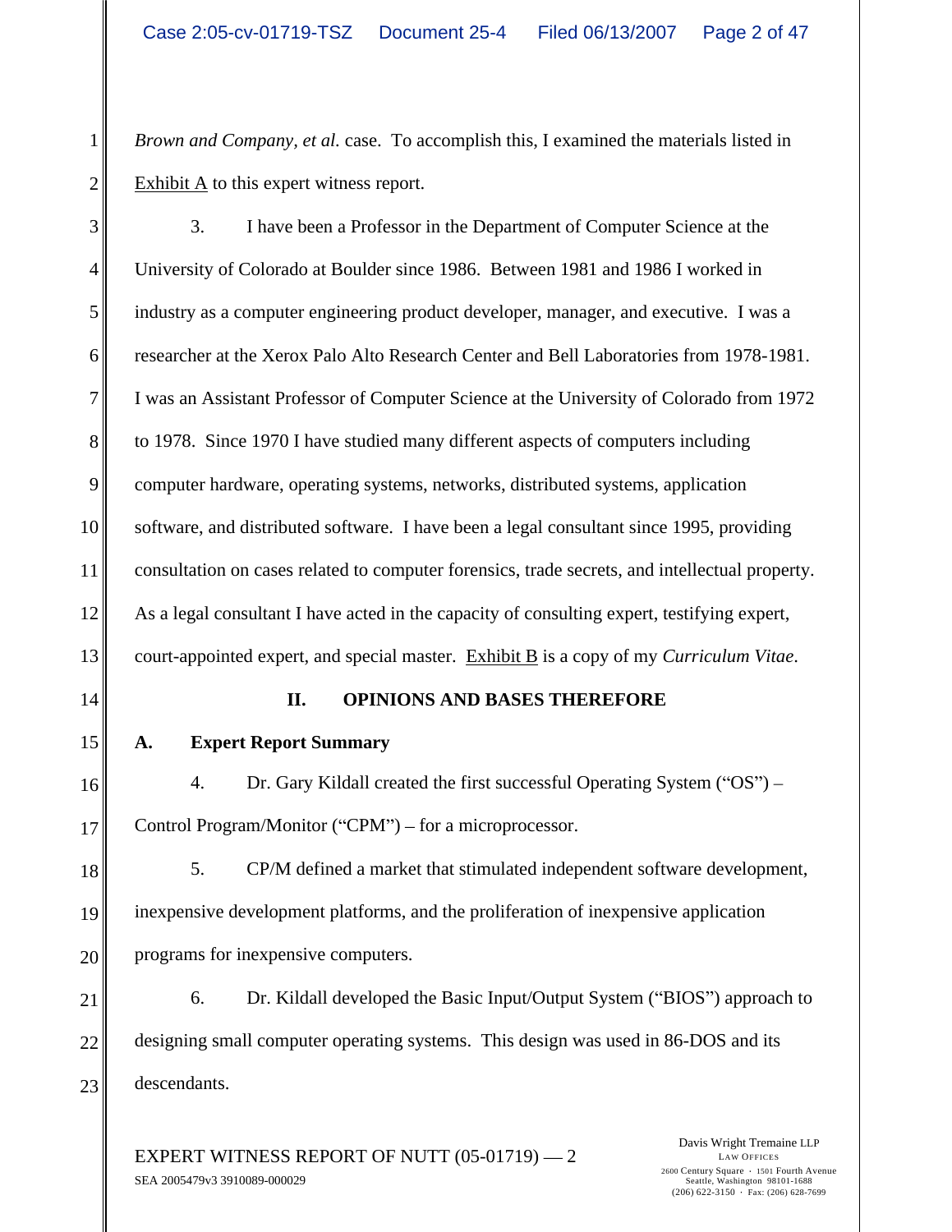*Brown and Company, et al.* case. To accomplish this, I examined the materials listed in Exhibit A to this expert witness report.

3. I have been a Professor in the Department of Computer Science at the University of Colorado at Boulder since 1986. Between 1981 and 1986 I worked in industry as a computer engineering product developer, manager, and executive. I was a researcher at the Xerox Palo Alto Research Center and Bell Laboratories from 1978-1981. I was an Assistant Professor of Computer Science at the University of Colorado from 1972 to 1978. Since 1970 I have studied many different aspects of computers including computer hardware, operating systems, networks, distributed systems, application software, and distributed software. I have been a legal consultant since 1995, providing consultation on cases related to computer forensics, trade secrets, and intellectual property. As a legal consultant I have acted in the capacity of consulting expert, testifying expert, court-appointed expert, and special master. Exhibit B is a copy of my *Curriculum Vitae*.

## II. OPINIONS AND BASES THEREFORE

### A. Expert Report Summary

4. Dr. Gary Kildall created the first successful Operating System ("OS") – Control Program/Monitor ("CPM") – for a microprocessor.

5. CP/M defined a market that stimulated independent software development, inexpensive development platforms, and the proliferation of inexpensive application programs for inexpensive computers.

6. Dr. Kildall developed the Basic Input/Output System ("BIOS") approach to designing small computer operating systems. This design was used in 86-DOS and its descendants.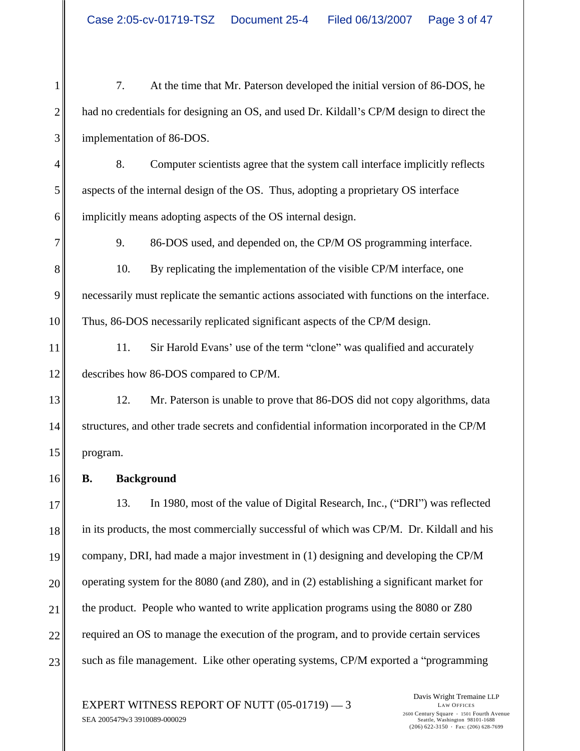7. At the time that Mr. Paterson developed the initial version of 86-DOS, he had no credentials for designing an OS, and used Dr. Kildall's CP/M design to direct the implementation of 86-DOS.

8. Computer scientists agree that the system call interface implicitly reflects aspects of the internal design of the OS. Thus, adopting a proprietary OS interface implicitly means adopting aspects of the OS internal design.

9. 86-DOS used, and depended on, the CP/M OS programming interface.

10. By replicating the implementation of the visible CP/M interface, one necessarily must replicate the semantic actions associated with functions on the interface. Thus, 86-DOS necessarily replicated significant aspects of the CP/M design.

11. Sir Harold Evans' use of the term "clone" was qualified and accurately describes how 86-DOS compared to CP/M.

12. Mr. Paterson is unable to prove that 86-DOS did not copy algorithms, data structures, and other trade secrets and confidential information incorporated in the CP/M program.

### B. Background

13. In 1980, most of the value of Digital Research, Inc., ("DRI") was reflected in its products, the most commercially successful of which was CP/M. Dr. Kildall and his company, DRI, had made a major investment in (1) designing and developing the CP/M operating system for the 8080 (and Z80), and in (2) establishing a significant market for the product. People who wanted to write application programs using the 8080 or Z80 required an OS to manage the execution of the program, and to provide certain services such as file management. Like other operating systems, CP/M exported a "programming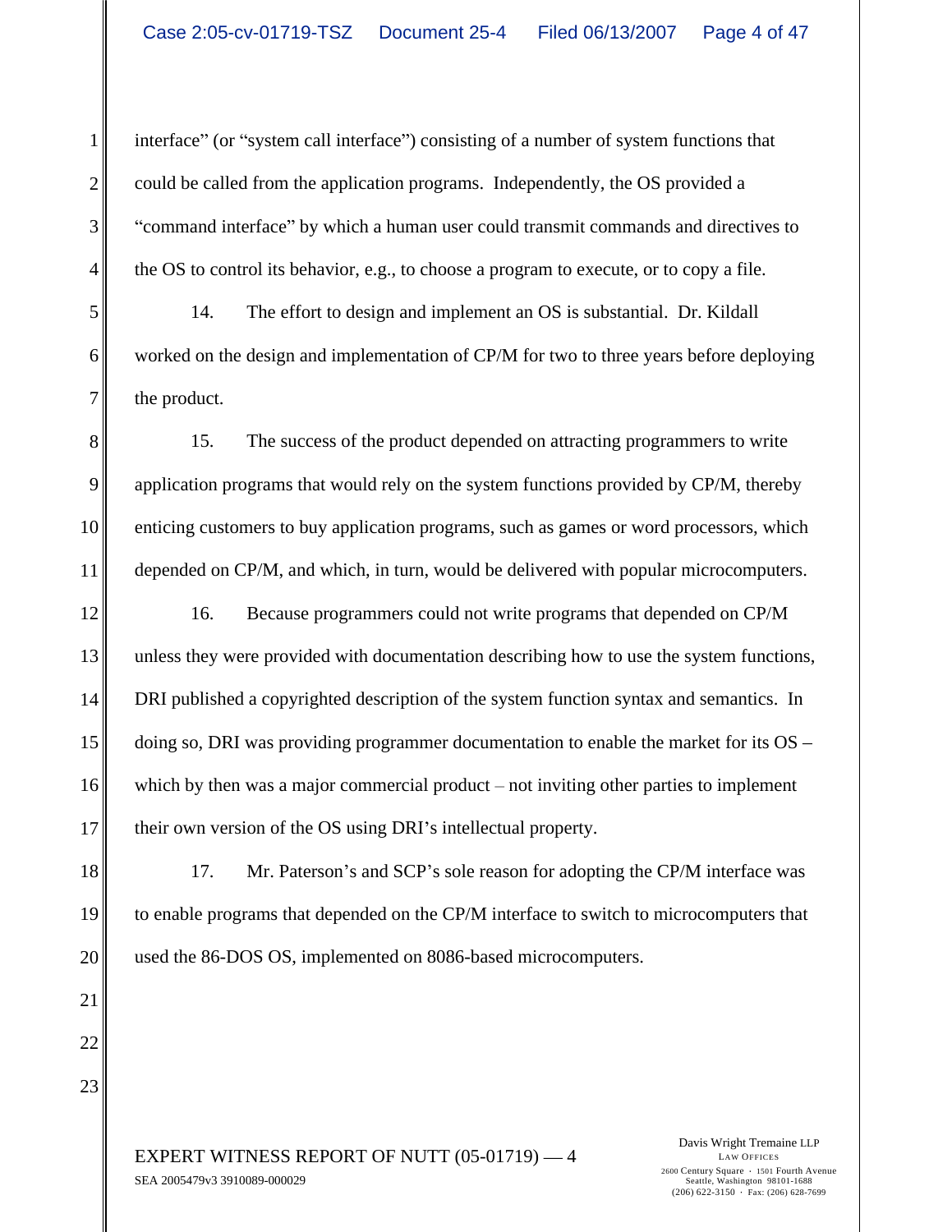interface" (or "system call interface") consisting of a number of system functions that could be called from the application programs. Independently, the OS provided a "command interface" by which a human user could transmit commands and directives to the OS to control its behavior, e.g., to choose a program to execute, or to copy a file.

14. The effort to design and implement an OS is substantial. Dr. Kildall worked on the design and implementation of CP/M for two to three years before deploying the product.

15. The success of the product depended on attracting programmers to write application programs that would rely on the system functions provided by CP/M, thereby enticing customers to buy application programs, such as games or word processors, which depended on CP/M, and which, in turn, would be delivered with popular microcomputers.

16. Because programmers could not write programs that depended on CP/M unless they were provided with documentation describing how to use the system functions, DRI published a copyrighted description of the system function syntax and semantics. In doing so, DRI was providing programmer documentation to enable the market for its OS – which by then was a major commercial product – not inviting other parties to implement their own version of the OS using DRI's intellectual property.

17. Mr. Paterson's and SCP's sole reason for adopting the CP/M interface was to enable programs that depended on the CP/M interface to switch to microcomputers that used the 86-DOS OS, implemented on 8086-based microcomputers.

EXPERT WITNESS REPORT OF NUTT (05-01719) — 4
SEA 2005479v3 3910089-000029

Davis Wright Tremaine LLP
LAW OFFICES
2600 Century Square · 1501 Fourth Avenue
Seattle, Washington 98101-1688
(206) 622-3150 · Fax: (206) 628-7699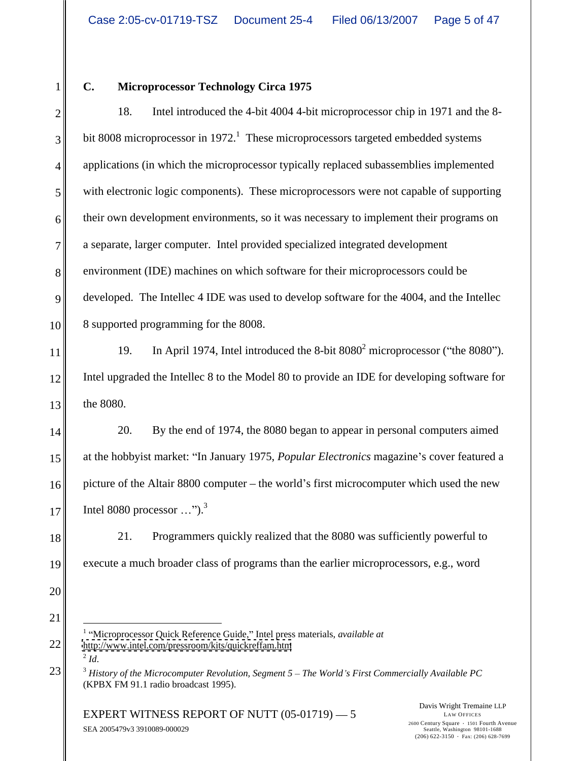### C. Microprocessor Technology Circa 1975

18. Intel introduced the 4-bit 4004 4-bit microprocessor chip in 1971 and the 8-bit 8008 microprocessor in 1972.[1] These microprocessors targeted embedded systems applications (in which the microprocessor typically replaced subassemblies implemented with electronic logic components). These microprocessors were not capable of supporting their own development environments, so it was necessary to implement their programs on a separate, larger computer. Intel provided specialized integrated development environment (IDE) machines on which software for their microprocessors could be developed. The Intellec 4 IDE was used to develop software for the 4004, and the Intellec 8 supported programming for the 8008.

19. In April 1974, Intel introduced the 8-bit 8080[2] microprocessor ("the 8080"). Intel upgraded the Intellec 8 to the Model 80 to provide an IDE for developing software for the 8080.

20. By the end of 1974, the 8080 began to appear in personal computers aimed at the hobbyist market: "In January 1975, *Popular Electronics* magazine's cover featured a picture of the Altair 8800 computer – the world's first microcomputer which used the new Intel 8080 processor …").[3]

21. Programmers quickly realized that the 8080 was sufficiently powerful to execute a much broader class of programs than the earlier microprocessors, e.g., word

---

[1] "Microprocessor Quick Reference Guide," Intel press materials, *available at* http://www.intel.com/pressroom/kits/quickreffam.htm

[2] *Id*.

[3] *History of the Microcomputer Revolution, Segment 5 – The World's First Commercially Available PC* (KPBX FM 91.1 radio broadcast 1995).

EXPERT WITNESS REPORT OF NUTT (05-01719) — 5

SEA 2005479v3 3910089-000029

Davis Wright Tremaine LLP
LAW OFFICES
2600 Century Square · 1501 Fourth Avenue
Seattle, Washington 98101-1688
(206) 622-3150 · Fax: (206) 628-7699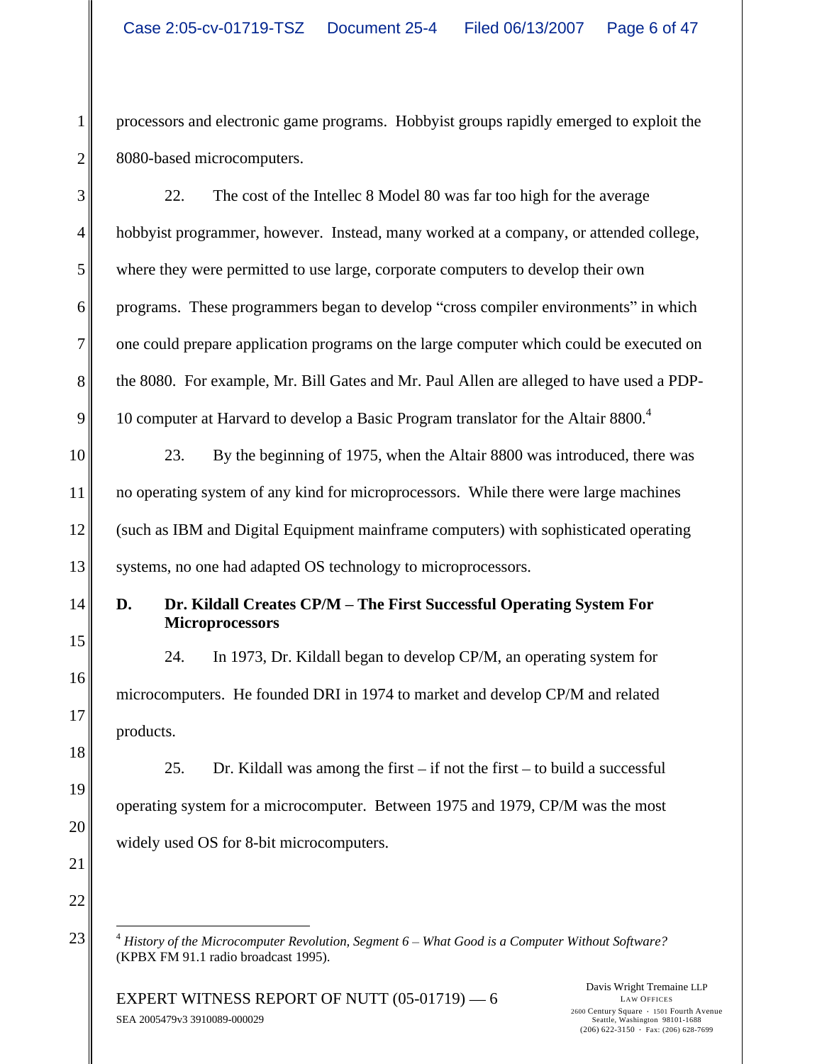processors and electronic game programs. Hobbyist groups rapidly emerged to exploit the 8080-based microcomputers.

22. The cost of the Intellec 8 Model 80 was far too high for the average hobbyist programmer, however. Instead, many worked at a company, or attended college, where they were permitted to use large, corporate computers to develop their own programs. These programmers began to develop "cross compiler environments" in which one could prepare application programs on the large computer which could be executed on the 8080. For example, Mr. Bill Gates and Mr. Paul Allen are alleged to have used a PDP-10 computer at Harvard to develop a Basic Program translator for the Altair 8800.[4]

23. By the beginning of 1975, when the Altair 8800 was introduced, there was no operating system of any kind for microprocessors. While there were large machines (such as IBM and Digital Equipment mainframe computers) with sophisticated operating systems, no one had adapted OS technology to microprocessors.

### D. Dr. Kildall Creates CP/M – The First Successful Operating System For Microprocessors

24. In 1973, Dr. Kildall began to develop CP/M, an operating system for microcomputers. He founded DRI in 1974 to market and develop CP/M and related products.

25. Dr. Kildall was among the first – if not the first – to build a successful operating system for a microcomputer. Between 1975 and 1979, CP/M was the most widely used OS for 8-bit microcomputers.

---

[4] *History of the Microcomputer Revolution, Segment 6 – What Good is a Computer Without Software?* (KPBX FM 91.1 radio broadcast 1995).

EXPERT WITNESS REPORT OF NUTT (05-01719) — 6
SEA 2005479v3 3910089-000029

Davis Wright Tremaine LLP
LAW OFFICES
2600 Century Square · 1501 Fourth Avenue
Seattle, Washington 98101-1688
(206) 622-3150 · Fax: (206) 628-7699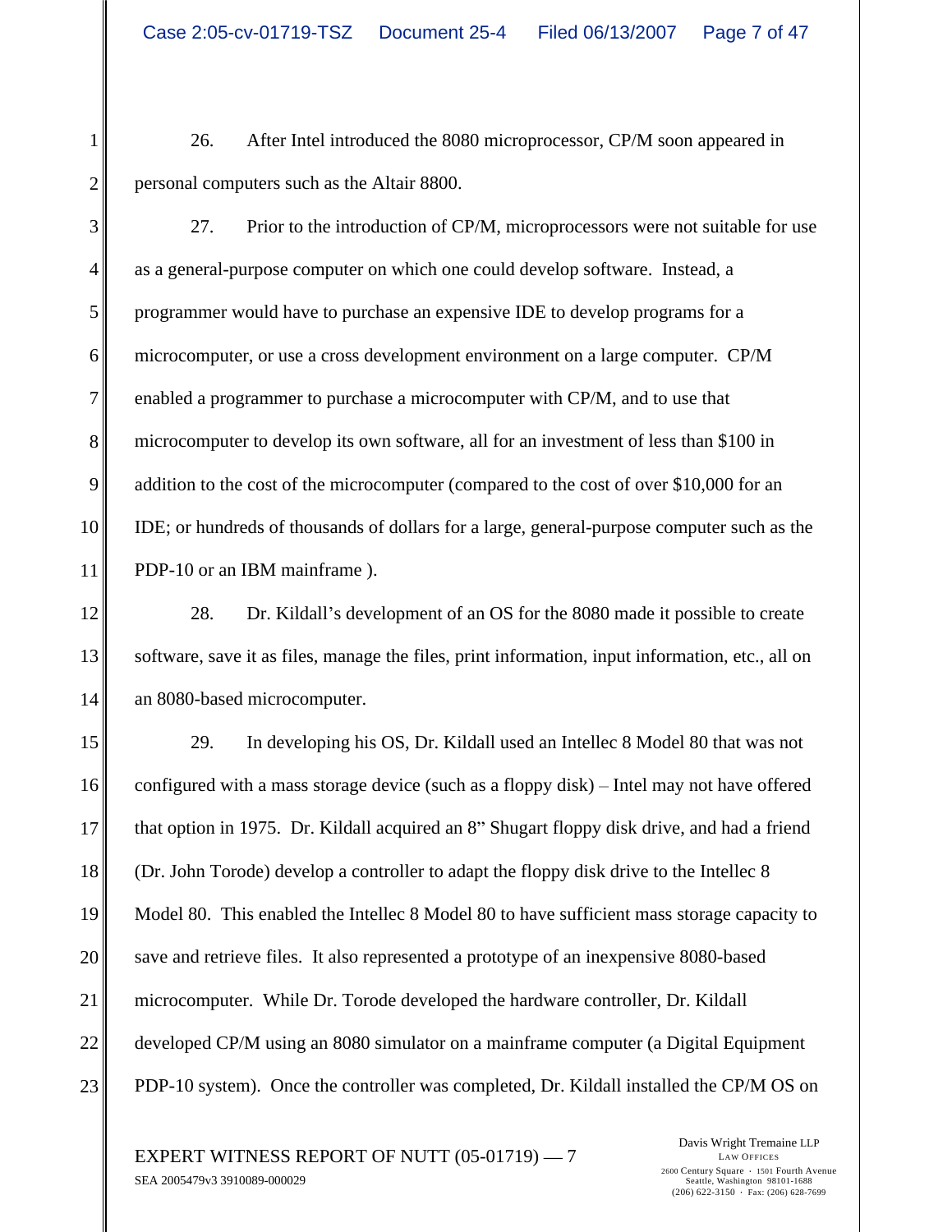26. After Intel introduced the 8080 microprocessor, CP/M soon appeared in personal computers such as the Altair 8800.

27. Prior to the introduction of CP/M, microprocessors were not suitable for use as a general-purpose computer on which one could develop software. Instead, a programmer would have to purchase an expensive IDE to develop programs for a microcomputer, or use a cross development environment on a large computer. CP/M enabled a programmer to purchase a microcomputer with CP/M, and to use that microcomputer to develop its own software, all for an investment of less than $100 in addition to the cost of the microcomputer (compared to the cost of over $10,000 for an IDE; or hundreds of thousands of dollars for a large, general-purpose computer such as the PDP-10 or an IBM mainframe ).

28. Dr. Kildall's development of an OS for the 8080 made it possible to create software, save it as files, manage the files, print information, input information, etc., all on an 8080-based microcomputer.

29. In developing his OS, Dr. Kildall used an Intellec 8 Model 80 that was not configured with a mass storage device (such as a floppy disk) – Intel may not have offered that option in 1975. Dr. Kildall acquired an 8" Shugart floppy disk drive, and had a friend (Dr. John Torode) develop a controller to adapt the floppy disk drive to the Intellec 8 Model 80. This enabled the Intellec 8 Model 80 to have sufficient mass storage capacity to save and retrieve files. It also represented a prototype of an inexpensive 8080-based microcomputer. While Dr. Torode developed the hardware controller, Dr. Kildall developed CP/M using an 8080 simulator on a mainframe computer (a Digital Equipment PDP-10 system). Once the controller was completed, Dr. Kildall installed the CP/M OS on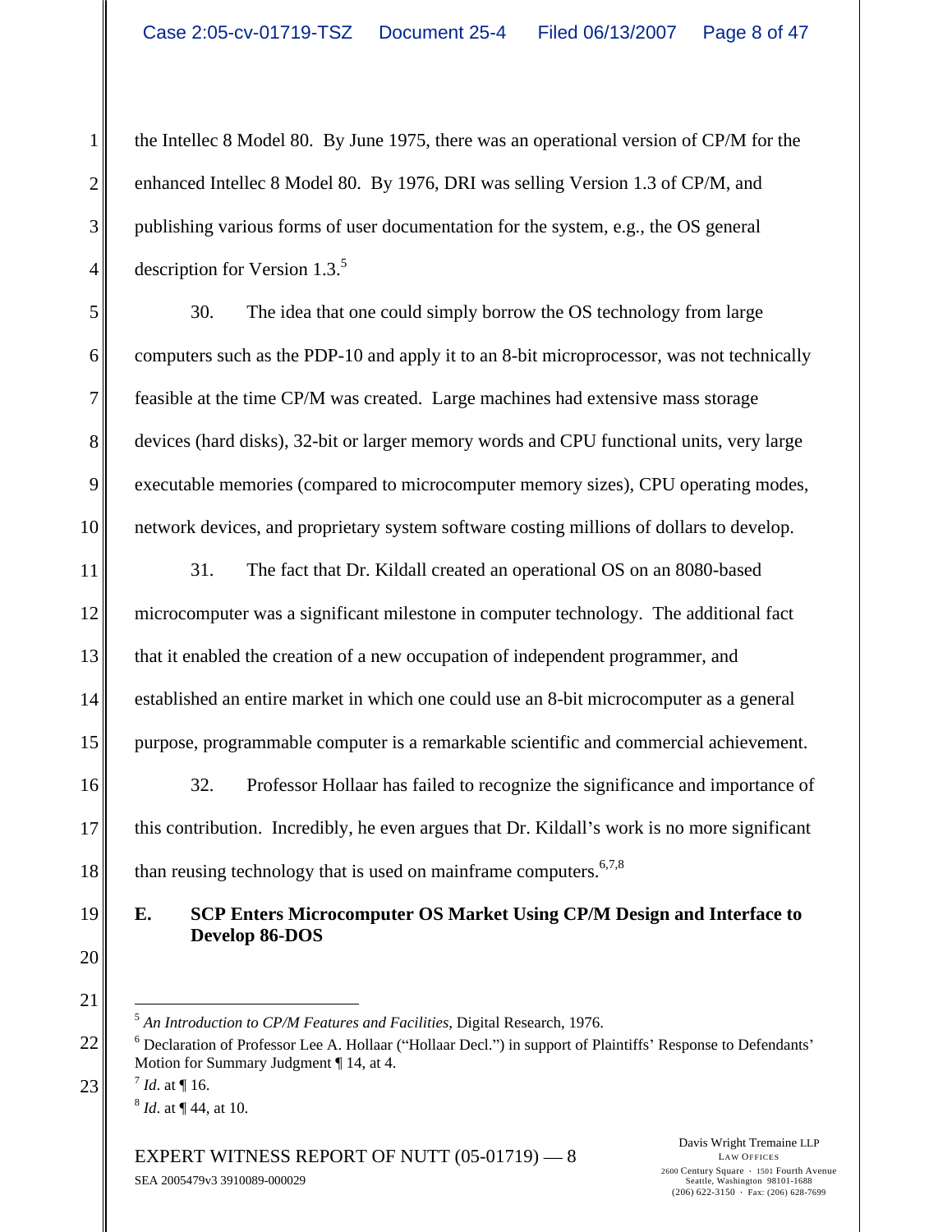the Intellec 8 Model 80. By June 1975, there was an operational version of CP/M for the enhanced Intellec 8 Model 80. By 1976, DRI was selling Version 1.3 of CP/M, and publishing various forms of user documentation for the system, e.g., the OS general description for Version 1.3.[5]

30. The idea that one could simply borrow the OS technology from large computers such as the PDP-10 and apply it to an 8-bit microprocessor, was not technically feasible at the time CP/M was created. Large machines had extensive mass storage devices (hard disks), 32-bit or larger memory words and CPU functional units, very large executable memories (compared to microcomputer memory sizes), CPU operating modes, network devices, and proprietary system software costing millions of dollars to develop.

31. The fact that Dr. Kildall created an operational OS on an 8080-based microcomputer was a significant milestone in computer technology. The additional fact that it enabled the creation of a new occupation of independent programmer, and established an entire market in which one could use an 8-bit microcomputer as a general purpose, programmable computer is a remarkable scientific and commercial achievement.

32. Professor Hollaar has failed to recognize the significance and importance of this contribution. Incredibly, he even argues that Dr. Kildall's work is no more significant than reusing technology that is used on mainframe computers.[6,7,8]

**E. SCP Enters Microcomputer OS Market Using CP/M Design and Interface to Develop 86-DOS**

---

[5] *An Introduction to CP/M Features and Facilities*, Digital Research, 1976.

[6] Declaration of Professor Lee A. Hollaar ("Hollaar Decl.") in support of Plaintiffs' Response to Defendants' Motion for Summary Judgment ¶ 14, at 4.

[7] *Id*. at ¶ 16.

[8] *Id*. at ¶ 44, at 10.

EXPERT WITNESS REPORT OF NUTT (05-01719) — 8
SEA 2005479v3 3910089-000029

Davis Wright Tremaine LLP
LAW OFFICES
2600 Century Square · 1501 Fourth Avenue
Seattle, Washington 98101-1688
(206) 622-3150 · Fax: (206) 628-7699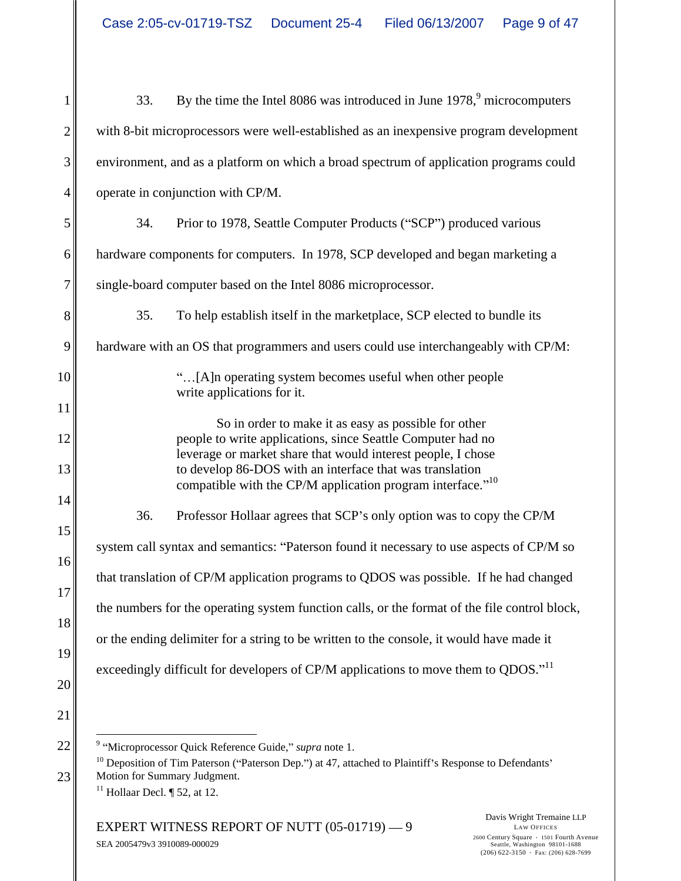33. By the time the Intel 8086 was introduced in June 1978,[9] microcomputers with 8-bit microprocessors were well-established as an inexpensive program development environment, and as a platform on which a broad spectrum of application programs could operate in conjunction with CP/M.

34. Prior to 1978, Seattle Computer Products ("SCP") produced various hardware components for computers. In 1978, SCP developed and began marketing a single-board computer based on the Intel 8086 microprocessor.

35. To help establish itself in the marketplace, SCP elected to bundle its hardware with an OS that programmers and users could use interchangeably with CP/M:

> "…[A]n operating system becomes useful when other people write applications for it.
>
> So in order to make it as easy as possible for other people to write applications, since Seattle Computer had no leverage or market share that would interest people, I chose to develop 86-DOS with an interface that was translation compatible with the CP/M application program interface."[10]

36. Professor Hollaar agrees that SCP's only option was to copy the CP/M system call syntax and semantics: "Paterson found it necessary to use aspects of CP/M so that translation of CP/M application programs to QDOS was possible. If he had changed the numbers for the operating system function calls, or the format of the file control block, or the ending delimiter for a string to be written to the console, it would have made it exceedingly difficult for developers of CP/M applications to move them to QDOS."[11]

---

[9] "Microprocessor Quick Reference Guide," *supra* note 1.

[10] Deposition of Tim Paterson ("Paterson Dep.") at 47, attached to Plaintiff's Response to Defendants' Motion for Summary Judgment.

[11] Hollaar Decl. ¶ 52, at 12.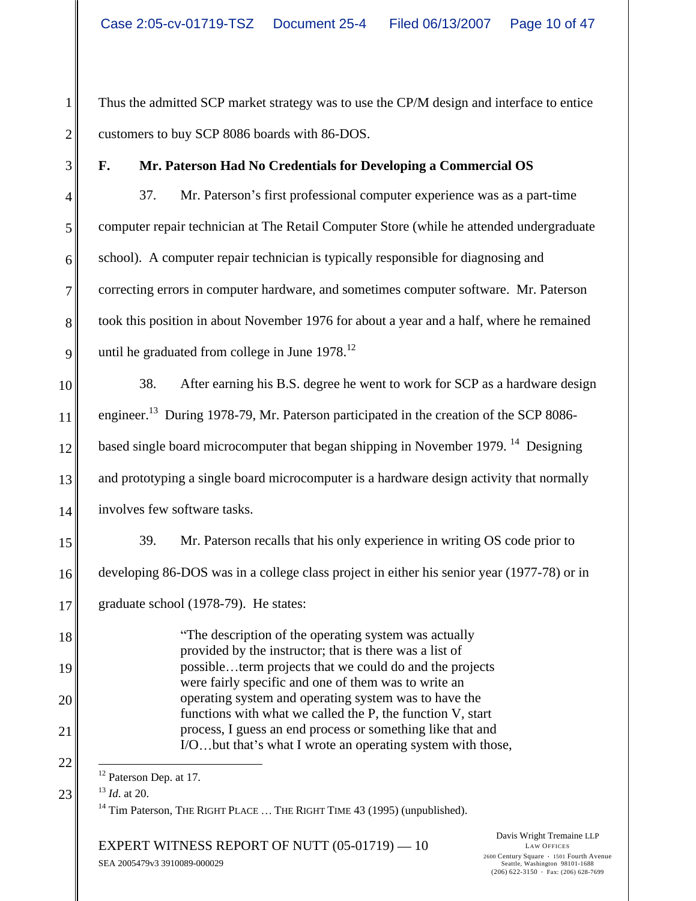Thus the admitted SCP market strategy was to use the CP/M design and interface to entice customers to buy SCP 8086 boards with 86-DOS.

### F. Mr. Paterson Had No Credentials for Developing a Commercial OS

37. Mr. Paterson's first professional computer experience was as a part-time computer repair technician at The Retail Computer Store (while he attended undergraduate school). A computer repair technician is typically responsible for diagnosing and correcting errors in computer hardware, and sometimes computer software. Mr. Paterson took this position in about November 1976 for about a year and a half, where he remained until he graduated from college in June 1978.[12]

38. After earning his B.S. degree he went to work for SCP as a hardware design engineer.[13] During 1978-79, Mr. Paterson participated in the creation of the SCP 8086-based single board microcomputer that began shipping in November 1979. [14] Designing and prototyping a single board microcomputer is a hardware design activity that normally involves few software tasks.

39. Mr. Paterson recalls that his only experience in writing OS code prior to developing 86-DOS was in a college class project in either his senior year (1977-78) or in graduate school (1978-79). He states:

> "The description of the operating system was actually provided by the instructor; that is there was a list of possible…term projects that we could do and the projects were fairly specific and one of them was to write an operating system and operating system was to have the functions with what we called the P, the function V, start process, I guess an end process or something like that and I/O…but that's what I wrote an operating system with those,

---

[12] Paterson Dep. at 17.

[13] *Id.* at 20.

[14] Tim Paterson, THE RIGHT PLACE … THE RIGHT TIME 43 (1995) (unpublished).

EXPERT WITNESS REPORT OF NUTT (05-01719) — 10

SEA 2005479v3 3910089-000029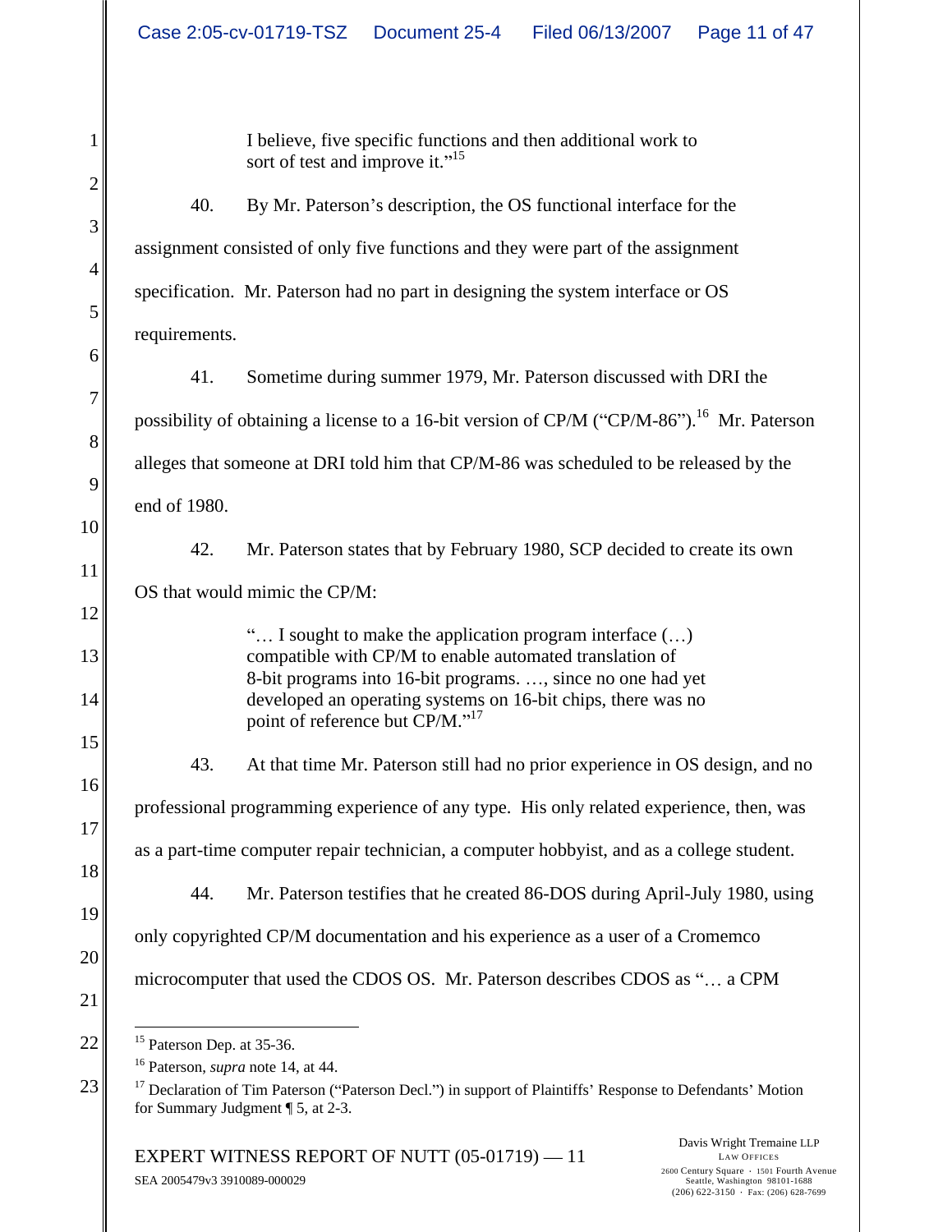> I believe, five specific functions and then additional work to sort of test and improve it."[15]

40. By Mr. Paterson's description, the OS functional interface for the assignment consisted of only five functions and they were part of the assignment specification. Mr. Paterson had no part in designing the system interface or OS requirements.

41. Sometime during summer 1979, Mr. Paterson discussed with DRI the possibility of obtaining a license to a 16-bit version of CP/M ("CP/M-86").[16] Mr. Paterson alleges that someone at DRI told him that CP/M-86 was scheduled to be released by the end of 1980.

42. Mr. Paterson states that by February 1980, SCP decided to create its own OS that would mimic the CP/M:

> "… I sought to make the application program interface (…) compatible with CP/M to enable automated translation of 8-bit programs into 16-bit programs. …, since no one had yet developed an operating systems on 16-bit chips, there was no point of reference but CP/M."[17]

43. At that time Mr. Paterson still had no prior experience in OS design, and no professional programming experience of any type. His only related experience, then, was as a part-time computer repair technician, a computer hobbyist, and as a college student.

44. Mr. Paterson testifies that he created 86-DOS during April-July 1980, using only copyrighted CP/M documentation and his experience as a user of a Cromemco microcomputer that used the CDOS OS. Mr. Paterson describes CDOS as "… a CPM

---

[15] Paterson Dep. at 35-36.

[16] Paterson, *supra* note 14, at 44.

[17] Declaration of Tim Paterson ("Paterson Decl.") in support of Plaintiffs' Response to Defendants' Motion for Summary Judgment ¶ 5, at 2-3.

EXPERT WITNESS REPORT OF NUTT (05-01719) — 11

SEA 2005479v3 3910089-000029

Davis Wright Tremaine LLP
LAW OFFICES
2600 Century Square · 1501 Fourth Avenue
Seattle, Washington 98101-1688
(206) 622-3150 · Fax: (206) 628-7699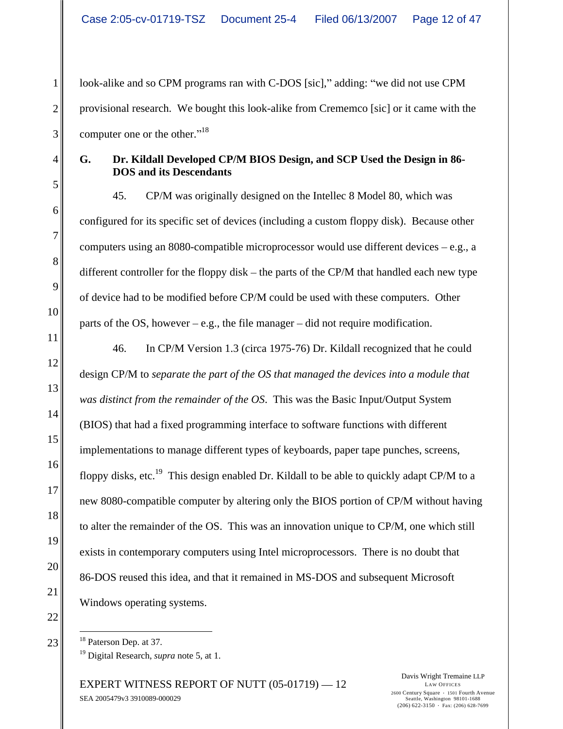look-alike and so CPM programs ran with C-DOS [sic]," adding: "we did not use CPM provisional research. We bought this look-alike from Crememco [sic] or it came with the computer one or the other."[18]

### G. Dr. Kildall Developed CP/M BIOS Design, and SCP Used the Design in 86-DOS and its Descendants

45. CP/M was originally designed on the Intellec 8 Model 80, which was configured for its specific set of devices (including a custom floppy disk). Because other computers using an 8080-compatible microprocessor would use different devices – e.g., a different controller for the floppy disk – the parts of the CP/M that handled each new type of device had to be modified before CP/M could be used with these computers. Other parts of the OS, however – e.g., the file manager – did not require modification.

46. In CP/M Version 1.3 (circa 1975-76) Dr. Kildall recognized that he could design CP/M to *separate the part of the OS that managed the devices into a module that was distinct from the remainder of the OS*. This was the Basic Input/Output System (BIOS) that had a fixed programming interface to software functions with different implementations to manage different types of keyboards, paper tape punches, screens, floppy disks, etc.[19] This design enabled Dr. Kildall to be able to quickly adapt CP/M to a new 8080-compatible computer by altering only the BIOS portion of CP/M without having to alter the remainder of the OS. This was an innovation unique to CP/M, one which still exists in contemporary computers using Intel microprocessors. There is no doubt that 86-DOS reused this idea, and that it remained in MS-DOS and subsequent Microsoft Windows operating systems.

---

[18] Paterson Dep. at 37.

[19] Digital Research, *supra* note 5, at 1.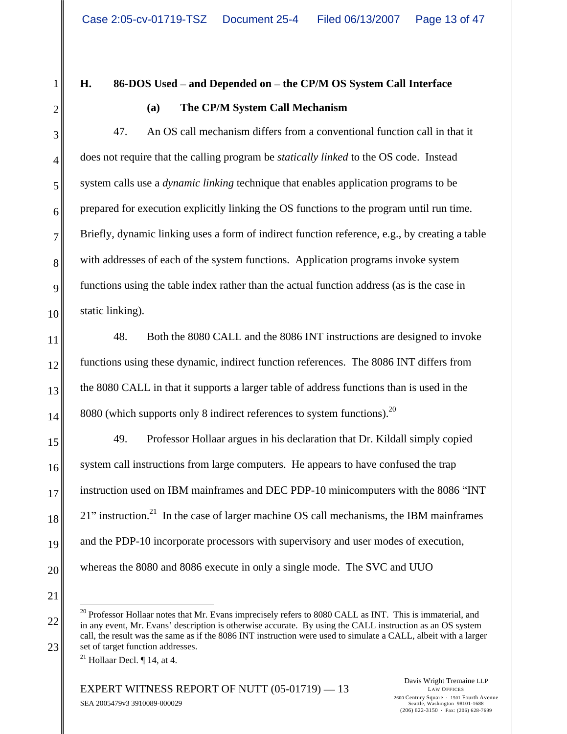### H. 86-DOS Used – and Depended on – the CP/M OS System Call Interface

#### (a) The CP/M System Call Mechanism

47. An OS call mechanism differs from a conventional function call in that it does not require that the calling program be *statically linked* to the OS code. Instead system calls use a *dynamic linking* technique that enables application programs to be prepared for execution explicitly linking the OS functions to the program until run time. Briefly, dynamic linking uses a form of indirect function reference, e.g., by creating a table with addresses of each of the system functions. Application programs invoke system functions using the table index rather than the actual function address (as is the case in static linking).

48. Both the 8080 CALL and the 8086 INT instructions are designed to invoke functions using these dynamic, indirect function references. The 8086 INT differs from the 8080 CALL in that it supports a larger table of address functions than is used in the 8080 (which supports only 8 indirect references to system functions).[20]

49. Professor Hollaar argues in his declaration that Dr. Kildall simply copied system call instructions from large computers. He appears to have confused the trap instruction used on IBM mainframes and DEC PDP-10 minicomputers with the 8086 "INT 21" instruction.[21] In the case of larger machine OS call mechanisms, the IBM mainframes and the PDP-10 incorporate processors with supervisory and user modes of execution, whereas the 8080 and 8086 execute in only a single mode. The SVC and UUO

---

[20] Professor Hollaar notes that Mr. Evans imprecisely refers to 8080 CALL as INT. This is immaterial, and in any event, Mr. Evans' description is otherwise accurate. By using the CALL instruction as an OS system call, the result was the same as if the 8086 INT instruction were used to simulate a CALL, albeit with a larger set of target function addresses.

[21] Hollaar Decl. ¶ 14, at 4.

EXPERT WITNESS REPORT OF NUTT (05-01719) — 13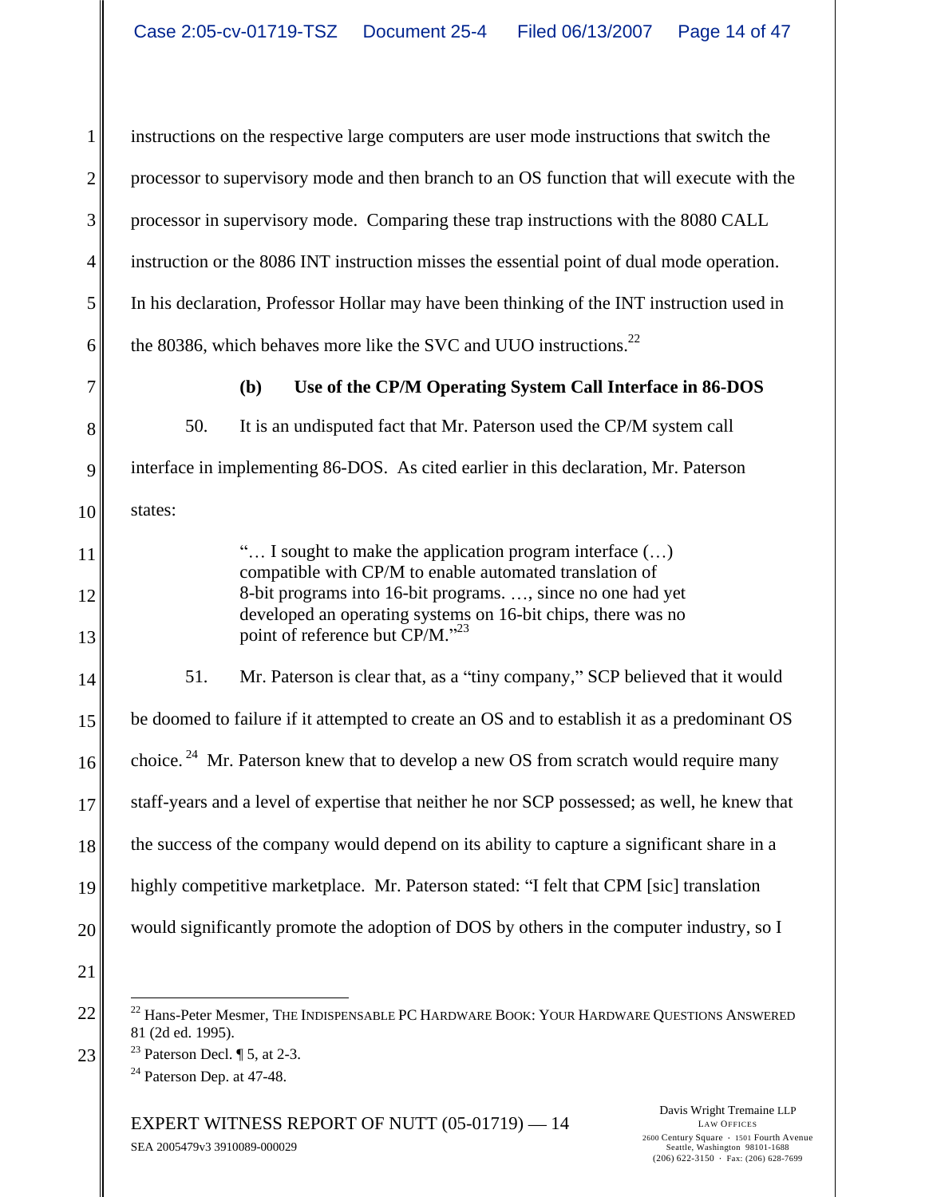instructions on the respective large computers are user mode instructions that switch the processor to supervisory mode and then branch to an OS function that will execute with the processor in supervisory mode. Comparing these trap instructions with the 8080 CALL instruction or the 8086 INT instruction misses the essential point of dual mode operation. In his declaration, Professor Hollar may have been thinking of the INT instruction used in the 80386, which behaves more like the SVC and UUO instructions.[22]

**(b) Use of the CP/M Operating System Call Interface in 86-DOS**

50. It is an undisputed fact that Mr. Paterson used the CP/M system call interface in implementing 86-DOS. As cited earlier in this declaration, Mr. Paterson states:

> "… I sought to make the application program interface (…) compatible with CP/M to enable automated translation of 8-bit programs into 16-bit programs. …, since no one had yet developed an operating systems on 16-bit chips, there was no point of reference but CP/M."[23]

51. Mr. Paterson is clear that, as a "tiny company," SCP believed that it would be doomed to failure if it attempted to create an OS and to establish it as a predominant OS choice.[24] Mr. Paterson knew that to develop a new OS from scratch would require many staff-years and a level of expertise that neither he nor SCP possessed; as well, he knew that the success of the company would depend on its ability to capture a significant share in a highly competitive marketplace. Mr. Paterson stated: "I felt that CPM [sic] translation would significantly promote the adoption of DOS by others in the computer industry, so I

---

[22] Hans-Peter Mesmer, THE INDISPENSABLE PC HARDWARE BOOK: YOUR HARDWARE QUESTIONS ANSWERED 81 (2d ed. 1995).

[23] Paterson Decl. ¶ 5, at 2-3.

[24] Paterson Dep. at 47-48.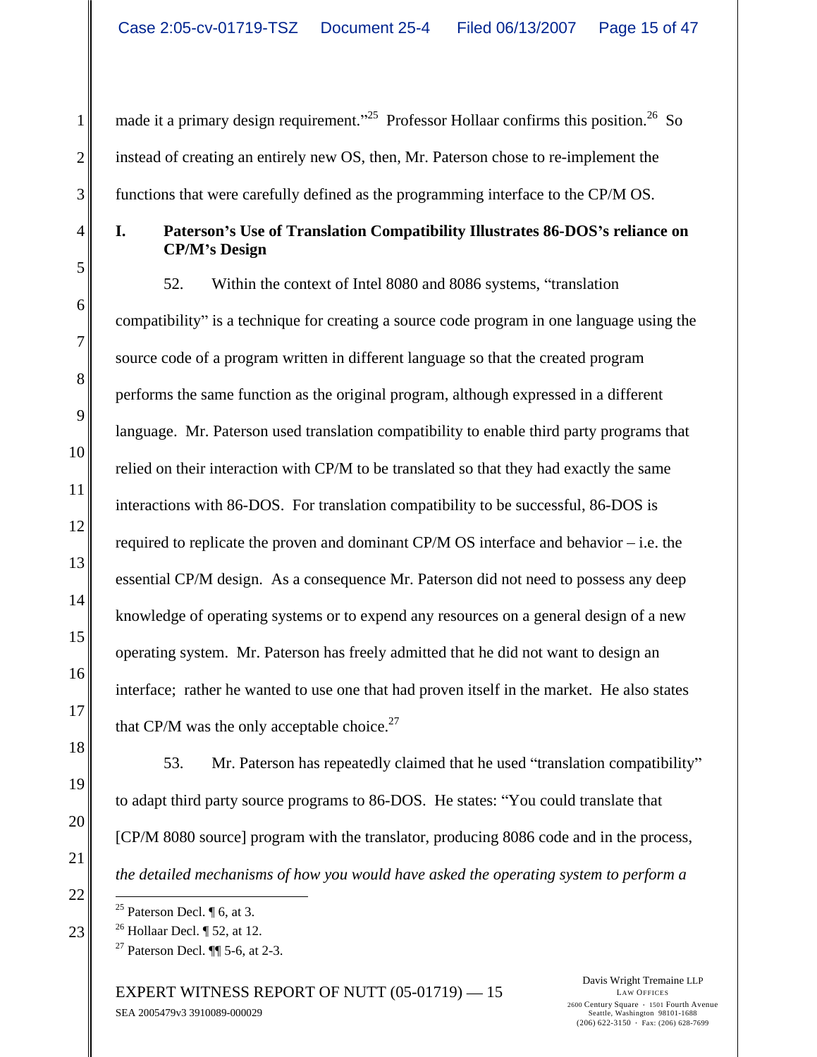made it a primary design requirement."[25] Professor Hollaar confirms this position.[26] So instead of creating an entirely new OS, then, Mr. Paterson chose to re-implement the functions that were carefully defined as the programming interface to the CP/M OS.

## I. Paterson's Use of Translation Compatibility Illustrates 86-DOS's reliance on CP/M's Design

52. Within the context of Intel 8080 and 8086 systems, "translation compatibility" is a technique for creating a source code program in one language using the source code of a program written in different language so that the created program performs the same function as the original program, although expressed in a different language. Mr. Paterson used translation compatibility to enable third party programs that relied on their interaction with CP/M to be translated so that they had exactly the same interactions with 86-DOS. For translation compatibility to be successful, 86-DOS is required to replicate the proven and dominant CP/M OS interface and behavior – i.e. the essential CP/M design. As a consequence Mr. Paterson did not need to possess any deep knowledge of operating systems or to expend any resources on a general design of a new operating system. Mr. Paterson has freely admitted that he did not want to design an interface; rather he wanted to use one that had proven itself in the market. He also states that CP/M was the only acceptable choice.[27]

53. Mr. Paterson has repeatedly claimed that he used "translation compatibility" to adapt third party source programs to 86-DOS. He states: "You could translate that [CP/M 8080 source] program with the translator, producing 8086 code and in the process, *the detailed mechanisms of how you would have asked the operating system to perform a*

---

[25] Paterson Decl. ¶ 6, at 3.

[26] Hollaar Decl. ¶ 52, at 12.

[27] Paterson Decl. ¶¶ 5-6, at 2-3.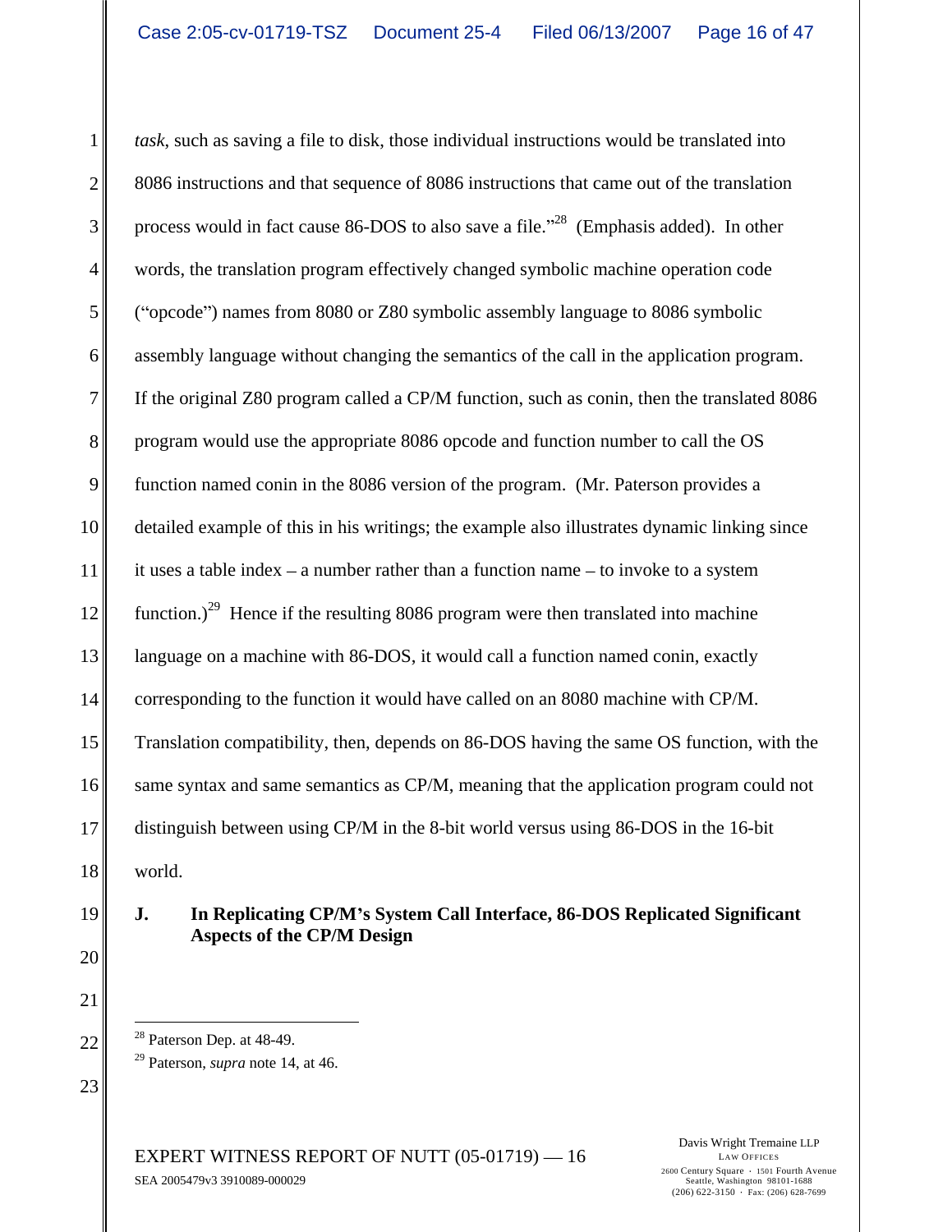*task*, such as saving a file to disk, those individual instructions would be translated into 8086 instructions and that sequence of 8086 instructions that came out of the translation process would in fact cause 86-DOS to also save a file."[28] (Emphasis added). In other words, the translation program effectively changed symbolic machine operation code ("opcode") names from 8080 or Z80 symbolic assembly language to 8086 symbolic assembly language without changing the semantics of the call in the application program. If the original Z80 program called a CP/M function, such as conin, then the translated 8086 program would use the appropriate 8086 opcode and function number to call the OS function named conin in the 8086 version of the program. (Mr. Paterson provides a detailed example of this in his writings; the example also illustrates dynamic linking since it uses a table index – a number rather than a function name – to invoke to a system function.)[29] Hence if the resulting 8086 program were then translated into machine language on a machine with 86-DOS, it would call a function named conin, exactly corresponding to the function it would have called on an 8080 machine with CP/M. Translation compatibility, then, depends on 86-DOS having the same OS function, with the same syntax and same semantics as CP/M, meaning that the application program could not distinguish between using CP/M in the 8-bit world versus using 86-DOS in the 16-bit world.

### J. In Replicating CP/M's System Call Interface, 86-DOS Replicated Significant Aspects of the CP/M Design

---

[28] Paterson Dep. at 48-49.

[29] Paterson, *supra* note 14, at 46.

EXPERT WITNESS REPORT OF NUTT (05-01719) — 16
SEA 2005479v3 3910089-000029

Davis Wright Tremaine LLP
LAW OFFICES
2600 Century Square · 1501 Fourth Avenue
Seattle, Washington 98101-1688
(206) 622-3150 · Fax: (206) 628-7699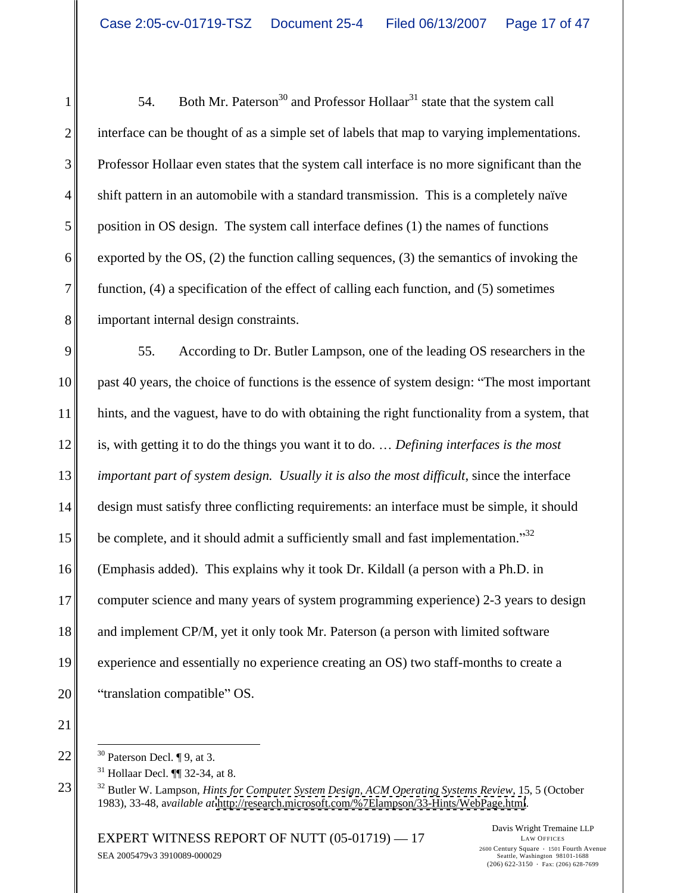54. Both Mr. Paterson[30] and Professor Hollaar[31] state that the system call interface can be thought of as a simple set of labels that map to varying implementations. Professor Hollaar even states that the system call interface is no more significant than the shift pattern in an automobile with a standard transmission. This is a completely naïve position in OS design. The system call interface defines (1) the names of functions exported by the OS, (2) the function calling sequences, (3) the semantics of invoking the function, (4) a specification of the effect of calling each function, and (5) sometimes important internal design constraints.

55. According to Dr. Butler Lampson, one of the leading OS researchers in the past 40 years, the choice of functions is the essence of system design: "The most important hints, and the vaguest, have to do with obtaining the right functionality from a system, that is, with getting it to do the things you want it to do. … *Defining interfaces is the most important part of system design. Usually it is also the most difficult,* since the interface design must satisfy three conflicting requirements: an interface must be simple, it should be complete, and it should admit a sufficiently small and fast implementation."[32] (Emphasis added). This explains why it took Dr. Kildall (a person with a Ph.D. in computer science and many years of system programming experience) 2-3 years to design and implement CP/M, yet it only took Mr. Paterson (a person with limited software experience and essentially no experience creating an OS) two staff-months to create a "translation compatible" OS.

---

[30] Paterson Decl. ¶ 9, at 3.

[31] Hollaar Decl. ¶¶ 32-34, at 8.

[32] Butler W. Lampson, *Hints for Computer System Design, ACM Operating Systems Review*, 15, 5 (October 1983), 33-48, *available at* http://research.microsoft.com/%7Elampson/33-Hints/WebPage.html.

EXPERT WITNESS REPORT OF NUTT (05-01719) — 17

SEA 2005479v3 3910089-000029

Davis Wright Tremaine LLP
LAW OFFICES
2600 Century Square · 1501 Fourth Avenue
Seattle, Washington 98101-1688
(206) 622-3150 · Fax: (206) 628-7699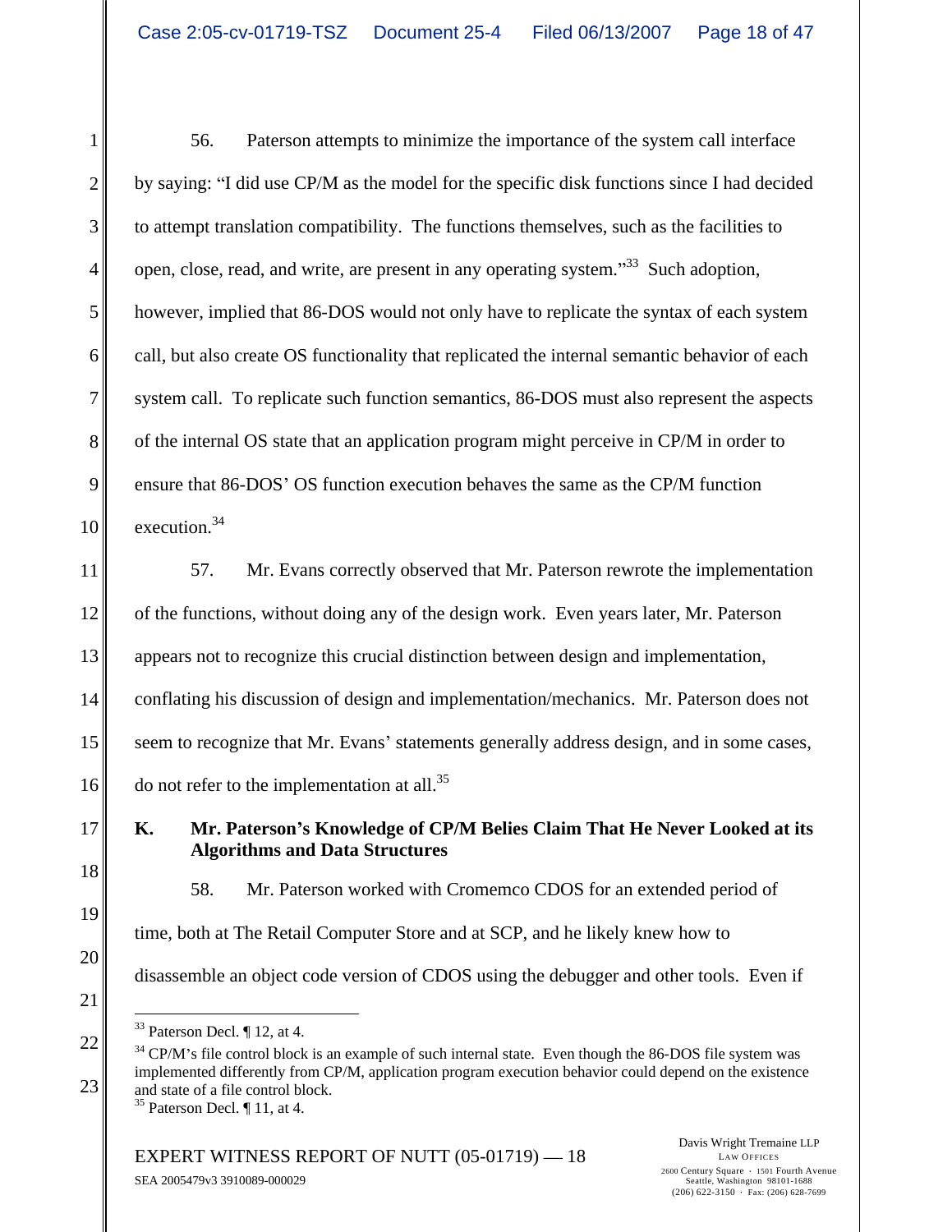56. Paterson attempts to minimize the importance of the system call interface by saying: "I did use CP/M as the model for the specific disk functions since I had decided to attempt translation compatibility. The functions themselves, such as the facilities to open, close, read, and write, are present in any operating system."[33] Such adoption, however, implied that 86-DOS would not only have to replicate the syntax of each system call, but also create OS functionality that replicated the internal semantic behavior of each system call. To replicate such function semantics, 86-DOS must also represent the aspects of the internal OS state that an application program might perceive in CP/M in order to ensure that 86-DOS' OS function execution behaves the same as the CP/M function execution.[34]

57. Mr. Evans correctly observed that Mr. Paterson rewrote the implementation of the functions, without doing any of the design work. Even years later, Mr. Paterson appears not to recognize this crucial distinction between design and implementation, conflating his discussion of design and implementation/mechanics. Mr. Paterson does not seem to recognize that Mr. Evans' statements generally address design, and in some cases, do not refer to the implementation at all.[35]

## K. Mr. Paterson's Knowledge of CP/M Belies Claim That He Never Looked at its Algorithms and Data Structures

58. Mr. Paterson worked with Cromemco CDOS for an extended period of time, both at The Retail Computer Store and at SCP, and he likely knew how to disassemble an object code version of CDOS using the debugger and other tools. Even if

---

[33] Paterson Decl. ¶ 12, at 4.

[34] CP/M's file control block is an example of such internal state. Even though the 86-DOS file system was implemented differently from CP/M, application program execution behavior could depend on the existence and state of a file control block.

[35] Paterson Decl. ¶ 11, at 4.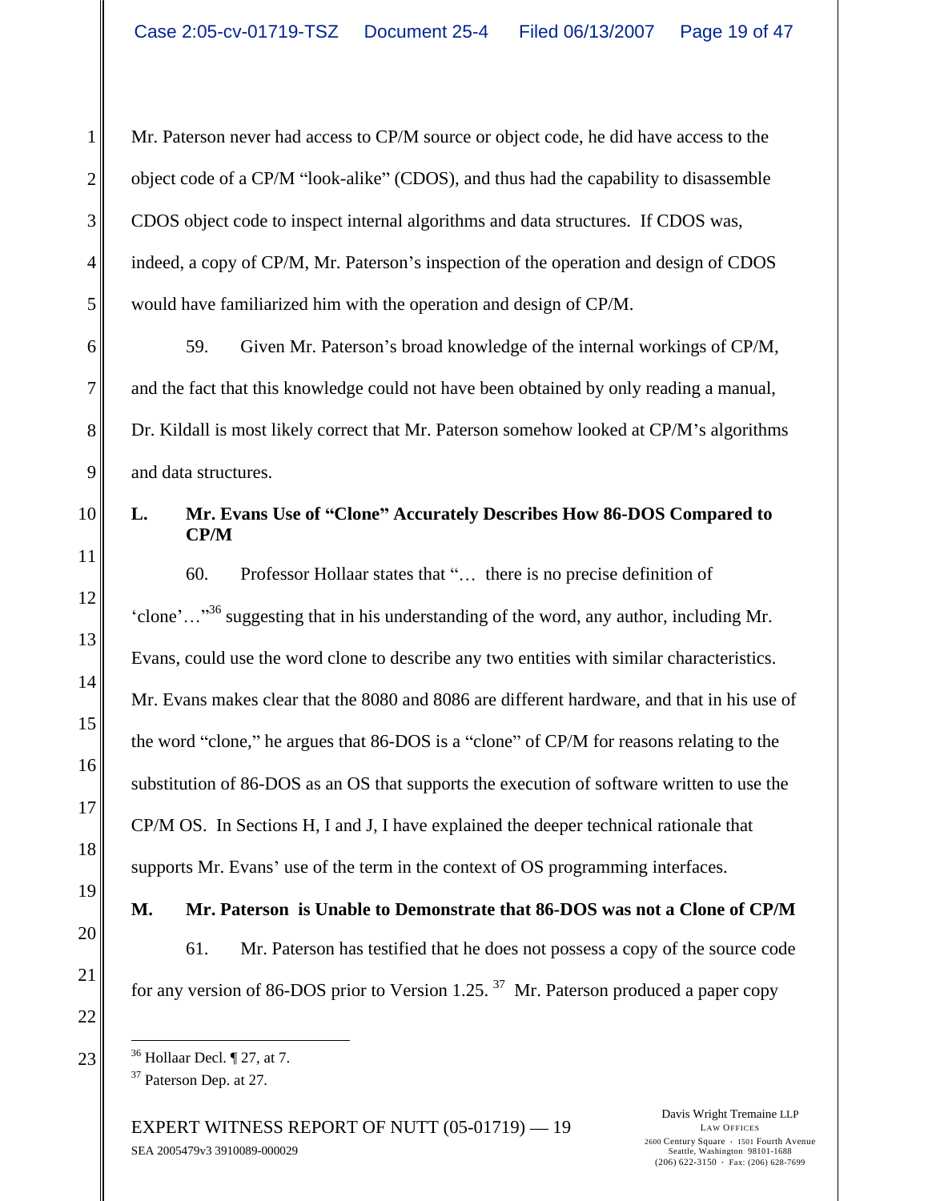Mr. Paterson never had access to CP/M source or object code, he did have access to the object code of a CP/M "look-alike" (CDOS), and thus had the capability to disassemble CDOS object code to inspect internal algorithms and data structures. If CDOS was, indeed, a copy of CP/M, Mr. Paterson's inspection of the operation and design of CDOS would have familiarized him with the operation and design of CP/M.

59. Given Mr. Paterson's broad knowledge of the internal workings of CP/M, and the fact that this knowledge could not have been obtained by only reading a manual, Dr. Kildall is most likely correct that Mr. Paterson somehow looked at CP/M's algorithms and data structures.

## L. Mr. Evans Use of "Clone" Accurately Describes How 86-DOS Compared to CP/M

60. Professor Hollaar states that "… there is no precise definition of 'clone'…"[36] suggesting that in his understanding of the word, any author, including Mr. Evans, could use the word clone to describe any two entities with similar characteristics. Mr. Evans makes clear that the 8080 and 8086 are different hardware, and that in his use of the word "clone," he argues that 86-DOS is a "clone" of CP/M for reasons relating to the substitution of 86-DOS as an OS that supports the execution of software written to use the CP/M OS. In Sections H, I and J, I have explained the deeper technical rationale that supports Mr. Evans' use of the term in the context of OS programming interfaces.

## M. Mr. Paterson is Unable to Demonstrate that 86-DOS was not a Clone of CP/M

61. Mr. Paterson has testified that he does not possess a copy of the source code for any version of 86-DOS prior to Version 1.25. [37] Mr. Paterson produced a paper copy

---

[36] Hollaar Decl. ¶ 27, at 7.

[37] Paterson Dep. at 27.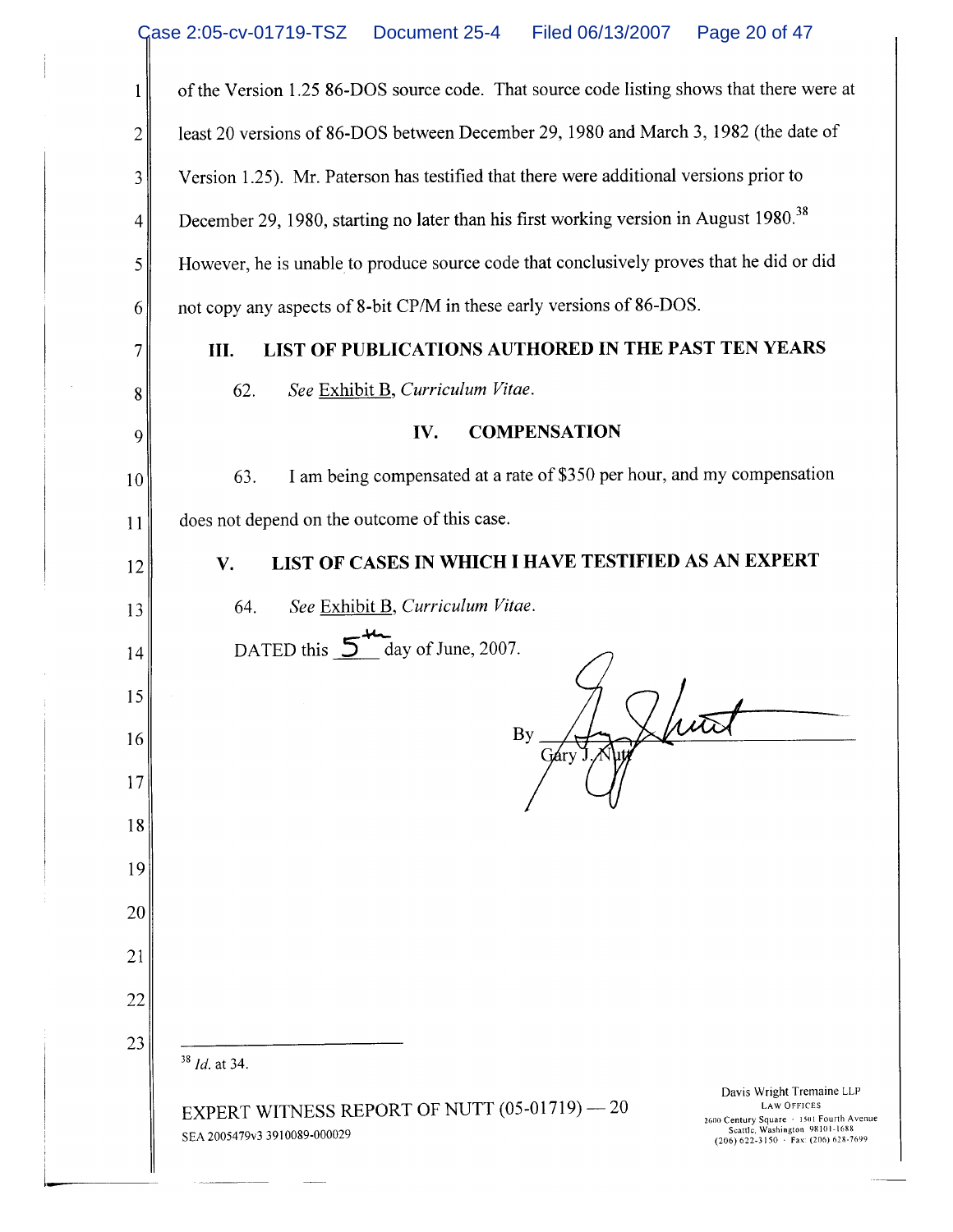of the Version 1.25 86-DOS source code. That source code listing shows that there were at least 20 versions of 86-DOS between December 29, 1980 and March 3, 1982 (the date of Version 1.25). Mr. Paterson has testified that there were additional versions prior to December 29, 1980, starting no later than his first working version in August 1980.[38] However, he is unable to produce source code that conclusively proves that he did or did not copy any aspects of 8-bit CP/M in these early versions of 86-DOS.

## III. LIST OF PUBLICATIONS AUTHORED IN THE PAST TEN YEARS

62. *See* Exhibit B, *Curriculum Vitae*.

## IV. COMPENSATION

63. I am being compensated at a rate of $350 per hour, and my compensation does not depend on the outcome of this case.

## V. LIST OF CASES IN WHICH I HAVE TESTIFIED AS AN EXPERT

64. *See* Exhibit B, *Curriculum Vitae*.

DATED this 5th day of June, 2007.

By [signature]
Gary J. Nutt

---

[38] *Id.* at 34.

EXPERT WITNESS REPORT OF NUTT (05-01719) — 20
SEA 2005479v3 3910089-000029

Davis Wright Tremaine LLP
LAW OFFICES
2600 Century Square · 1501 Fourth Avenue
Seattle, Washington 98101-1688
(206) 622-3150 · Fax: (206) 628-7699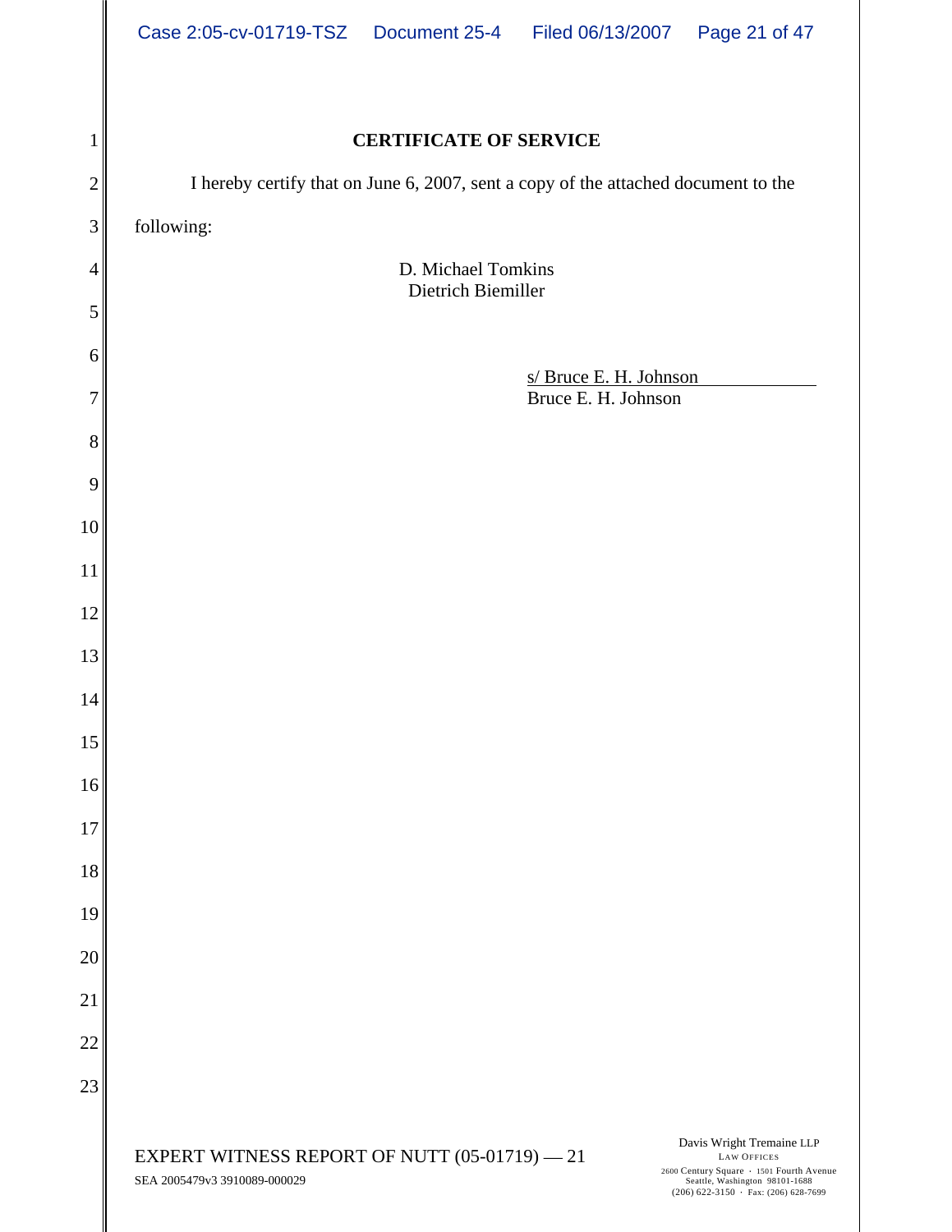# CERTIFICATE OF SERVICE

I hereby certify that on June 6, 2007, sent a copy of the attached document to the following:

D. Michael Tomkins
Dietrich Biemiller

s/ Bruce E. H. Johnson
Bruce E. H. Johnson

EXPERT WITNESS REPORT OF NUTT (05-01719) — 21
SEA 2005479v3 3910089-000029

Davis Wright Tremaine LLP
LAW OFFICES
2600 Century Square · 1501 Fourth Avenue
Seattle, Washington 98101-1688
(206) 622-3150 · Fax: (206) 628-7699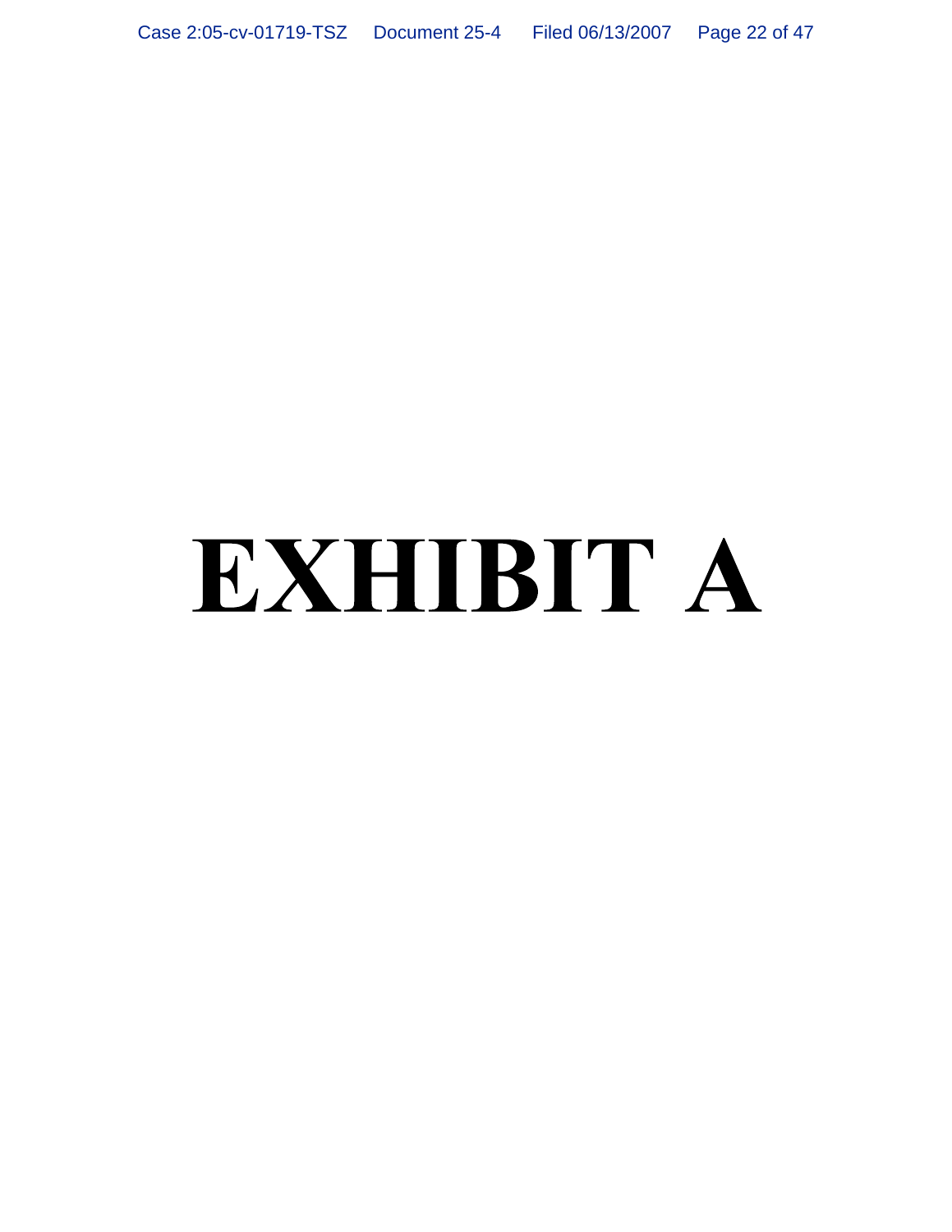# EXHIBIT A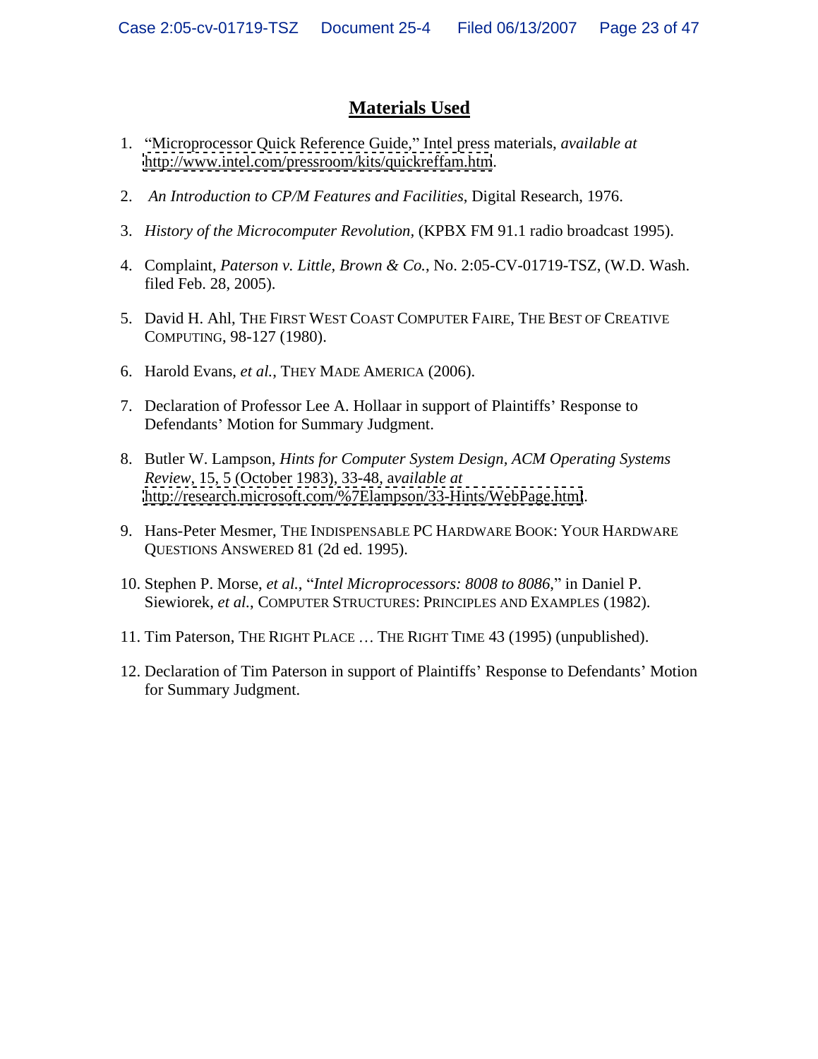# **Materials Used**

1. "Microprocessor Quick Reference Guide," Intel press materials, *available at* http://www.intel.com/pressroom/kits/quickreffam.htm.

2. *An Introduction to CP/M Features and Facilities*, Digital Research, 1976.

3. *History of the Microcomputer Revolution*, (KPBX FM 91.1 radio broadcast 1995).

4. Complaint, *Paterson v. Little, Brown & Co.*, No. 2:05-CV-01719-TSZ, (W.D. Wash. filed Feb. 28, 2005).

5. David H. Ahl, THE FIRST WEST COAST COMPUTER FAIRE, THE BEST OF CREATIVE COMPUTING, 98-127 (1980).

6. Harold Evans, *et al.*, THEY MADE AMERICA (2006).

7. Declaration of Professor Lee A. Hollaar in support of Plaintiffs' Response to Defendants' Motion for Summary Judgment.

8. Butler W. Lampson, *Hints for Computer System Design*, *ACM Operating Systems Review*, 15, 5 (October 1983), 33-48, a*vailable at* http://research.microsoft.com/%7Elampson/33-Hints/WebPage.html.

9. Hans-Peter Mesmer, THE INDISPENSABLE PC HARDWARE BOOK: YOUR HARDWARE QUESTIONS ANSWERED 81 (2d ed. 1995).

10. Stephen P. Morse, *et al.*, "*Intel Microprocessors: 8008 to 8086*," in Daniel P. Siewiorek, *et al.*, COMPUTER STRUCTURES: PRINCIPLES AND EXAMPLES (1982).

11. Tim Paterson, THE RIGHT PLACE … THE RIGHT TIME 43 (1995) (unpublished).

12. Declaration of Tim Paterson in support of Plaintiffs' Response to Defendants' Motion for Summary Judgment.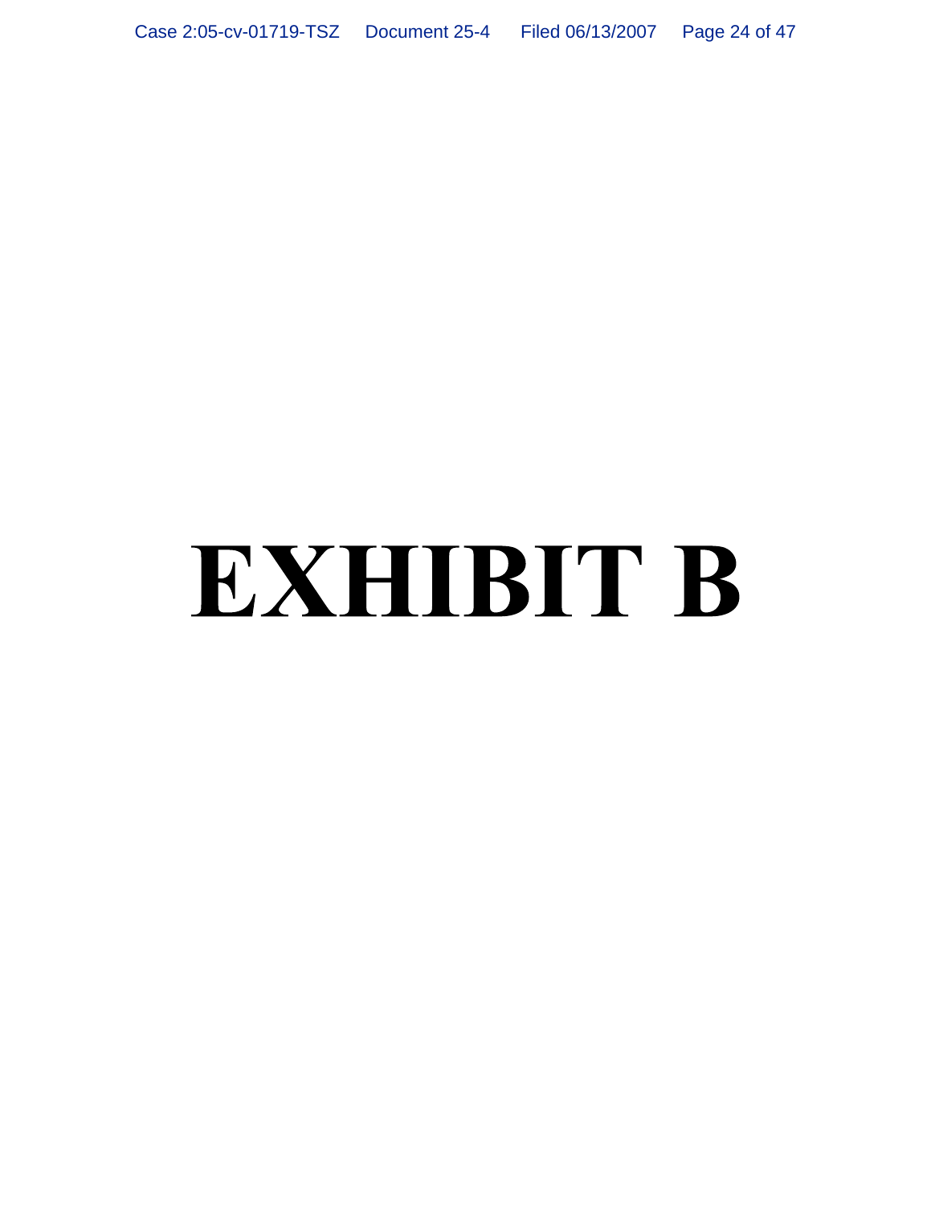# EXHIBIT B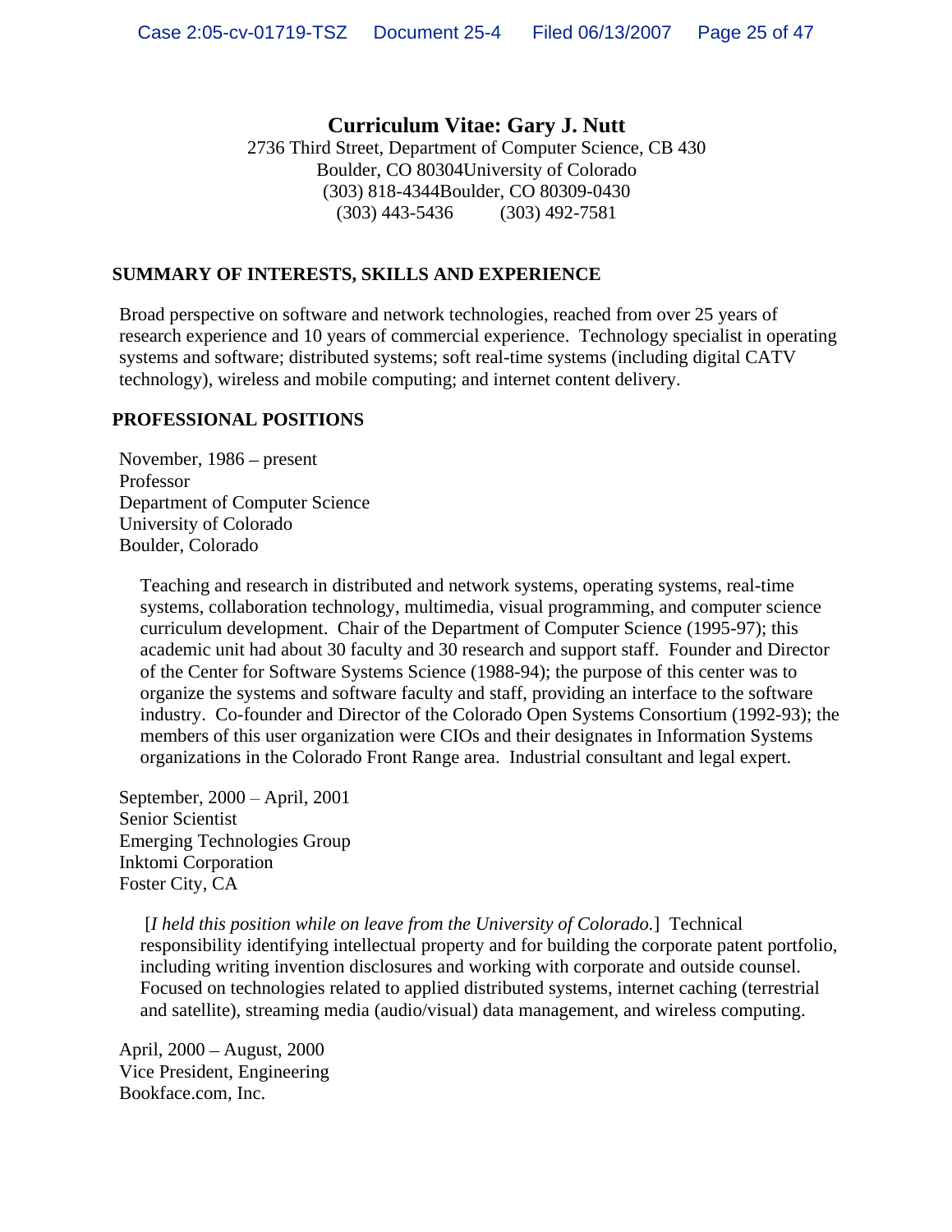# Curriculum Vitae: Gary J. Nutt

2736 Third Street, Department of Computer Science, CB 430
Boulder, CO 80304University of Colorado
(303) 818-4344Boulder, CO 80309-0430
(303) 443-5436 (303) 492-7581

## SUMMARY OF INTERESTS, SKILLS AND EXPERIENCE

Broad perspective on software and network technologies, reached from over 25 years of research experience and 10 years of commercial experience. Technology specialist in operating systems and software; distributed systems; soft real-time systems (including digital CATV technology), wireless and mobile computing; and internet content delivery.

## PROFESSIONAL POSITIONS

November, 1986 – present
Professor
Department of Computer Science
University of Colorado
Boulder, Colorado

Teaching and research in distributed and network systems, operating systems, real-time systems, collaboration technology, multimedia, visual programming, and computer science curriculum development. Chair of the Department of Computer Science (1995-97); this academic unit had about 30 faculty and 30 research and support staff. Founder and Director of the Center for Software Systems Science (1988-94); the purpose of this center was to organize the systems and software faculty and staff, providing an interface to the software industry. Co-founder and Director of the Colorado Open Systems Consortium (1992-93); the members of this user organization were CIOs and their designates in Information Systems organizations in the Colorado Front Range area. Industrial consultant and legal expert.

September, 2000 – April, 2001
Senior Scientist
Emerging Technologies Group
Inktomi Corporation
Foster City, CA

[*I held this position while on leave from the University of Colorado.*] Technical responsibility identifying intellectual property and for building the corporate patent portfolio, including writing invention disclosures and working with corporate and outside counsel. Focused on technologies related to applied distributed systems, internet caching (terrestrial and satellite), streaming media (audio/visual) data management, and wireless computing.

April, 2000 – August, 2000
Vice President, Engineering
Bookface.com, Inc.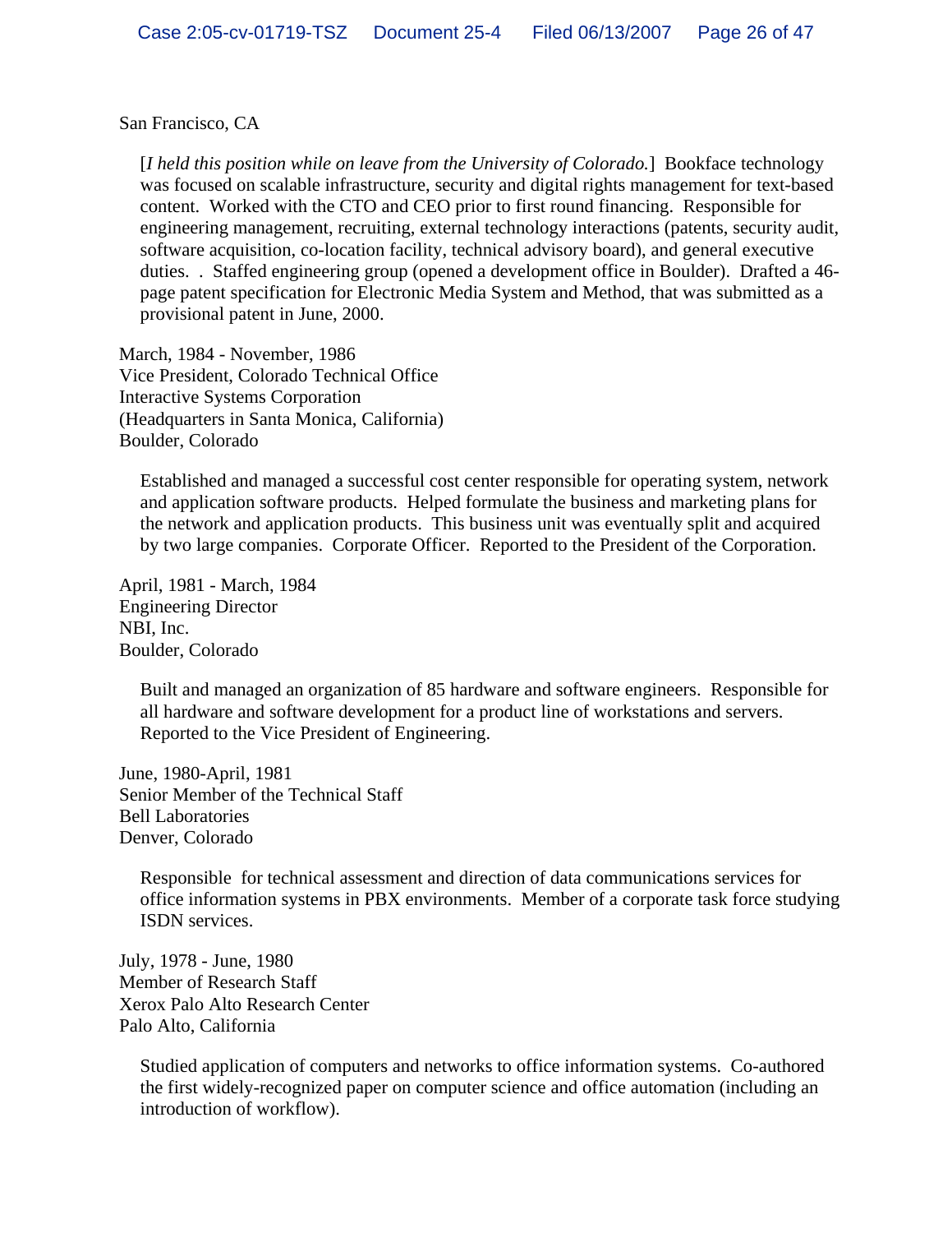San Francisco, CA

[*I held this position while on leave from the University of Colorado.*] Bookface technology was focused on scalable infrastructure, security and digital rights management for text-based content. Worked with the CTO and CEO prior to first round financing. Responsible for engineering management, recruiting, external technology interactions (patents, security audit, software acquisition, co-location facility, technical advisory board), and general executive duties. . Staffed engineering group (opened a development office in Boulder). Drafted a 46-page patent specification for Electronic Media System and Method, that was submitted as a provisional patent in June, 2000.

March, 1984 - November, 1986
Vice President, Colorado Technical Office
Interactive Systems Corporation
(Headquarters in Santa Monica, California)
Boulder, Colorado

Established and managed a successful cost center responsible for operating system, network and application software products. Helped formulate the business and marketing plans for the network and application products. This business unit was eventually split and acquired by two large companies. Corporate Officer. Reported to the President of the Corporation.

April, 1981 - March, 1984
Engineering Director
NBI, Inc.
Boulder, Colorado

Built and managed an organization of 85 hardware and software engineers. Responsible for all hardware and software development for a product line of workstations and servers. Reported to the Vice President of Engineering.

June, 1980-April, 1981
Senior Member of the Technical Staff
Bell Laboratories
Denver, Colorado

Responsible for technical assessment and direction of data communications services for office information systems in PBX environments. Member of a corporate task force studying ISDN services.

July, 1978 - June, 1980
Member of Research Staff
Xerox Palo Alto Research Center
Palo Alto, California

Studied application of computers and networks to office information systems. Co-authored the first widely-recognized paper on computer science and office automation (including an introduction of workflow).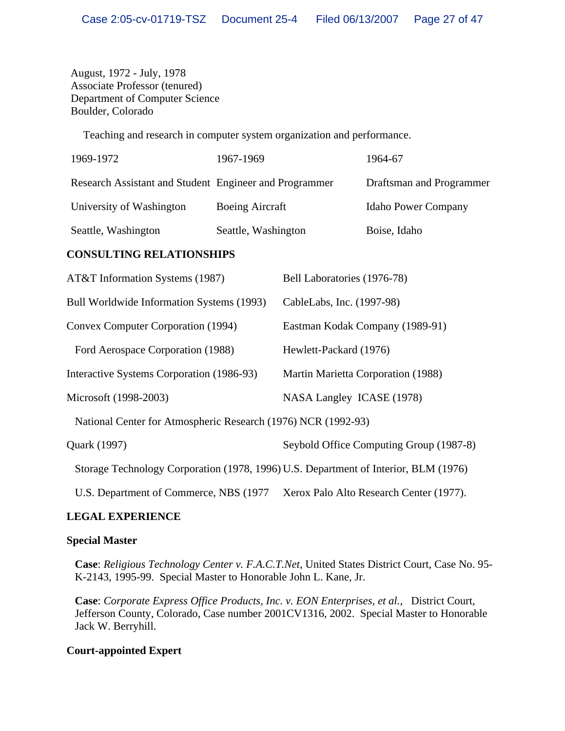August, 1972 - July, 1978
Associate Professor (tenured)
Department of Computer Science
Boulder, Colorado

Teaching and research in computer system organization and performance.

| 1969-1972 | 1967-1969 | 1964-67 |
|---|---|---|
| Research Assistant and Student | Engineer and Programmer | Draftsman and Programmer |
| University of Washington | Boeing Aircraft | Idaho Power Company |
| Seattle, Washington | Seattle, Washington | Boise, Idaho |

**CONSULTING RELATIONSHIPS**

| | |
|---|---|
| AT&T Information Systems (1987) | Bell Laboratories (1976-78) |
| Bull Worldwide Information Systems (1993) | CableLabs, Inc. (1997-98) |
| Convex Computer Corporation (1994) | Eastman Kodak Company (1989-91) |
| Ford Aerospace Corporation (1988) | Hewlett-Packard (1976) |
| Interactive Systems Corporation (1986-93) | Martin Marietta Corporation (1988) |
| Microsoft (1998-2003) | NASA Langley ICASE (1978) |
| National Center for Atmospheric Research (1976) | NCR (1992-93) |
| Quark (1997) | Seybold Office Computing Group (1987-8) |
| Storage Technology Corporation (1978, 1996) | U.S. Department of Interior, BLM (1976) |
| U.S. Department of Commerce, NBS (1977 | Xerox Palo Alto Research Center (1977). |

**LEGAL EXPERIENCE**

**Special Master**

**Case**: *Religious Technology Center v. F.A.C.T.Net*, United States District Court, Case No. 95-K-2143, 1995-99. Special Master to Honorable John L. Kane, Jr.

**Case**: *Corporate Express Office Products, Inc. v. EON Enterprises, et al.*, District Court, Jefferson County, Colorado, Case number 2001CV1316, 2002. Special Master to Honorable Jack W. Berryhill.

**Court-appointed Expert**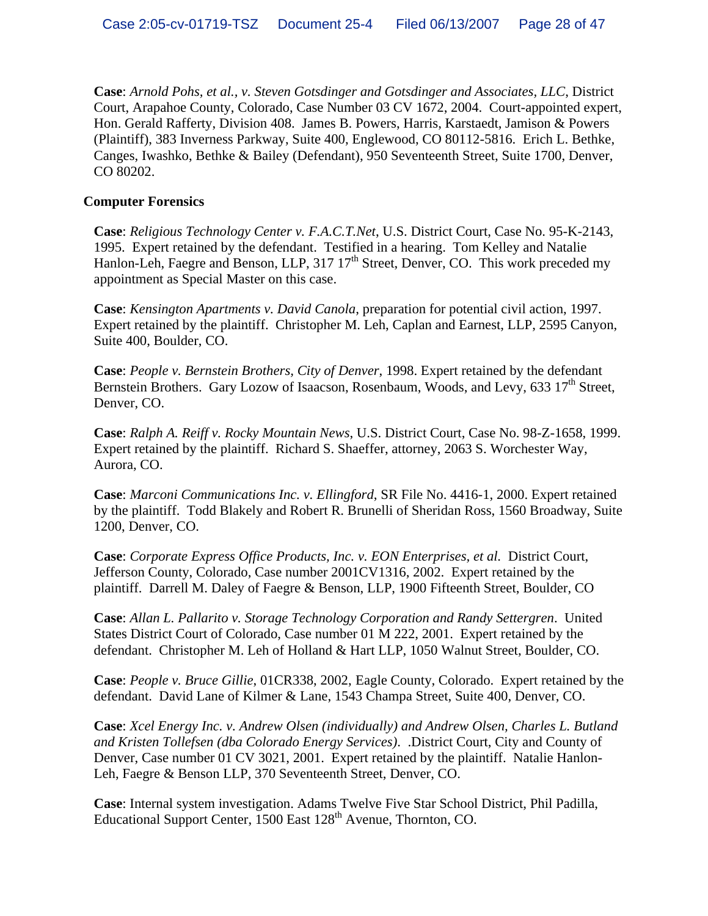**Case**: *Arnold Pohs, et al., v. Steven Gotsdinger and Gotsdinger and Associates, LLC*, District Court, Arapahoe County, Colorado, Case Number 03 CV 1672, 2004. Court-appointed expert, Hon. Gerald Rafferty, Division 408. James B. Powers, Harris, Karstaedt, Jamison & Powers (Plaintiff), 383 Inverness Parkway, Suite 400, Englewood, CO 80112-5816. Erich L. Bethke, Canges, Iwashko, Bethke & Bailey (Defendant), 950 Seventeenth Street, Suite 1700, Denver, CO 80202.

**Computer Forensics**

**Case**: *Religious Technology Center v. F.A.C.T.Net*, U.S. District Court, Case No. 95-K-2143, 1995. Expert retained by the defendant. Testified in a hearing. Tom Kelley and Natalie Hanlon-Leh, Faegre and Benson, LLP, 317 17th Street, Denver, CO. This work preceded my appointment as Special Master on this case.

**Case**: *Kensington Apartments v. David Canola*, preparation for potential civil action, 1997. Expert retained by the plaintiff. Christopher M. Leh, Caplan and Earnest, LLP, 2595 Canyon, Suite 400, Boulder, CO.

**Case**: *People v. Bernstein Brothers, City of Denver*, 1998. Expert retained by the defendant Bernstein Brothers. Gary Lozow of Isaacson, Rosenbaum, Woods, and Levy, 633 17th Street, Denver, CO.

**Case**: *Ralph A. Reiff v. Rocky Mountain News*, U.S. District Court, Case No. 98-Z-1658, 1999. Expert retained by the plaintiff. Richard S. Shaeffer, attorney, 2063 S. Worchester Way, Aurora, CO.

**Case**: *Marconi Communications Inc. v. Ellingford*, SR File No. 4416-1, 2000. Expert retained by the plaintiff. Todd Blakely and Robert R. Brunelli of Sheridan Ross, 1560 Broadway, Suite 1200, Denver, CO.

**Case**: *Corporate Express Office Products, Inc. v. EON Enterprises, et al.* District Court, Jefferson County, Colorado, Case number 2001CV1316, 2002. Expert retained by the plaintiff. Darrell M. Daley of Faegre & Benson, LLP, 1900 Fifteenth Street, Boulder, CO

**Case**: *Allan L. Pallarito v. Storage Technology Corporation and Randy Settergren*. United States District Court of Colorado, Case number 01 M 222, 2001. Expert retained by the defendant. Christopher M. Leh of Holland & Hart LLP, 1050 Walnut Street, Boulder, CO.

**Case**: *People v. Bruce Gillie*, 01CR338, 2002, Eagle County, Colorado. Expert retained by the defendant. David Lane of Kilmer & Lane, 1543 Champa Street, Suite 400, Denver, CO.

**Case**: *Xcel Energy Inc. v. Andrew Olsen (individually) and Andrew Olsen, Charles L. Butland and Kristen Tollefsen (dba Colorado Energy Services)*. .District Court, City and County of Denver, Case number 01 CV 3021, 2001. Expert retained by the plaintiff. Natalie Hanlon-Leh, Faegre & Benson LLP, 370 Seventeenth Street, Denver, CO.

**Case**: Internal system investigation. Adams Twelve Five Star School District, Phil Padilla, Educational Support Center, 1500 East 128th Avenue, Thornton, CO.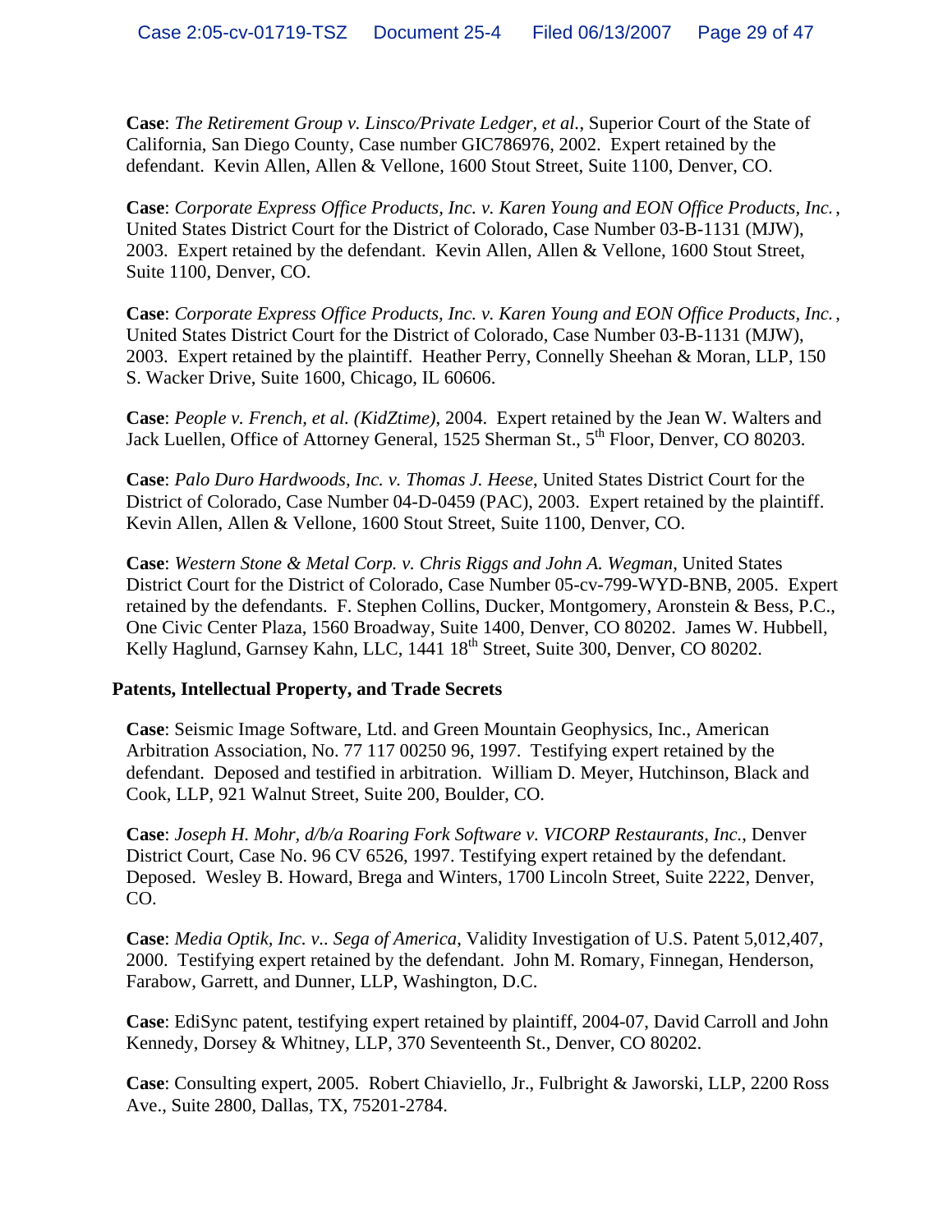**Case**: *The Retirement Group v. Linsco/Private Ledger, et al.*, Superior Court of the State of California, San Diego County, Case number GIC786976, 2002. Expert retained by the defendant. Kevin Allen, Allen & Vellone, 1600 Stout Street, Suite 1100, Denver, CO.

**Case**: *Corporate Express Office Products, Inc. v. Karen Young and EON Office Products, Inc.*, United States District Court for the District of Colorado, Case Number 03-B-1131 (MJW), 2003. Expert retained by the defendant. Kevin Allen, Allen & Vellone, 1600 Stout Street, Suite 1100, Denver, CO.

**Case**: *Corporate Express Office Products, Inc. v. Karen Young and EON Office Products, Inc.*, United States District Court for the District of Colorado, Case Number 03-B-1131 (MJW), 2003. Expert retained by the plaintiff. Heather Perry, Connelly Sheehan & Moran, LLP, 150 S. Wacker Drive, Suite 1600, Chicago, IL 60606.

**Case**: *People v. French, et al. (KidZtime)*, 2004. Expert retained by the Jean W. Walters and Jack Luellen, Office of Attorney General, 1525 Sherman St., 5th Floor, Denver, CO 80203.

**Case**: *Palo Duro Hardwoods, Inc. v. Thomas J. Heese*, United States District Court for the District of Colorado, Case Number 04-D-0459 (PAC), 2003. Expert retained by the plaintiff. Kevin Allen, Allen & Vellone, 1600 Stout Street, Suite 1100, Denver, CO.

**Case**: *Western Stone & Metal Corp. v. Chris Riggs and John A. Wegman*, United States District Court for the District of Colorado, Case Number 05-cv-799-WYD-BNB, 2005. Expert retained by the defendants. F. Stephen Collins, Ducker, Montgomery, Aronstein & Bess, P.C., One Civic Center Plaza, 1560 Broadway, Suite 1400, Denver, CO 80202. James W. Hubbell, Kelly Haglund, Garnsey Kahn, LLC, 1441 18th Street, Suite 300, Denver, CO 80202.

**Patents, Intellectual Property, and Trade Secrets**

**Case**: Seismic Image Software, Ltd. and Green Mountain Geophysics, Inc., American Arbitration Association, No. 77 117 00250 96, 1997. Testifying expert retained by the defendant. Deposed and testified in arbitration. William D. Meyer, Hutchinson, Black and Cook, LLP, 921 Walnut Street, Suite 200, Boulder, CO.

**Case**: *Joseph H. Mohr, d/b/a Roaring Fork Software v. VICORP Restaurants, Inc.*, Denver District Court, Case No. 96 CV 6526, 1997. Testifying expert retained by the defendant. Deposed. Wesley B. Howard, Brega and Winters, 1700 Lincoln Street, Suite 2222, Denver, CO.

**Case**: *Media Optik, Inc. v.. Sega of America*, Validity Investigation of U.S. Patent 5,012,407, 2000. Testifying expert retained by the defendant. John M. Romary, Finnegan, Henderson, Farabow, Garrett, and Dunner, LLP, Washington, D.C.

**Case**: EdiSync patent, testifying expert retained by plaintiff, 2004-07, David Carroll and John Kennedy, Dorsey & Whitney, LLP, 370 Seventeenth St., Denver, CO 80202.

**Case**: Consulting expert, 2005. Robert Chiaviello, Jr., Fulbright & Jaworski, LLP, 2200 Ross Ave., Suite 2800, Dallas, TX, 75201-2784.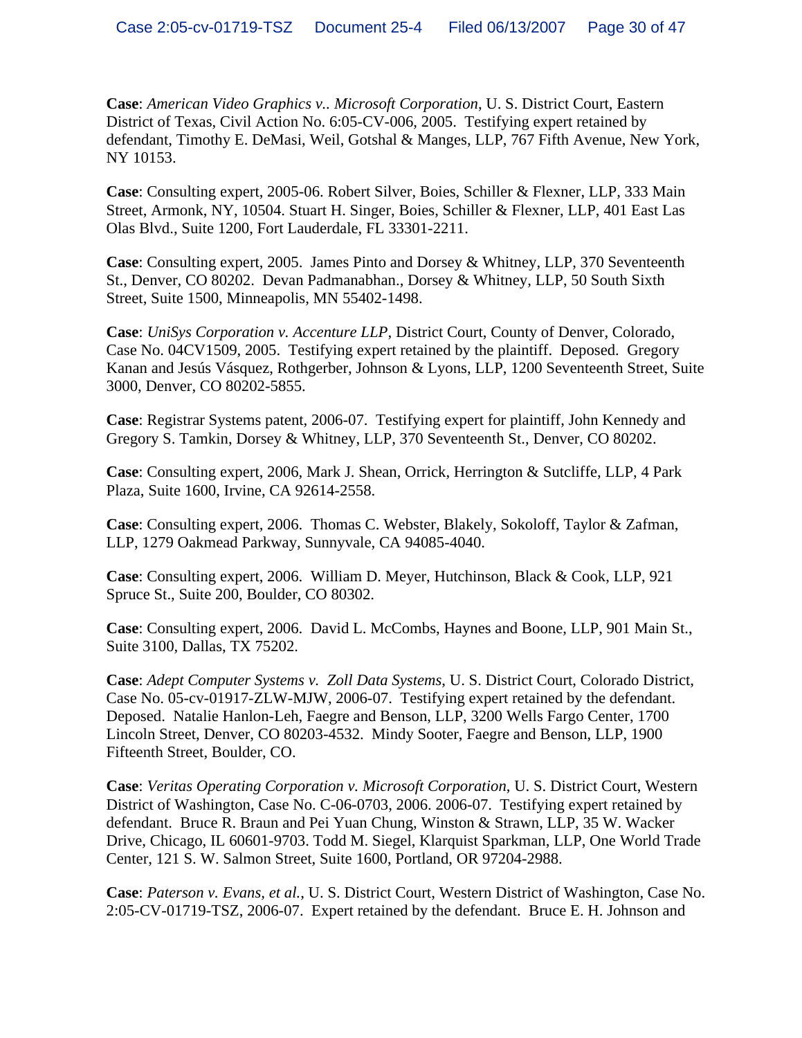**Case**: *American Video Graphics v.. Microsoft Corporation*, U. S. District Court, Eastern District of Texas, Civil Action No. 6:05-CV-006, 2005. Testifying expert retained by defendant, Timothy E. DeMasi, Weil, Gotshal & Manges, LLP, 767 Fifth Avenue, New York, NY 10153.

**Case**: Consulting expert, 2005-06. Robert Silver, Boies, Schiller & Flexner, LLP, 333 Main Street, Armonk, NY, 10504. Stuart H. Singer, Boies, Schiller & Flexner, LLP, 401 East Las Olas Blvd., Suite 1200, Fort Lauderdale, FL 33301-2211.

**Case**: Consulting expert, 2005. James Pinto and Dorsey & Whitney, LLP, 370 Seventeenth St., Denver, CO 80202. Devan Padmanabhan., Dorsey & Whitney, LLP, 50 South Sixth Street, Suite 1500, Minneapolis, MN 55402-1498.

**Case**: *UniSys Corporation v. Accenture LLP*, District Court, County of Denver, Colorado, Case No. 04CV1509, 2005. Testifying expert retained by the plaintiff. Deposed. Gregory Kanan and Jesús Vásquez, Rothgerber, Johnson & Lyons, LLP, 1200 Seventeenth Street, Suite 3000, Denver, CO 80202-5855.

**Case**: Registrar Systems patent, 2006-07. Testifying expert for plaintiff, John Kennedy and Gregory S. Tamkin, Dorsey & Whitney, LLP, 370 Seventeenth St., Denver, CO 80202.

**Case**: Consulting expert, 2006, Mark J. Shean, Orrick, Herrington & Sutcliffe, LLP, 4 Park Plaza, Suite 1600, Irvine, CA 92614-2558.

**Case**: Consulting expert, 2006. Thomas C. Webster, Blakely, Sokoloff, Taylor & Zafman, LLP, 1279 Oakmead Parkway, Sunnyvale, CA 94085-4040.

**Case**: Consulting expert, 2006. William D. Meyer, Hutchinson, Black & Cook, LLP, 921 Spruce St., Suite 200, Boulder, CO 80302.

**Case**: Consulting expert, 2006. David L. McCombs, Haynes and Boone, LLP, 901 Main St., Suite 3100, Dallas, TX 75202.

**Case**: *Adept Computer Systems v. Zoll Data Systems*, U. S. District Court, Colorado District, Case No. 05-cv-01917-ZLW-MJW, 2006-07. Testifying expert retained by the defendant. Deposed. Natalie Hanlon-Leh, Faegre and Benson, LLP, 3200 Wells Fargo Center, 1700 Lincoln Street, Denver, CO 80203-4532. Mindy Sooter, Faegre and Benson, LLP, 1900 Fifteenth Street, Boulder, CO.

**Case**: *Veritas Operating Corporation v. Microsoft Corporation*, U. S. District Court, Western District of Washington, Case No. C-06-0703, 2006. 2006-07. Testifying expert retained by defendant. Bruce R. Braun and Pei Yuan Chung, Winston & Strawn, LLP, 35 W. Wacker Drive, Chicago, IL 60601-9703. Todd M. Siegel, Klarquist Sparkman, LLP, One World Trade Center, 121 S. W. Salmon Street, Suite 1600, Portland, OR 97204-2988.

**Case**: *Paterson v. Evans, et al.*, U. S. District Court, Western District of Washington, Case No. 2:05-CV-01719-TSZ, 2006-07. Expert retained by the defendant. Bruce E. H. Johnson and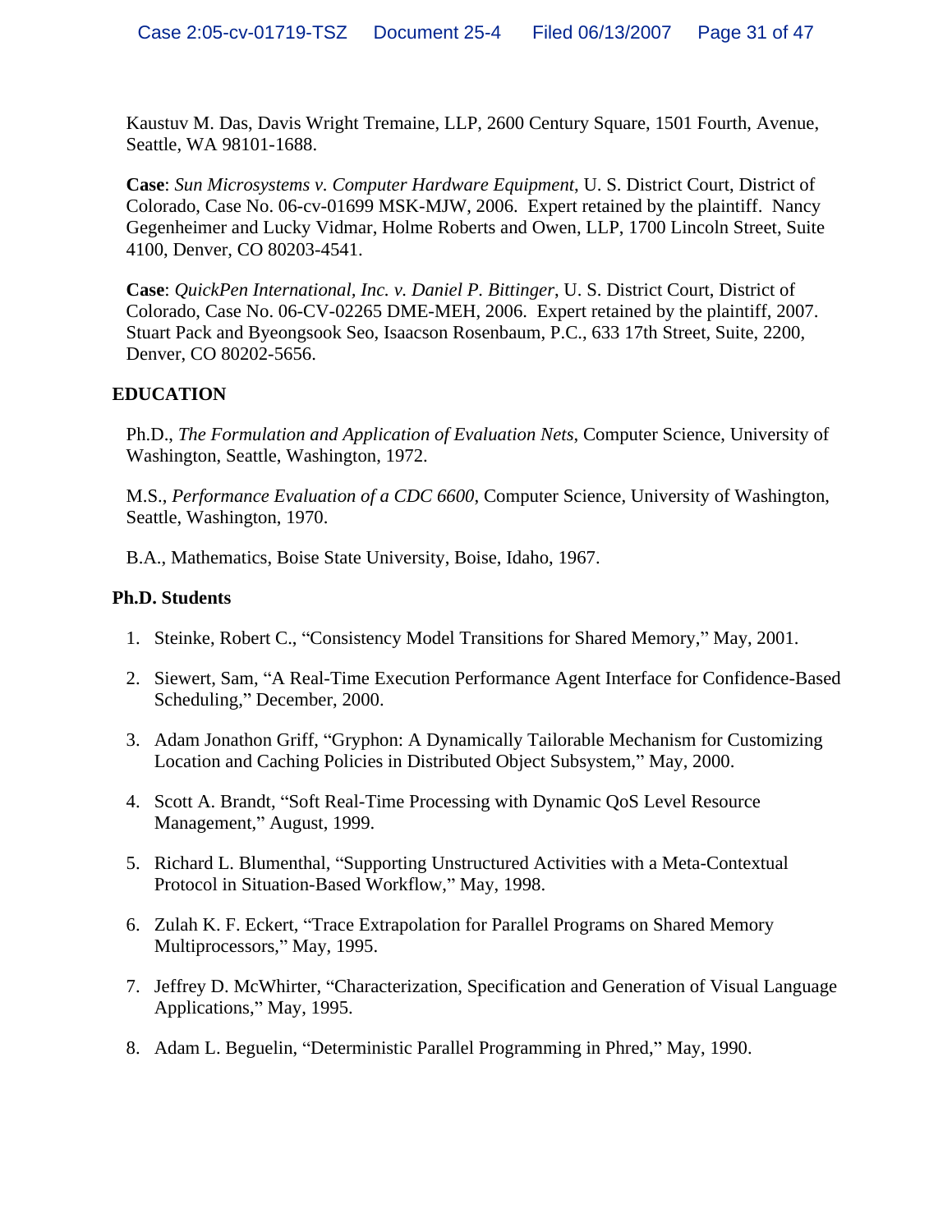Kaustuv M. Das, Davis Wright Tremaine, LLP, 2600 Century Square, 1501 Fourth, Avenue, Seattle, WA 98101-1688.

**Case**: *Sun Microsystems v. Computer Hardware Equipment*, U. S. District Court, District of Colorado, Case No. 06-cv-01699 MSK-MJW, 2006. Expert retained by the plaintiff. Nancy Gegenheimer and Lucky Vidmar, Holme Roberts and Owen, LLP, 1700 Lincoln Street, Suite 4100, Denver, CO 80203-4541.

**Case**: *QuickPen International, Inc. v. Daniel P. Bittinger*, U. S. District Court, District of Colorado, Case No. 06-CV-02265 DME-MEH, 2006. Expert retained by the plaintiff, 2007. Stuart Pack and Byeongsook Seo, Isaacson Rosenbaum, P.C., 633 17th Street, Suite, 2200, Denver, CO 80202-5656.

## EDUCATION

Ph.D., *The Formulation and Application of Evaluation Nets*, Computer Science, University of Washington, Seattle, Washington, 1972.

M.S., *Performance Evaluation of a CDC 6600*, Computer Science, University of Washington, Seattle, Washington, 1970.

B.A., Mathematics, Boise State University, Boise, Idaho, 1967.

## Ph.D. Students

1. Steinke, Robert C., "Consistency Model Transitions for Shared Memory," May, 2001.
2. Siewert, Sam, "A Real-Time Execution Performance Agent Interface for Confidence-Based Scheduling," December, 2000.
3. Adam Jonathon Griff, "Gryphon: A Dynamically Tailorable Mechanism for Customizing Location and Caching Policies in Distributed Object Subsystem," May, 2000.
4. Scott A. Brandt, "Soft Real-Time Processing with Dynamic QoS Level Resource Management," August, 1999.
5. Richard L. Blumenthal, "Supporting Unstructured Activities with a Meta-Contextual Protocol in Situation-Based Workflow," May, 1998.
6. Zulah K. F. Eckert, "Trace Extrapolation for Parallel Programs on Shared Memory Multiprocessors," May, 1995.
7. Jeffrey D. McWhirter, "Characterization, Specification and Generation of Visual Language Applications," May, 1995.
8. Adam L. Beguelin, "Deterministic Parallel Programming in Phred," May, 1990.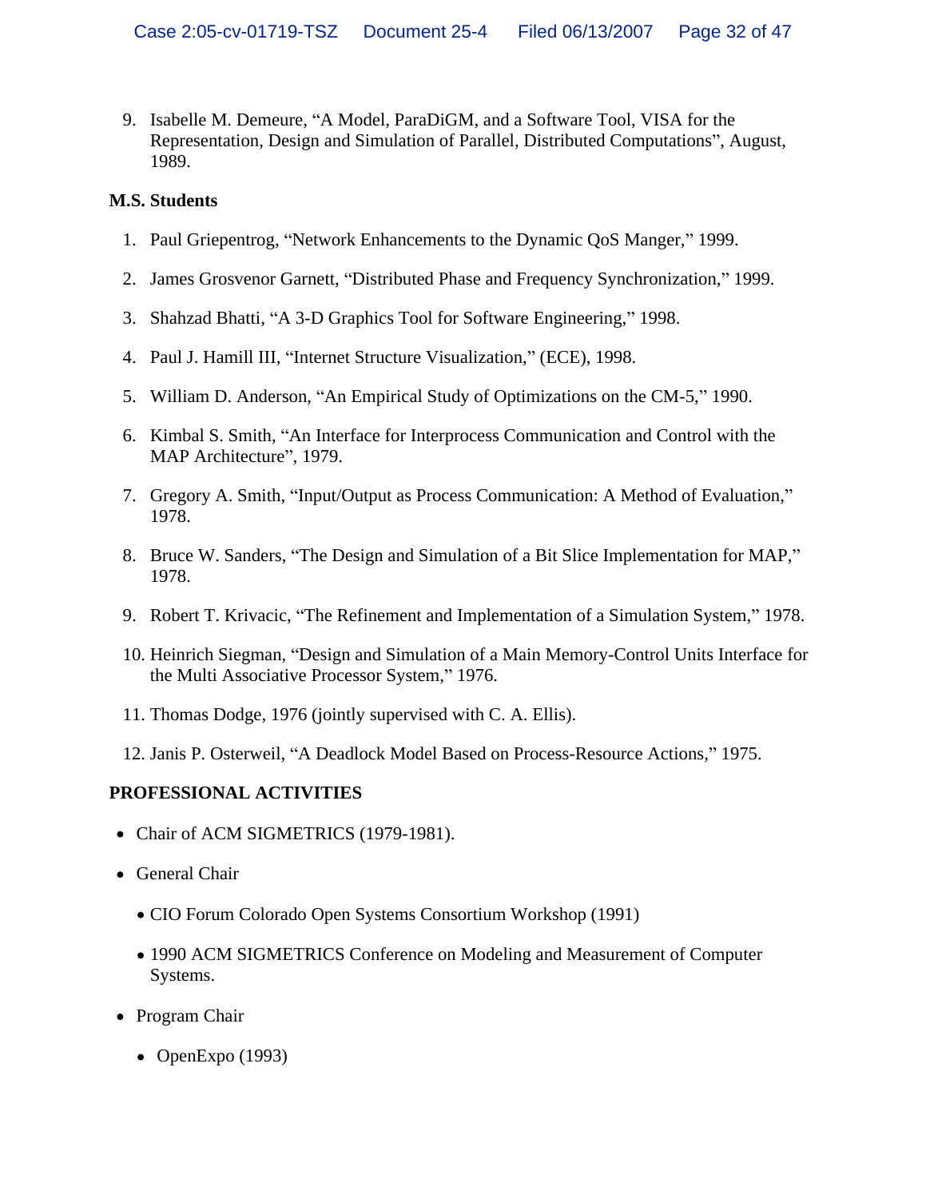9. Isabelle M. Demeure, “A Model, ParaDiGM, and a Software Tool, VISA for the Representation, Design and Simulation of Parallel, Distributed Computations”, August, 1989.

**M.S. Students**

1. Paul Griepentrog, “Network Enhancements to the Dynamic QoS Manger,” 1999.
2. James Grosvenor Garnett, “Distributed Phase and Frequency Synchronization,” 1999.
3. Shahzad Bhatti, “A 3-D Graphics Tool for Software Engineering,” 1998.
4. Paul J. Hamill III, “Internet Structure Visualization,” (ECE), 1998.
5. William D. Anderson, “An Empirical Study of Optimizations on the CM-5,” 1990.
6. Kimbal S. Smith, “An Interface for Interprocess Communication and Control with the MAP Architecture”, 1979.
7. Gregory A. Smith, “Input/Output as Process Communication: A Method of Evaluation,” 1978.
8. Bruce W. Sanders, “The Design and Simulation of a Bit Slice Implementation for MAP,” 1978.
9. Robert T. Krivacic, “The Refinement and Implementation of a Simulation System,” 1978.
10. Heinrich Siegman, “Design and Simulation of a Main Memory-Control Units Interface for the Multi Associative Processor System,” 1976.
11. Thomas Dodge, 1976 (jointly supervised with C. A. Ellis).
12. Janis P. Osterweil, “A Deadlock Model Based on Process-Resource Actions,” 1975.

**PROFESSIONAL ACTIVITIES**

- Chair of ACM SIGMETRICS (1979-1981).
- General Chair
  - CIO Forum Colorado Open Systems Consortium Workshop (1991)
  - 1990 ACM SIGMETRICS Conference on Modeling and Measurement of Computer Systems.
- Program Chair
  - OpenExpo (1993)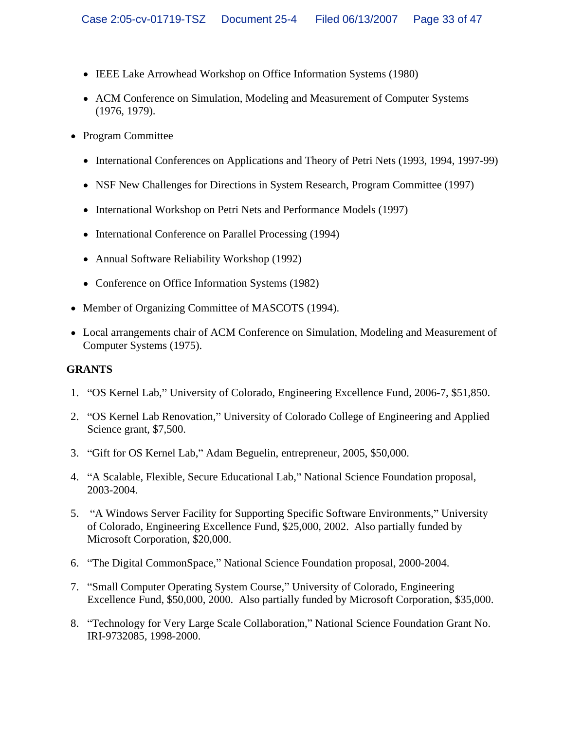- IEEE Lake Arrowhead Workshop on Office Information Systems (1980)
- ACM Conference on Simulation, Modeling and Measurement of Computer Systems (1976, 1979).

- Program Committee
  - International Conferences on Applications and Theory of Petri Nets (1993, 1994, 1997-99)
  - NSF New Challenges for Directions in System Research, Program Committee (1997)
  - International Workshop on Petri Nets and Performance Models (1997)
  - International Conference on Parallel Processing (1994)
  - Annual Software Reliability Workshop (1992)
  - Conference on Office Information Systems (1982)
- Member of Organizing Committee of MASCOTS (1994).
- Local arrangements chair of ACM Conference on Simulation, Modeling and Measurement of Computer Systems (1975).

**GRANTS**

1. "OS Kernel Lab," University of Colorado, Engineering Excellence Fund, 2006-7, $51,850.
2. "OS Kernel Lab Renovation," University of Colorado College of Engineering and Applied Science grant, $7,500.
3. "Gift for OS Kernel Lab," Adam Beguelin, entrepreneur, 2005, $50,000.
4. "A Scalable, Flexible, Secure Educational Lab," National Science Foundation proposal, 2003-2004.
5. "A Windows Server Facility for Supporting Specific Software Environments," University of Colorado, Engineering Excellence Fund, $25,000, 2002. Also partially funded by Microsoft Corporation, $20,000.
6. "The Digital CommonSpace," National Science Foundation proposal, 2000-2004.
7. "Small Computer Operating System Course," University of Colorado, Engineering Excellence Fund, $50,000, 2000. Also partially funded by Microsoft Corporation, $35,000.
8. "Technology for Very Large Scale Collaboration," National Science Foundation Grant No. IRI-9732085, 1998-2000.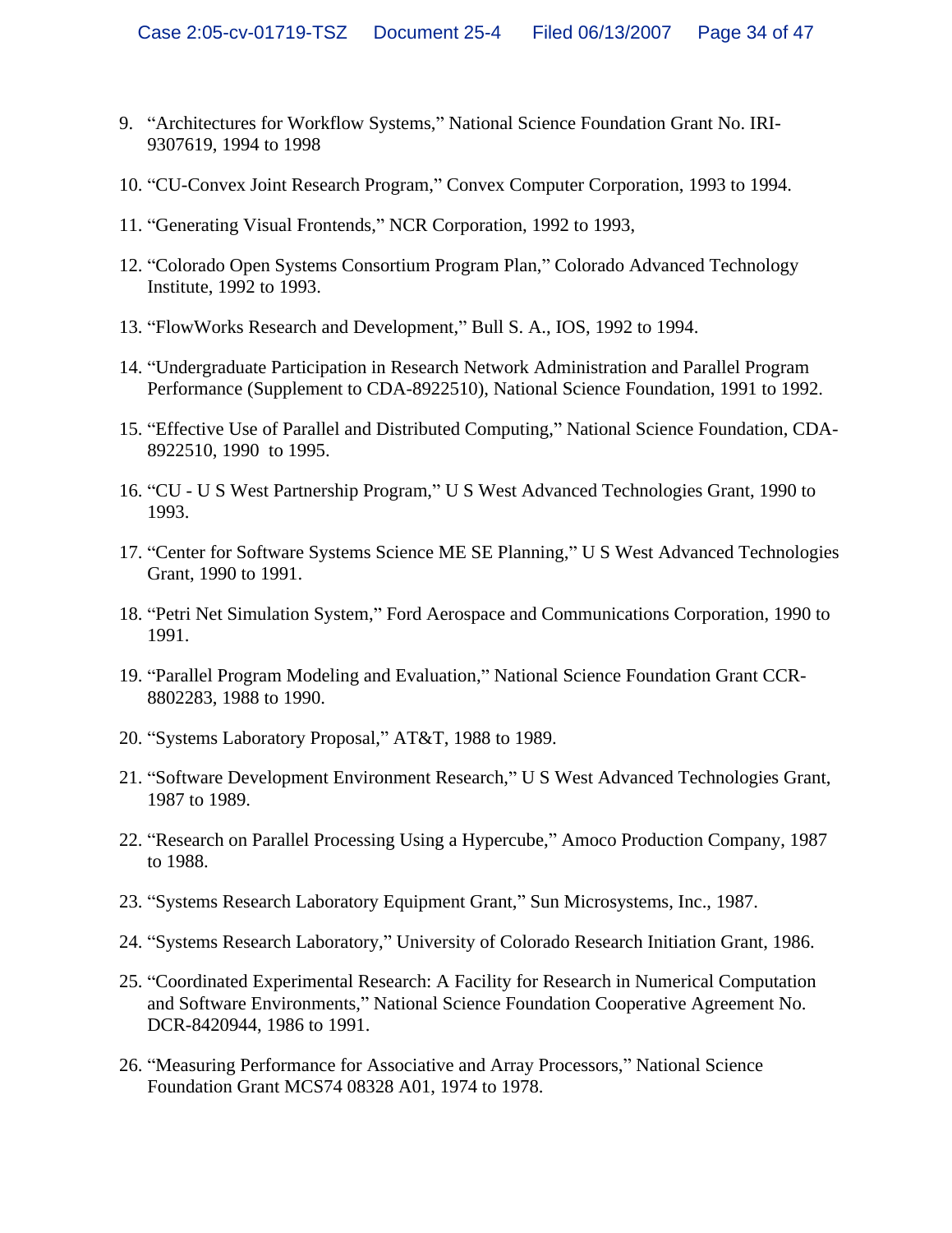9. “Architectures for Workflow Systems,” National Science Foundation Grant No. IRI-9307619, 1994 to 1998

10. “CU-Convex Joint Research Program,” Convex Computer Corporation, 1993 to 1994.

11. “Generating Visual Frontends,” NCR Corporation, 1992 to 1993,

12. “Colorado Open Systems Consortium Program Plan,” Colorado Advanced Technology Institute, 1992 to 1993.

13. “FlowWorks Research and Development,” Bull S. A., IOS, 1992 to 1994.

14. “Undergraduate Participation in Research Network Administration and Parallel Program Performance (Supplement to CDA-8922510), National Science Foundation, 1991 to 1992.

15. “Effective Use of Parallel and Distributed Computing,” National Science Foundation, CDA-8922510, 1990 to 1995.

16. “CU - U S West Partnership Program,” U S West Advanced Technologies Grant, 1990 to 1993.

17. “Center for Software Systems Science ME SE Planning,” U S West Advanced Technologies Grant, 1990 to 1991.

18. “Petri Net Simulation System,” Ford Aerospace and Communications Corporation, 1990 to 1991.

19. “Parallel Program Modeling and Evaluation,” National Science Foundation Grant CCR-8802283, 1988 to 1990.

20. “Systems Laboratory Proposal,” AT&T, 1988 to 1989.

21. “Software Development Environment Research,” U S West Advanced Technologies Grant, 1987 to 1989.

22. “Research on Parallel Processing Using a Hypercube,” Amoco Production Company, 1987 to 1988.

23. “Systems Research Laboratory Equipment Grant,” Sun Microsystems, Inc., 1987.

24. “Systems Research Laboratory,” University of Colorado Research Initiation Grant, 1986.

25. “Coordinated Experimental Research: A Facility for Research in Numerical Computation and Software Environments,” National Science Foundation Cooperative Agreement No. DCR-8420944, 1986 to 1991.

26. “Measuring Performance for Associative and Array Processors,” National Science Foundation Grant MCS74 08328 A01, 1974 to 1978.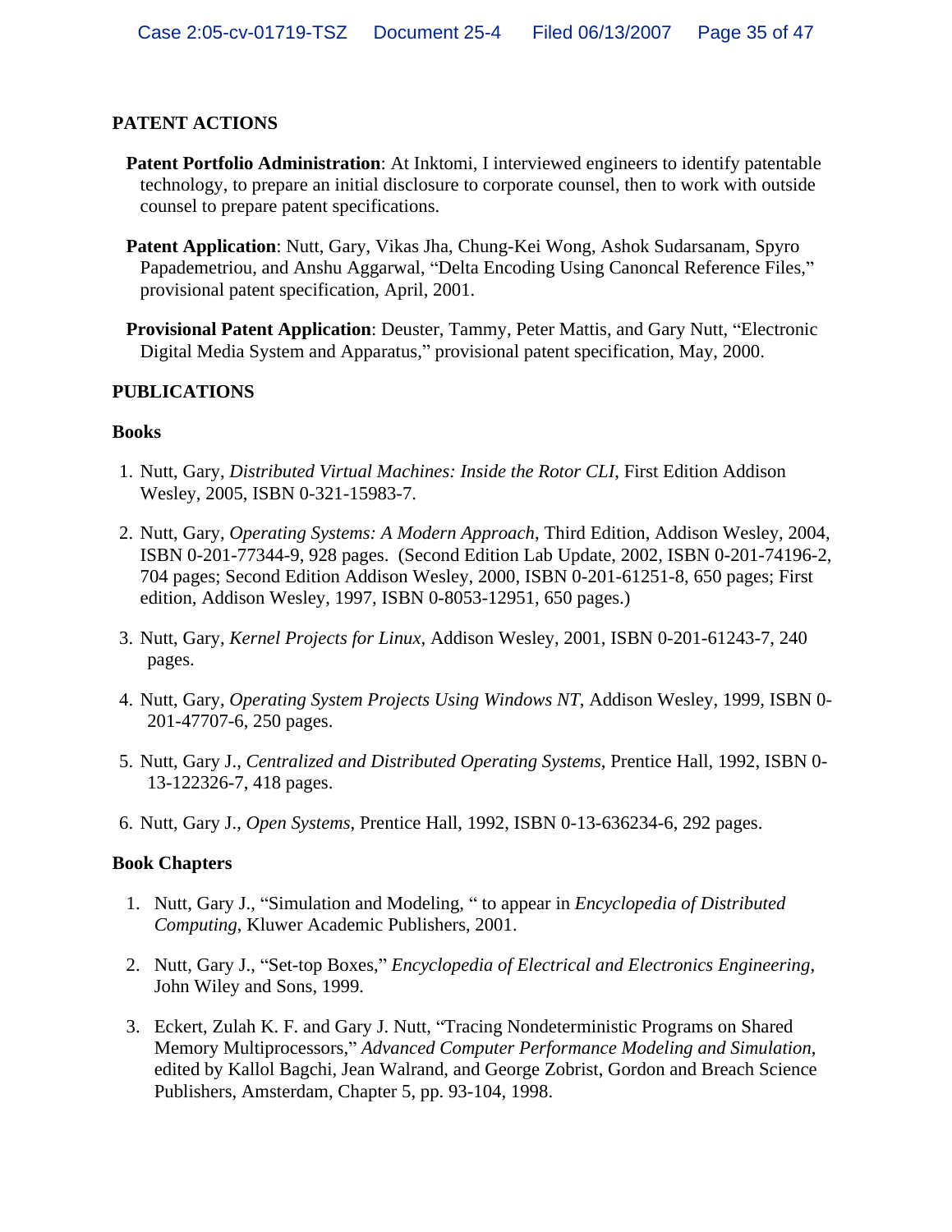## PATENT ACTIONS

**Patent Portfolio Administration**: At Inktomi, I interviewed engineers to identify patentable technology, to prepare an initial disclosure to corporate counsel, then to work with outside counsel to prepare patent specifications.

**Patent Application**: Nutt, Gary, Vikas Jha, Chung-Kei Wong, Ashok Sudarsanam, Spyro Papademetriou, and Anshu Aggarwal, "Delta Encoding Using Canoncal Reference Files," provisional patent specification, April, 2001.

**Provisional Patent Application**: Deuster, Tammy, Peter Mattis, and Gary Nutt, "Electronic Digital Media System and Apparatus," provisional patent specification, May, 2000.

## PUBLICATIONS

### Books

1. Nutt, Gary, *Distributed Virtual Machines: Inside the Rotor CLI*, First Edition Addison Wesley, 2005, ISBN 0-321-15983-7.

2. Nutt, Gary, *Operating Systems: A Modern Approach*, Third Edition, Addison Wesley, 2004, ISBN 0-201-77344-9, 928 pages. (Second Edition Lab Update, 2002, ISBN 0-201-74196-2, 704 pages; Second Edition Addison Wesley, 2000, ISBN 0-201-61251-8, 650 pages; First edition, Addison Wesley, 1997, ISBN 0-8053-12951, 650 pages.)

3. Nutt, Gary, *Kernel Projects for Linux*, Addison Wesley, 2001, ISBN 0-201-61243-7, 240 pages.

4. Nutt, Gary, *Operating System Projects Using Windows NT*, Addison Wesley, 1999, ISBN 0-201-47707-6, 250 pages.

5. Nutt, Gary J., *Centralized and Distributed Operating Systems*, Prentice Hall, 1992, ISBN 0-13-122326-7, 418 pages.

6. Nutt, Gary J., *Open Systems*, Prentice Hall, 1992, ISBN 0-13-636234-6, 292 pages.

### Book Chapters

1. Nutt, Gary J., "Simulation and Modeling, " to appear in *Encyclopedia of Distributed Computing*, Kluwer Academic Publishers, 2001.

2. Nutt, Gary J., "Set-top Boxes," *Encyclopedia of Electrical and Electronics Engineering*, John Wiley and Sons, 1999.

3. Eckert, Zulah K. F. and Gary J. Nutt, "Tracing Nondeterministic Programs on Shared Memory Multiprocessors," *Advanced Computer Performance Modeling and Simulation*, edited by Kallol Bagchi, Jean Walrand, and George Zobrist, Gordon and Breach Science Publishers, Amsterdam, Chapter 5, pp. 93-104, 1998.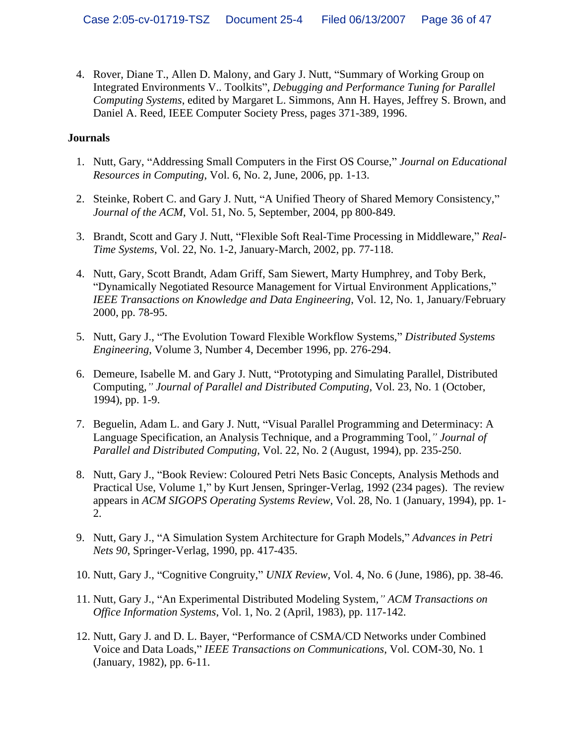4. Rover, Diane T., Allen D. Malony, and Gary J. Nutt, "Summary of Working Group on Integrated Environments V.. Toolkits", *Debugging and Performance Tuning for Parallel Computing Systems*, edited by Margaret L. Simmons, Ann H. Hayes, Jeffrey S. Brown, and Daniel A. Reed, IEEE Computer Society Press, pages 371-389, 1996.

**Journals**

1. Nutt, Gary, "Addressing Small Computers in the First OS Course," *Journal on Educational Resources in Computing*, Vol. 6, No. 2, June, 2006, pp. 1-13.

2. Steinke, Robert C. and Gary J. Nutt, "A Unified Theory of Shared Memory Consistency," *Journal of the ACM*, Vol. 51, No. 5, September, 2004, pp 800-849.

3. Brandt, Scott and Gary J. Nutt, "Flexible Soft Real-Time Processing in Middleware," *Real-Time Systems*, Vol. 22, No. 1-2, January-March, 2002, pp. 77-118.

4. Nutt, Gary, Scott Brandt, Adam Griff, Sam Siewert, Marty Humphrey, and Toby Berk, "Dynamically Negotiated Resource Management for Virtual Environment Applications," *IEEE Transactions on Knowledge and Data Engineering*, Vol. 12, No. 1, January/February 2000, pp. 78-95.

5. Nutt, Gary J., "The Evolution Toward Flexible Workflow Systems," *Distributed Systems Engineering*, Volume 3, Number 4, December 1996, pp. 276-294.

6. Demeure, Isabelle M. and Gary J. Nutt, "Prototyping and Simulating Parallel, Distributed Computing," *Journal of Parallel and Distributed Computing*, Vol. 23, No. 1 (October, 1994), pp. 1-9.

7. Beguelin, Adam L. and Gary J. Nutt, "Visual Parallel Programming and Determinacy: A Language Specification, an Analysis Technique, and a Programming Tool," *Journal of Parallel and Distributed Computing*, Vol. 22, No. 2 (August, 1994), pp. 235-250.

8. Nutt, Gary J., "Book Review: Coloured Petri Nets Basic Concepts, Analysis Methods and Practical Use, Volume 1," by Kurt Jensen, Springer-Verlag, 1992 (234 pages). The review appears in *ACM SIGOPS Operating Systems Review*, Vol. 28, No. 1 (January, 1994), pp. 1-2.

9. Nutt, Gary J., "A Simulation System Architecture for Graph Models," *Advances in Petri Nets 90*, Springer-Verlag, 1990, pp. 417-435.

10. Nutt, Gary J., "Cognitive Congruity," *UNIX Review*, Vol. 4, No. 6 (June, 1986), pp. 38-46.

11. Nutt, Gary J., "An Experimental Distributed Modeling System," *ACM Transactions on Office Information Systems*, Vol. 1, No. 2 (April, 1983), pp. 117-142.

12. Nutt, Gary J. and D. L. Bayer, "Performance of CSMA/CD Networks under Combined Voice and Data Loads," *IEEE Transactions on Communications*, Vol. COM-30, No. 1 (January, 1982), pp. 6-11.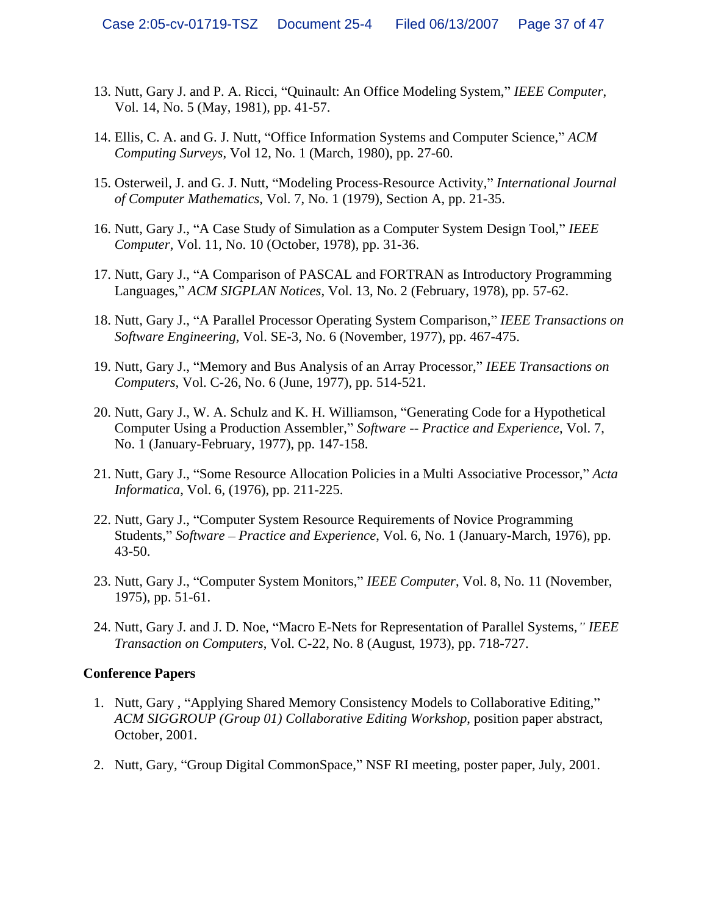13. Nutt, Gary J. and P. A. Ricci, "Quinault: An Office Modeling System," *IEEE Computer*, Vol. 14, No. 5 (May, 1981), pp. 41-57.

14. Ellis, C. A. and G. J. Nutt, "Office Information Systems and Computer Science," *ACM Computing Surveys*, Vol 12, No. 1 (March, 1980), pp. 27-60.

15. Osterweil, J. and G. J. Nutt, "Modeling Process-Resource Activity," *International Journal of Computer Mathematics*, Vol. 7, No. 1 (1979), Section A, pp. 21-35.

16. Nutt, Gary J., "A Case Study of Simulation as a Computer System Design Tool," *IEEE Computer*, Vol. 11, No. 10 (October, 1978), pp. 31-36.

17. Nutt, Gary J., "A Comparison of PASCAL and FORTRAN as Introductory Programming Languages," *ACM SIGPLAN Notices*, Vol. 13, No. 2 (February, 1978), pp. 57-62.

18. Nutt, Gary J., "A Parallel Processor Operating System Comparison," *IEEE Transactions on Software Engineering*, Vol. SE-3, No. 6 (November, 1977), pp. 467-475.

19. Nutt, Gary J., "Memory and Bus Analysis of an Array Processor," *IEEE Transactions on Computers*, Vol. C-26, No. 6 (June, 1977), pp. 514-521.

20. Nutt, Gary J., W. A. Schulz and K. H. Williamson, "Generating Code for a Hypothetical Computer Using a Production Assembler," *Software -- Practice and Experience*, Vol. 7, No. 1 (January-February, 1977), pp. 147-158.

21. Nutt, Gary J., "Some Resource Allocation Policies in a Multi Associative Processor," *Acta Informatica*, Vol. 6, (1976), pp. 211-225.

22. Nutt, Gary J., "Computer System Resource Requirements of Novice Programming Students," *Software – Practice and Experience*, Vol. 6, No. 1 (January-March, 1976), pp. 43-50.

23. Nutt, Gary J., "Computer System Monitors," *IEEE Computer*, Vol. 8, No. 11 (November, 1975), pp. 51-61.

24. Nutt, Gary J. and J. D. Noe, "Macro E-Nets for Representation of Parallel Systems," *IEEE Transaction on Computers*, Vol. C-22, No. 8 (August, 1973), pp. 718-727.

**Conference Papers**

1. Nutt, Gary , "Applying Shared Memory Consistency Models to Collaborative Editing," *ACM SIGGROUP (Group 01) Collaborative Editing Workshop*, position paper abstract, October, 2001.

2. Nutt, Gary, "Group Digital CommonSpace," NSF RI meeting, poster paper, July, 2001.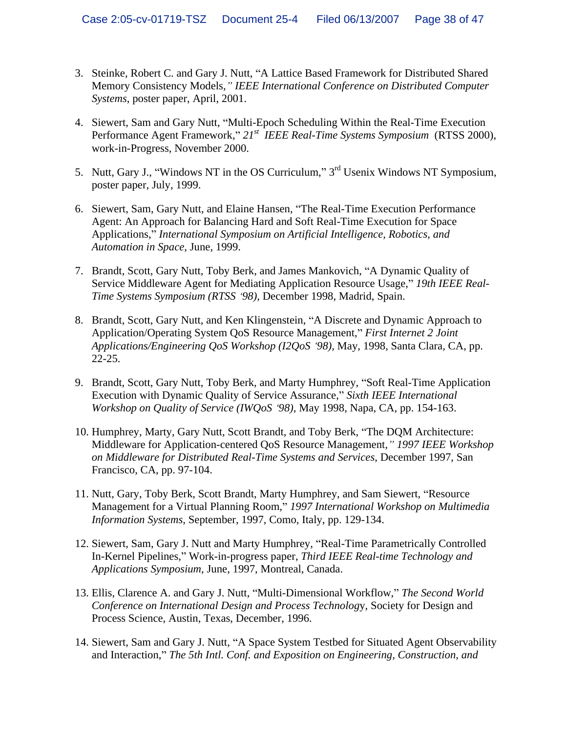3. Steinke, Robert C. and Gary J. Nutt, "A Lattice Based Framework for Distributed Shared Memory Consistency Models*," IEEE International Conference on Distributed Computer Systems*, poster paper, April, 2001.

4. Siewert, Sam and Gary Nutt, "Multi-Epoch Scheduling Within the Real-Time Execution Performance Agent Framework," *21st IEEE Real-Time Systems Symposium* (RTSS 2000), work-in-Progress, November 2000.

5. Nutt, Gary J., "Windows NT in the OS Curriculum," 3rd Usenix Windows NT Symposium, poster paper, July, 1999.

6. Siewert, Sam, Gary Nutt, and Elaine Hansen, "The Real-Time Execution Performance Agent: An Approach for Balancing Hard and Soft Real-Time Execution for Space Applications," *International Symposium on Artificial Intelligence, Robotics, and Automation in Space*, June, 1999.

7. Brandt, Scott, Gary Nutt, Toby Berk, and James Mankovich, "A Dynamic Quality of Service Middleware Agent for Mediating Application Resource Usage," *19th IEEE Real-Time Systems Symposium (RTSS '98)*, December 1998, Madrid, Spain.

8. Brandt, Scott, Gary Nutt, and Ken Klingenstein, "A Discrete and Dynamic Approach to Application/Operating System QoS Resource Management," *First Internet 2 Joint Applications/Engineering QoS Workshop (I2QoS '98)*, May, 1998, Santa Clara, CA, pp. 22-25.

9. Brandt, Scott, Gary Nutt, Toby Berk, and Marty Humphrey, "Soft Real-Time Application Execution with Dynamic Quality of Service Assurance," *Sixth IEEE International Workshop on Quality of Service (IWQoS '98)*, May 1998, Napa, CA, pp. 154-163.

10. Humphrey, Marty, Gary Nutt, Scott Brandt, and Toby Berk, "The DQM Architecture: Middleware for Application-centered QoS Resource Management*," 1997 IEEE Workshop on Middleware for Distributed Real-Time Systems and Services*, December 1997, San Francisco, CA, pp. 97-104.

11. Nutt, Gary, Toby Berk, Scott Brandt, Marty Humphrey, and Sam Siewert, "Resource Management for a Virtual Planning Room," *1997 International Workshop on Multimedia Information Systems*, September, 1997, Como, Italy, pp. 129-134.

12. Siewert, Sam, Gary J. Nutt and Marty Humphrey, "Real-Time Parametrically Controlled In-Kernel Pipelines," Work-in-progress paper, *Third IEEE Real-time Technology and Applications Symposium*, June, 1997, Montreal, Canada.

13. Ellis, Clarence A. and Gary J. Nutt, "Multi-Dimensional Workflow," *The Second World Conference on International Design and Process Technology*, Society for Design and Process Science, Austin, Texas, December, 1996.

14. Siewert, Sam and Gary J. Nutt, "A Space System Testbed for Situated Agent Observability and Interaction," *The 5th Intl. Conf. and Exposition on Engineering, Construction, and*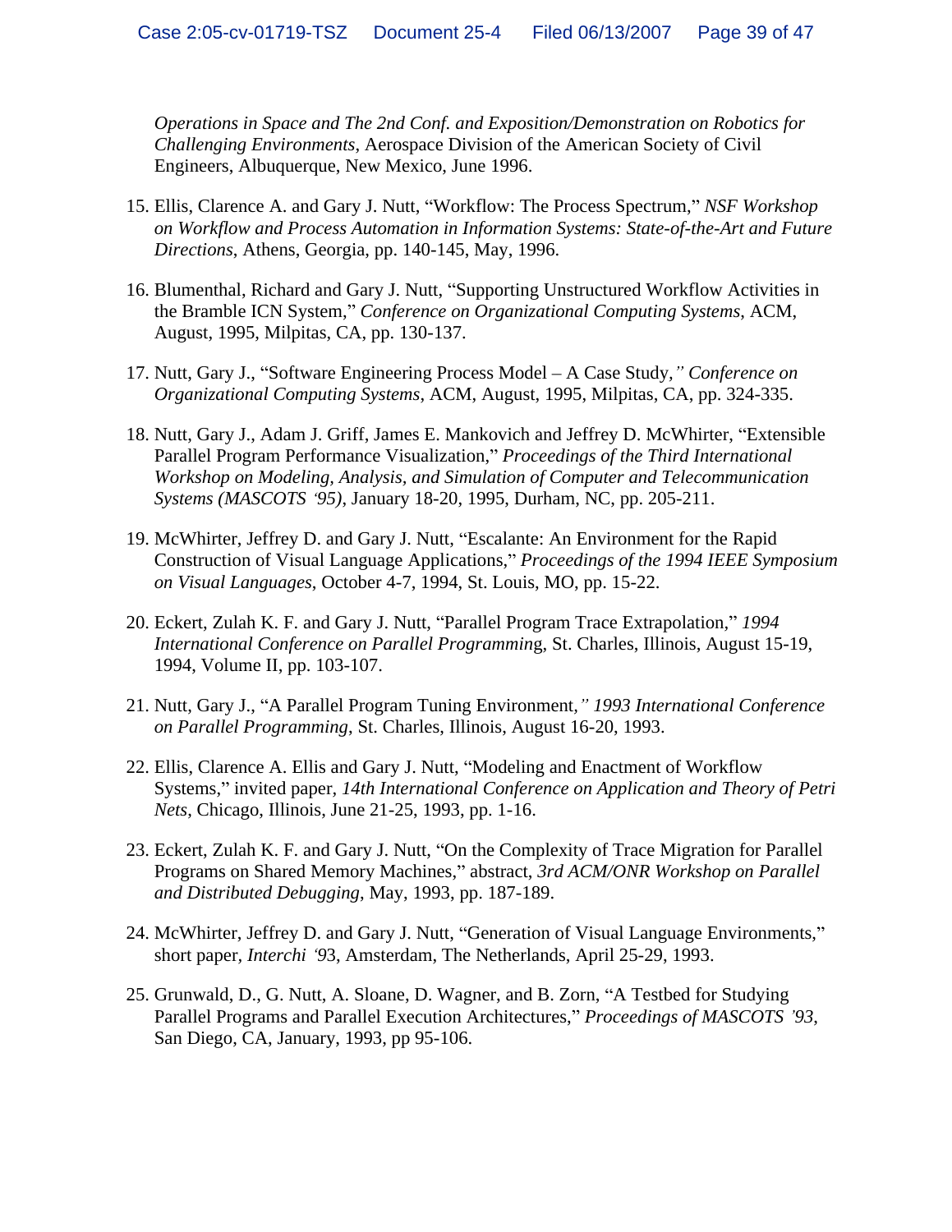*Operations in Space and The 2nd Conf. and Exposition/Demonstration on Robotics for Challenging Environments*, Aerospace Division of the American Society of Civil Engineers, Albuquerque, New Mexico, June 1996.

15. Ellis, Clarence A. and Gary J. Nutt, "Workflow: The Process Spectrum," *NSF Workshop on Workflow and Process Automation in Information Systems: State-of-the-Art and Future Directions*, Athens, Georgia, pp. 140-145, May, 1996.

16. Blumenthal, Richard and Gary J. Nutt, "Supporting Unstructured Workflow Activities in the Bramble ICN System," *Conference on Organizational Computing Systems*, ACM, August, 1995, Milpitas, CA, pp. 130-137.

17. Nutt, Gary J., "Software Engineering Process Model – A Case Study," *Conference on Organizational Computing Systems*, ACM, August, 1995, Milpitas, CA, pp. 324-335.

18. Nutt, Gary J., Adam J. Griff, James E. Mankovich and Jeffrey D. McWhirter, "Extensible Parallel Program Performance Visualization," *Proceedings of the Third International Workshop on Modeling, Analysis, and Simulation of Computer and Telecommunication Systems (MASCOTS '95)*, January 18-20, 1995, Durham, NC, pp. 205-211.

19. McWhirter, Jeffrey D. and Gary J. Nutt, "Escalante: An Environment for the Rapid Construction of Visual Language Applications," *Proceedings of the 1994 IEEE Symposium on Visual Languages*, October 4-7, 1994, St. Louis, MO, pp. 15-22.

20. Eckert, Zulah K. F. and Gary J. Nutt, "Parallel Program Trace Extrapolation," *1994 International Conference on Parallel Programming*, St. Charles, Illinois, August 15-19, 1994, Volume II, pp. 103-107.

21. Nutt, Gary J., "A Parallel Program Tuning Environment," *1993 International Conference on Parallel Programming*, St. Charles, Illinois, August 16-20, 1993.

22. Ellis, Clarence A. Ellis and Gary J. Nutt, "Modeling and Enactment of Workflow Systems," invited paper, *14th International Conference on Application and Theory of Petri Nets*, Chicago, Illinois, June 21-25, 1993, pp. 1-16.

23. Eckert, Zulah K. F. and Gary J. Nutt, "On the Complexity of Trace Migration for Parallel Programs on Shared Memory Machines," abstract, *3rd ACM/ONR Workshop on Parallel and Distributed Debugging*, May, 1993, pp. 187-189.

24. McWhirter, Jeffrey D. and Gary J. Nutt, "Generation of Visual Language Environments," short paper, *Interchi '93*, Amsterdam, The Netherlands, April 25-29, 1993.

25. Grunwald, D., G. Nutt, A. Sloane, D. Wagner, and B. Zorn, "A Testbed for Studying Parallel Programs and Parallel Execution Architectures," *Proceedings of MASCOTS '93*, San Diego, CA, January, 1993, pp 95-106.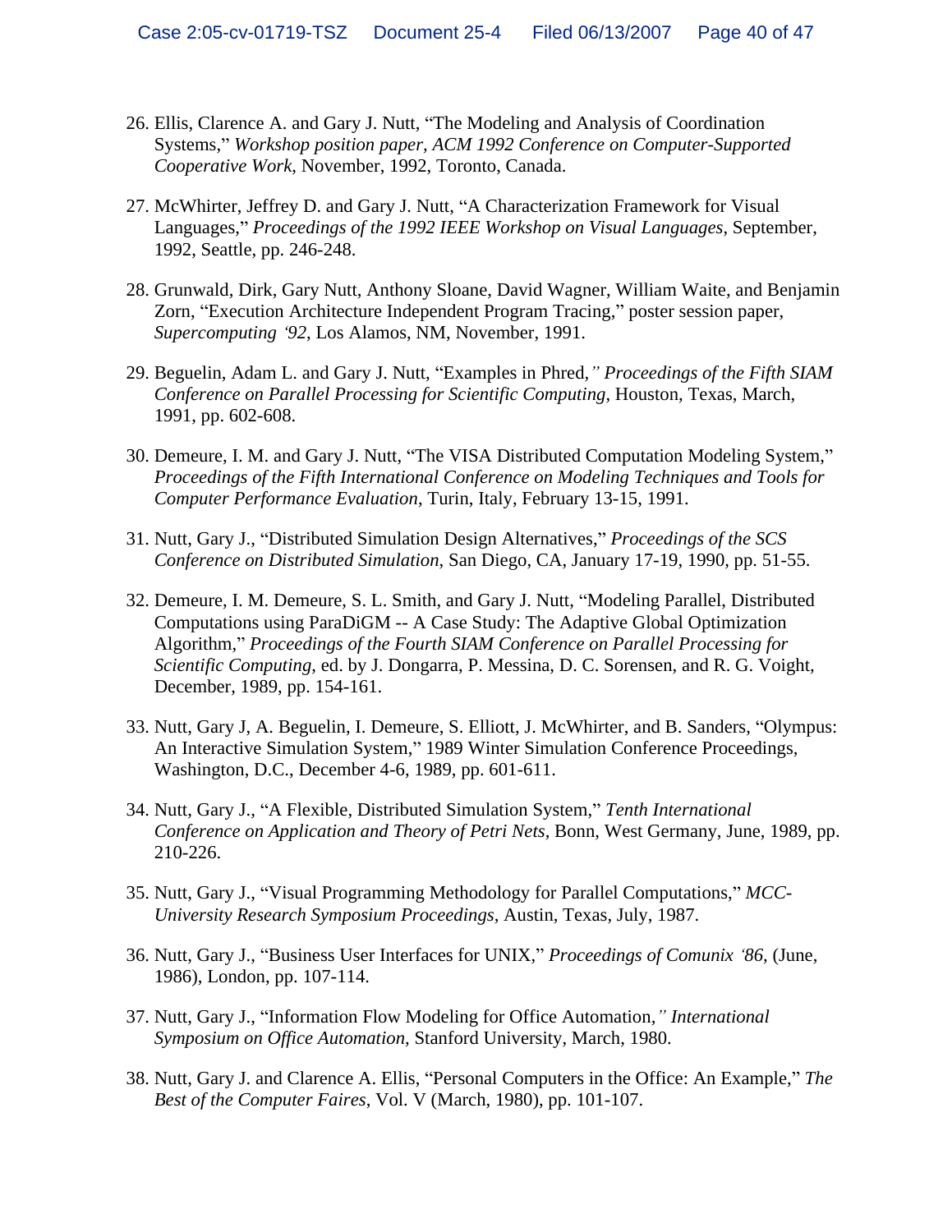26. Ellis, Clarence A. and Gary J. Nutt, "The Modeling and Analysis of Coordination Systems," *Workshop position paper, ACM 1992 Conference on Computer-Supported Cooperative Work*, November, 1992, Toronto, Canada.

27. McWhirter, Jeffrey D. and Gary J. Nutt, "A Characterization Framework for Visual Languages," *Proceedings of the 1992 IEEE Workshop on Visual Languages*, September, 1992, Seattle, pp. 246-248.

28. Grunwald, Dirk, Gary Nutt, Anthony Sloane, David Wagner, William Waite, and Benjamin Zorn, "Execution Architecture Independent Program Tracing," poster session paper, *Supercomputing '92*, Los Alamos, NM, November, 1991.

29. Beguelin, Adam L. and Gary J. Nutt, "Examples in Phred," *Proceedings of the Fifth SIAM Conference on Parallel Processing for Scientific Computing*, Houston, Texas, March, 1991, pp. 602-608.

30. Demeure, I. M. and Gary J. Nutt, "The VISA Distributed Computation Modeling System," *Proceedings of the Fifth International Conference on Modeling Techniques and Tools for Computer Performance Evaluation*, Turin, Italy, February 13-15, 1991.

31. Nutt, Gary J., "Distributed Simulation Design Alternatives," *Proceedings of the SCS Conference on Distributed Simulation*, San Diego, CA, January 17-19, 1990, pp. 51-55.

32. Demeure, I. M. Demeure, S. L. Smith, and Gary J. Nutt, "Modeling Parallel, Distributed Computations using ParaDiGM -- A Case Study: The Adaptive Global Optimization Algorithm," *Proceedings of the Fourth SIAM Conference on Parallel Processing for Scientific Computing*, ed. by J. Dongarra, P. Messina, D. C. Sorensen, and R. G. Voight, December, 1989, pp. 154-161.

33. Nutt, Gary J, A. Beguelin, I. Demeure, S. Elliott, J. McWhirter, and B. Sanders, "Olympus: An Interactive Simulation System," 1989 Winter Simulation Conference Proceedings, Washington, D.C., December 4-6, 1989, pp. 601-611.

34. Nutt, Gary J., "A Flexible, Distributed Simulation System," *Tenth International Conference on Application and Theory of Petri Nets*, Bonn, West Germany, June, 1989, pp. 210-226.

35. Nutt, Gary J., "Visual Programming Methodology for Parallel Computations," *MCC-University Research Symposium Proceedings*, Austin, Texas, July, 1987.

36. Nutt, Gary J., "Business User Interfaces for UNIX," *Proceedings of Comunix '86*, (June, 1986), London, pp. 107-114.

37. Nutt, Gary J., "Information Flow Modeling for Office Automation," *International Symposium on Office Automation*, Stanford University, March, 1980.

38. Nutt, Gary J. and Clarence A. Ellis, "Personal Computers in the Office: An Example," *The Best of the Computer Faires*, Vol. V (March, 1980), pp. 101-107.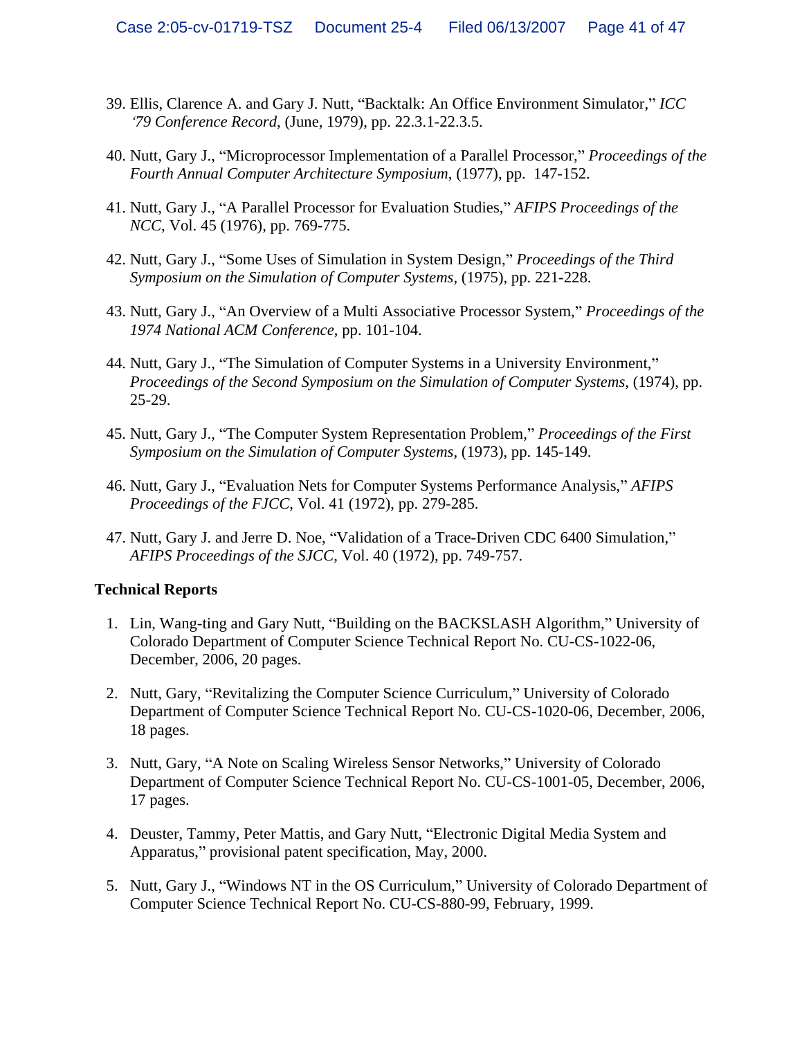39. Ellis, Clarence A. and Gary J. Nutt, "Backtalk: An Office Environment Simulator," *ICC '79 Conference Record*, (June, 1979), pp. 22.3.1-22.3.5.

40. Nutt, Gary J., "Microprocessor Implementation of a Parallel Processor," *Proceedings of the Fourth Annual Computer Architecture Symposium*, (1977), pp. 147-152.

41. Nutt, Gary J., "A Parallel Processor for Evaluation Studies," *AFIPS Proceedings of the NCC*, Vol. 45 (1976), pp. 769-775.

42. Nutt, Gary J., "Some Uses of Simulation in System Design," *Proceedings of the Third Symposium on the Simulation of Computer Systems*, (1975), pp. 221-228.

43. Nutt, Gary J., "An Overview of a Multi Associative Processor System," *Proceedings of the 1974 National ACM Conference*, pp. 101-104.

44. Nutt, Gary J., "The Simulation of Computer Systems in a University Environment," *Proceedings of the Second Symposium on the Simulation of Computer Systems*, (1974), pp. 25-29.

45. Nutt, Gary J., "The Computer System Representation Problem," *Proceedings of the First Symposium on the Simulation of Computer Systems*, (1973), pp. 145-149.

46. Nutt, Gary J., "Evaluation Nets for Computer Systems Performance Analysis," *AFIPS Proceedings of the FJCC*, Vol. 41 (1972), pp. 279-285.

47. Nutt, Gary J. and Jerre D. Noe, "Validation of a Trace-Driven CDC 6400 Simulation," *AFIPS Proceedings of the SJCC*, Vol. 40 (1972), pp. 749-757.

**Technical Reports**

1. Lin, Wang-ting and Gary Nutt, "Building on the BACKSLASH Algorithm," University of Colorado Department of Computer Science Technical Report No. CU-CS-1022-06, December, 2006, 20 pages.

2. Nutt, Gary, "Revitalizing the Computer Science Curriculum," University of Colorado Department of Computer Science Technical Report No. CU-CS-1020-06, December, 2006, 18 pages.

3. Nutt, Gary, "A Note on Scaling Wireless Sensor Networks," University of Colorado Department of Computer Science Technical Report No. CU-CS-1001-05, December, 2006, 17 pages.

4. Deuster, Tammy, Peter Mattis, and Gary Nutt, "Electronic Digital Media System and Apparatus," provisional patent specification, May, 2000.

5. Nutt, Gary J., "Windows NT in the OS Curriculum," University of Colorado Department of Computer Science Technical Report No. CU-CS-880-99, February, 1999.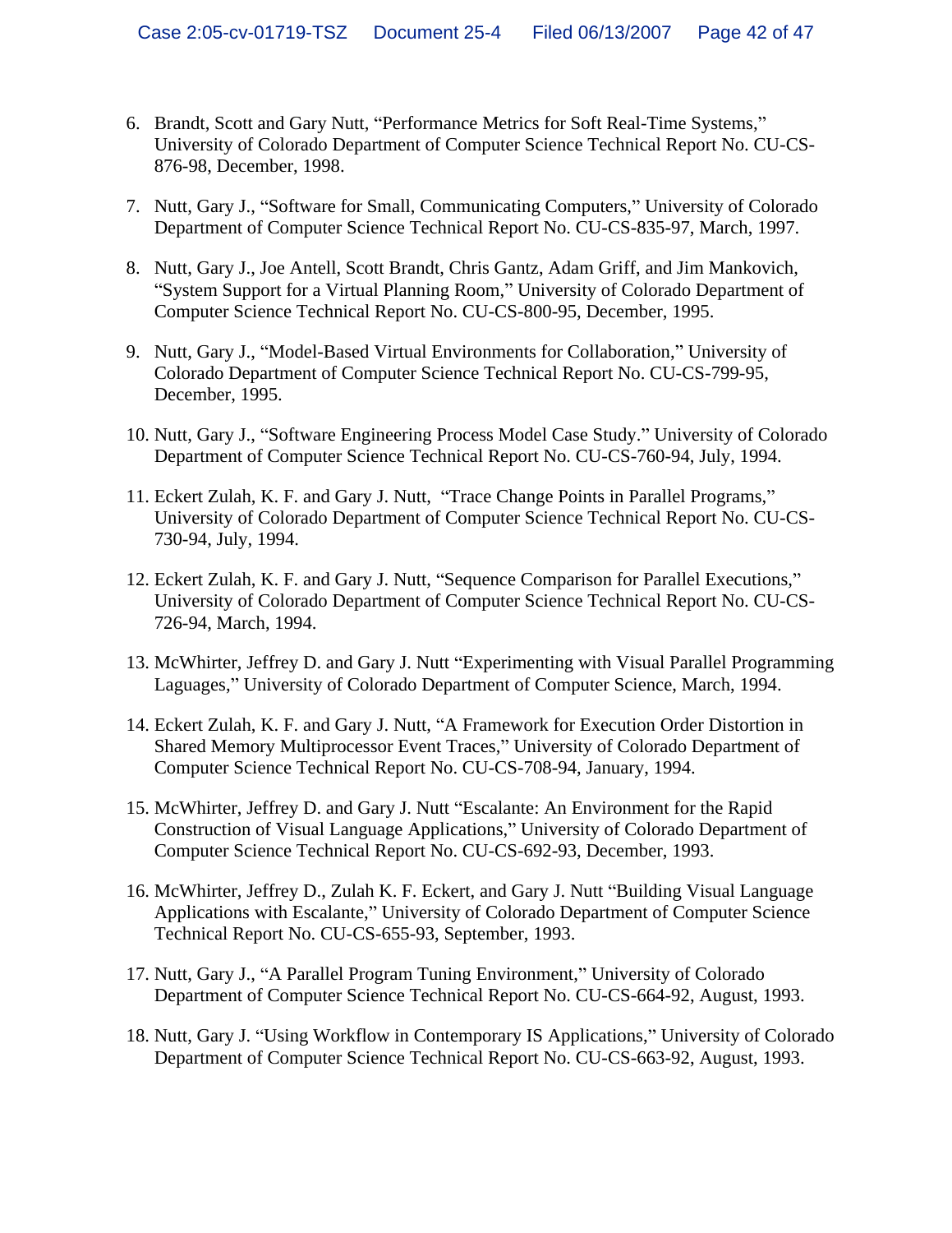6. Brandt, Scott and Gary Nutt, "Performance Metrics for Soft Real-Time Systems," University of Colorado Department of Computer Science Technical Report No. CU-CS-876-98, December, 1998.

7. Nutt, Gary J., "Software for Small, Communicating Computers," University of Colorado Department of Computer Science Technical Report No. CU-CS-835-97, March, 1997.

8. Nutt, Gary J., Joe Antell, Scott Brandt, Chris Gantz, Adam Griff, and Jim Mankovich, "System Support for a Virtual Planning Room," University of Colorado Department of Computer Science Technical Report No. CU-CS-800-95, December, 1995.

9. Nutt, Gary J., "Model-Based Virtual Environments for Collaboration," University of Colorado Department of Computer Science Technical Report No. CU-CS-799-95, December, 1995.

10. Nutt, Gary J., "Software Engineering Process Model Case Study." University of Colorado Department of Computer Science Technical Report No. CU-CS-760-94, July, 1994.

11. Eckert Zulah, K. F. and Gary J. Nutt, "Trace Change Points in Parallel Programs," University of Colorado Department of Computer Science Technical Report No. CU-CS-730-94, July, 1994.

12. Eckert Zulah, K. F. and Gary J. Nutt, "Sequence Comparison for Parallel Executions," University of Colorado Department of Computer Science Technical Report No. CU-CS-726-94, March, 1994.

13. McWhirter, Jeffrey D. and Gary J. Nutt "Experimenting with Visual Parallel Programming Laguages," University of Colorado Department of Computer Science, March, 1994.

14. Eckert Zulah, K. F. and Gary J. Nutt, "A Framework for Execution Order Distortion in Shared Memory Multiprocessor Event Traces," University of Colorado Department of Computer Science Technical Report No. CU-CS-708-94, January, 1994.

15. McWhirter, Jeffrey D. and Gary J. Nutt "Escalante: An Environment for the Rapid Construction of Visual Language Applications," University of Colorado Department of Computer Science Technical Report No. CU-CS-692-93, December, 1993.

16. McWhirter, Jeffrey D., Zulah K. F. Eckert, and Gary J. Nutt "Building Visual Language Applications with Escalante," University of Colorado Department of Computer Science Technical Report No. CU-CS-655-93, September, 1993.

17. Nutt, Gary J., "A Parallel Program Tuning Environment," University of Colorado Department of Computer Science Technical Report No. CU-CS-664-92, August, 1993.

18. Nutt, Gary J. "Using Workflow in Contemporary IS Applications," University of Colorado Department of Computer Science Technical Report No. CU-CS-663-92, August, 1993.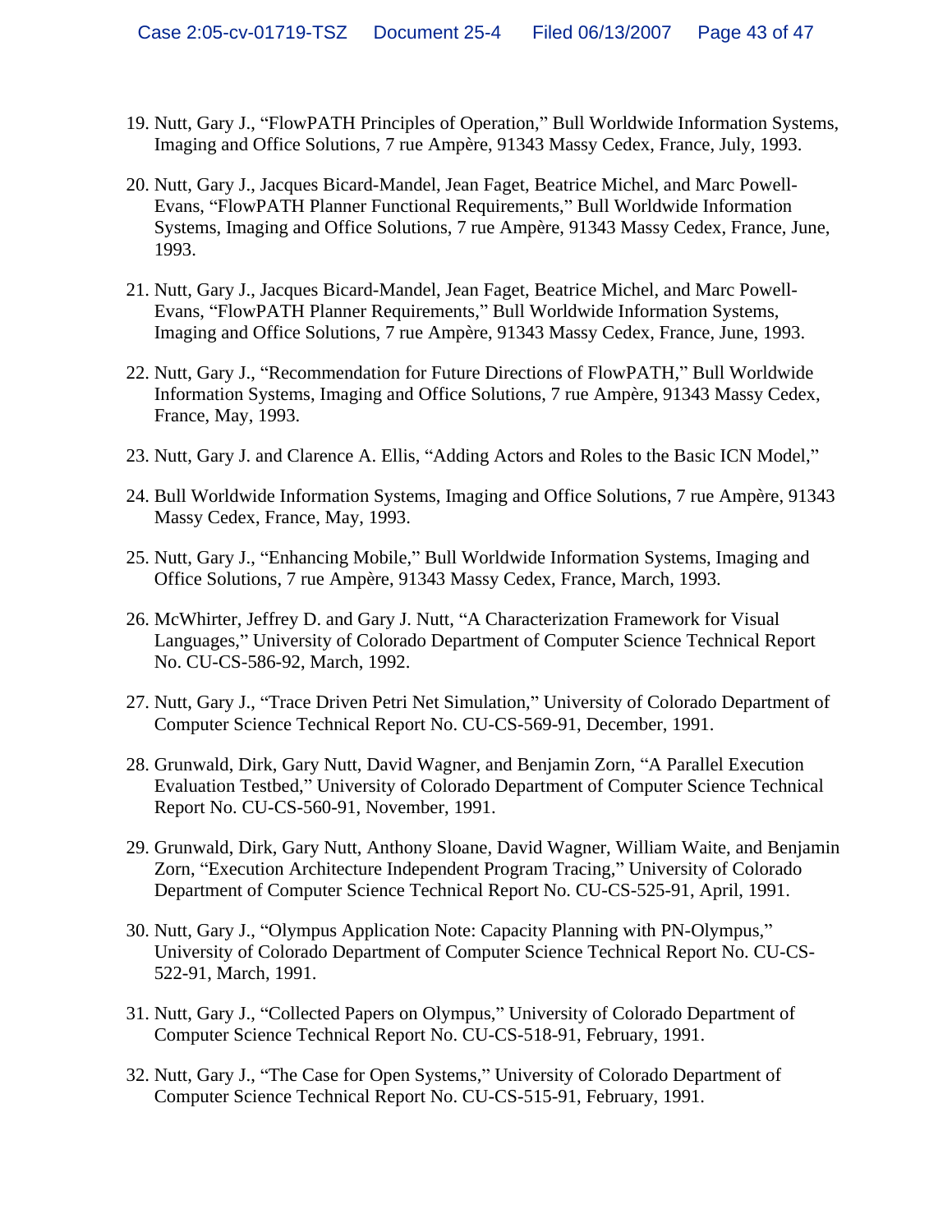19. Nutt, Gary J., “FlowPATH Principles of Operation,” Bull Worldwide Information Systems, Imaging and Office Solutions, 7 rue Ampère, 91343 Massy Cedex, France, July, 1993.

20. Nutt, Gary J., Jacques Bicard-Mandel, Jean Faget, Beatrice Michel, and Marc Powell-Evans, “FlowPATH Planner Functional Requirements,” Bull Worldwide Information Systems, Imaging and Office Solutions, 7 rue Ampère, 91343 Massy Cedex, France, June, 1993.

21. Nutt, Gary J., Jacques Bicard-Mandel, Jean Faget, Beatrice Michel, and Marc Powell-Evans, “FlowPATH Planner Requirements,” Bull Worldwide Information Systems, Imaging and Office Solutions, 7 rue Ampère, 91343 Massy Cedex, France, June, 1993.

22. Nutt, Gary J., “Recommendation for Future Directions of FlowPATH,” Bull Worldwide Information Systems, Imaging and Office Solutions, 7 rue Ampère, 91343 Massy Cedex, France, May, 1993.

23. Nutt, Gary J. and Clarence A. Ellis, “Adding Actors and Roles to the Basic ICN Model,”

24. Bull Worldwide Information Systems, Imaging and Office Solutions, 7 rue Ampère, 91343 Massy Cedex, France, May, 1993.

25. Nutt, Gary J., “Enhancing Mobile,” Bull Worldwide Information Systems, Imaging and Office Solutions, 7 rue Ampère, 91343 Massy Cedex, France, March, 1993.

26. McWhirter, Jeffrey D. and Gary J. Nutt, “A Characterization Framework for Visual Languages,” University of Colorado Department of Computer Science Technical Report No. CU-CS-586-92, March, 1992.

27. Nutt, Gary J., “Trace Driven Petri Net Simulation,” University of Colorado Department of Computer Science Technical Report No. CU-CS-569-91, December, 1991.

28. Grunwald, Dirk, Gary Nutt, David Wagner, and Benjamin Zorn, “A Parallel Execution Evaluation Testbed,” University of Colorado Department of Computer Science Technical Report No. CU-CS-560-91, November, 1991.

29. Grunwald, Dirk, Gary Nutt, Anthony Sloane, David Wagner, William Waite, and Benjamin Zorn, “Execution Architecture Independent Program Tracing,” University of Colorado Department of Computer Science Technical Report No. CU-CS-525-91, April, 1991.

30. Nutt, Gary J., “Olympus Application Note: Capacity Planning with PN-Olympus,” University of Colorado Department of Computer Science Technical Report No. CU-CS-522-91, March, 1991.

31. Nutt, Gary J., “Collected Papers on Olympus,” University of Colorado Department of Computer Science Technical Report No. CU-CS-518-91, February, 1991.

32. Nutt, Gary J., “The Case for Open Systems,” University of Colorado Department of Computer Science Technical Report No. CU-CS-515-91, February, 1991.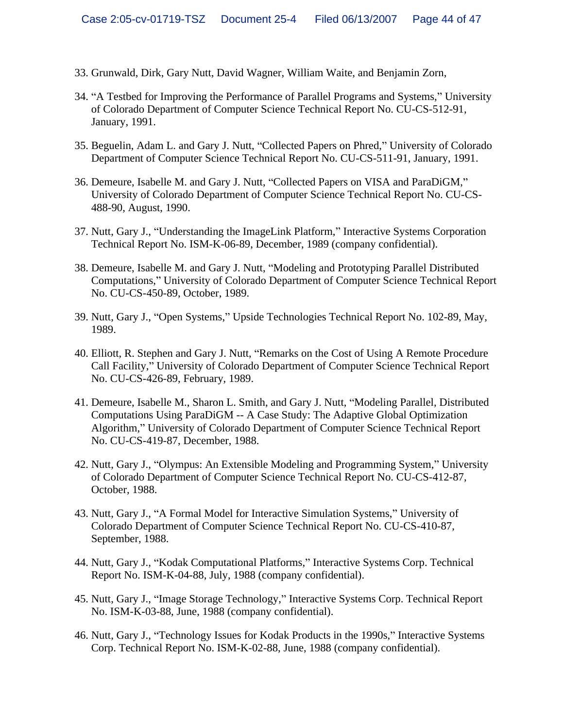33. Grunwald, Dirk, Gary Nutt, David Wagner, William Waite, and Benjamin Zorn,

34. "A Testbed for Improving the Performance of Parallel Programs and Systems," University of Colorado Department of Computer Science Technical Report No. CU-CS-512-91, January, 1991.

35. Beguelin, Adam L. and Gary J. Nutt, "Collected Papers on Phred," University of Colorado Department of Computer Science Technical Report No. CU-CS-511-91, January, 1991.

36. Demeure, Isabelle M. and Gary J. Nutt, "Collected Papers on VISA and ParaDiGM," University of Colorado Department of Computer Science Technical Report No. CU-CS-488-90, August, 1990.

37. Nutt, Gary J., "Understanding the ImageLink Platform," Interactive Systems Corporation Technical Report No. ISM-K-06-89, December, 1989 (company confidential).

38. Demeure, Isabelle M. and Gary J. Nutt, "Modeling and Prototyping Parallel Distributed Computations," University of Colorado Department of Computer Science Technical Report No. CU-CS-450-89, October, 1989.

39. Nutt, Gary J., "Open Systems," Upside Technologies Technical Report No. 102-89, May, 1989.

40. Elliott, R. Stephen and Gary J. Nutt, "Remarks on the Cost of Using A Remote Procedure Call Facility," University of Colorado Department of Computer Science Technical Report No. CU-CS-426-89, February, 1989.

41. Demeure, Isabelle M., Sharon L. Smith, and Gary J. Nutt, "Modeling Parallel, Distributed Computations Using ParaDiGM -- A Case Study: The Adaptive Global Optimization Algorithm," University of Colorado Department of Computer Science Technical Report No. CU-CS-419-87, December, 1988.

42. Nutt, Gary J., "Olympus: An Extensible Modeling and Programming System," University of Colorado Department of Computer Science Technical Report No. CU-CS-412-87, October, 1988.

43. Nutt, Gary J., "A Formal Model for Interactive Simulation Systems," University of Colorado Department of Computer Science Technical Report No. CU-CS-410-87, September, 1988.

44. Nutt, Gary J., "Kodak Computational Platforms," Interactive Systems Corp. Technical Report No. ISM-K-04-88, July, 1988 (company confidential).

45. Nutt, Gary J., "Image Storage Technology," Interactive Systems Corp. Technical Report No. ISM-K-03-88, June, 1988 (company confidential).

46. Nutt, Gary J., "Technology Issues for Kodak Products in the 1990s," Interactive Systems Corp. Technical Report No. ISM-K-02-88, June, 1988 (company confidential).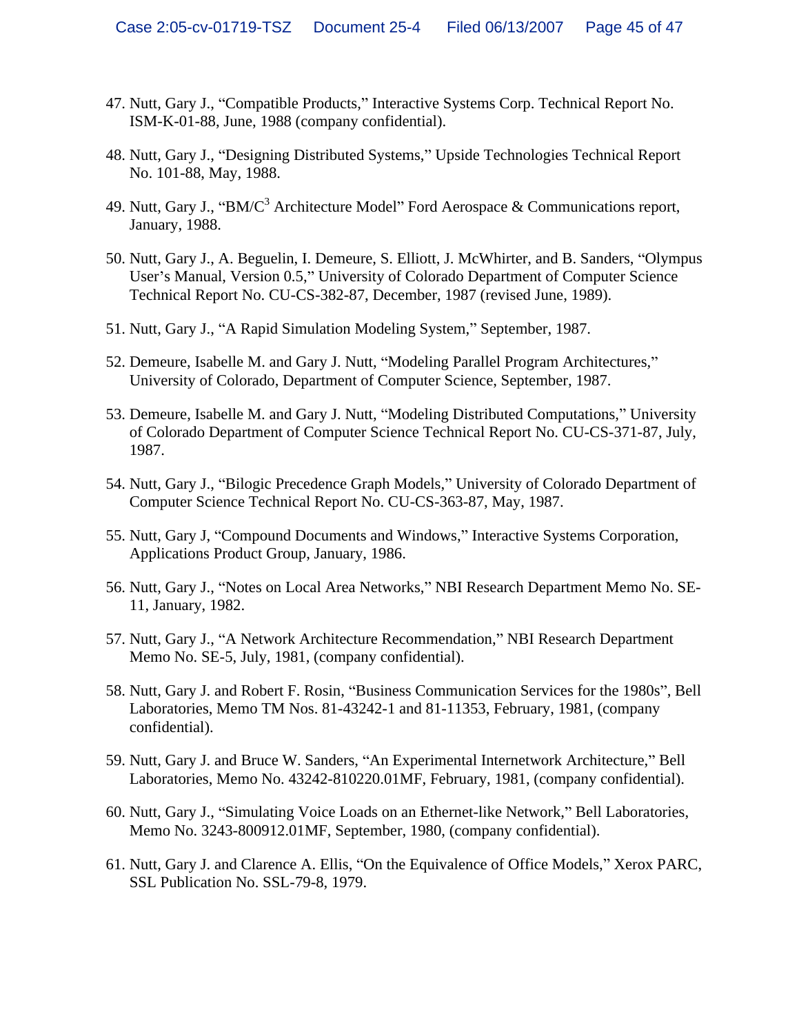47. Nutt, Gary J., "Compatible Products," Interactive Systems Corp. Technical Report No. ISM-K-01-88, June, 1988 (company confidential).

48. Nutt, Gary J., "Designing Distributed Systems," Upside Technologies Technical Report No. 101-88, May, 1988.

49. Nutt, Gary J., "BM/$C^3$ Architecture Model" Ford Aerospace & Communications report, January, 1988.

50. Nutt, Gary J., A. Beguelin, I. Demeure, S. Elliott, J. McWhirter, and B. Sanders, "Olympus User's Manual, Version 0.5," University of Colorado Department of Computer Science Technical Report No. CU-CS-382-87, December, 1987 (revised June, 1989).

51. Nutt, Gary J., "A Rapid Simulation Modeling System," September, 1987.

52. Demeure, Isabelle M. and Gary J. Nutt, "Modeling Parallel Program Architectures," University of Colorado, Department of Computer Science, September, 1987.

53. Demeure, Isabelle M. and Gary J. Nutt, "Modeling Distributed Computations," University of Colorado Department of Computer Science Technical Report No. CU-CS-371-87, July, 1987.

54. Nutt, Gary J., "Bilogic Precedence Graph Models," University of Colorado Department of Computer Science Technical Report No. CU-CS-363-87, May, 1987.

55. Nutt, Gary J, "Compound Documents and Windows," Interactive Systems Corporation, Applications Product Group, January, 1986.

56. Nutt, Gary J., "Notes on Local Area Networks," NBI Research Department Memo No. SE-11, January, 1982.

57. Nutt, Gary J., "A Network Architecture Recommendation," NBI Research Department Memo No. SE-5, July, 1981, (company confidential).

58. Nutt, Gary J. and Robert F. Rosin, "Business Communication Services for the 1980s", Bell Laboratories, Memo TM Nos. 81-43242-1 and 81-11353, February, 1981, (company confidential).

59. Nutt, Gary J. and Bruce W. Sanders, "An Experimental Internetwork Architecture," Bell Laboratories, Memo No. 43242-810220.01MF, February, 1981, (company confidential).

60. Nutt, Gary J., "Simulating Voice Loads on an Ethernet-like Network," Bell Laboratories, Memo No. 3243-800912.01MF, September, 1980, (company confidential).

61. Nutt, Gary J. and Clarence A. Ellis, "On the Equivalence of Office Models," Xerox PARC, SSL Publication No. SSL-79-8, 1979.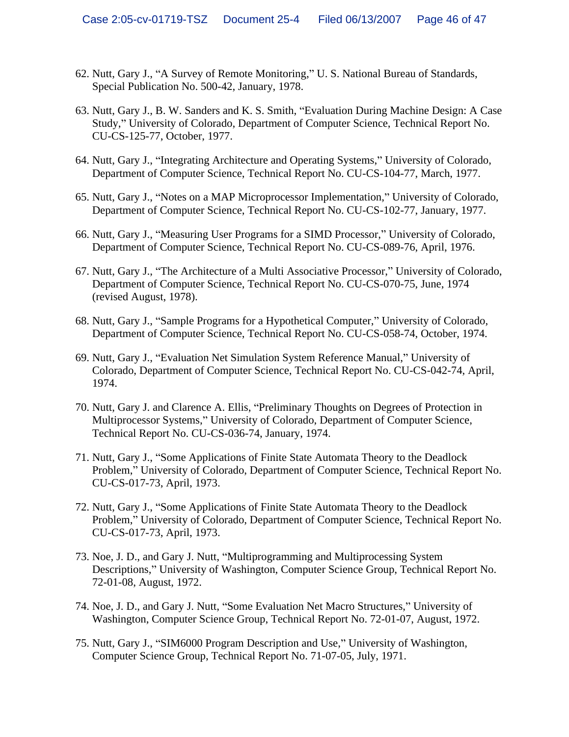62. Nutt, Gary J., “A Survey of Remote Monitoring,” U. S. National Bureau of Standards, Special Publication No. 500-42, January, 1978.

63. Nutt, Gary J., B. W. Sanders and K. S. Smith, “Evaluation During Machine Design: A Case Study,” University of Colorado, Department of Computer Science, Technical Report No. CU-CS-125-77, October, 1977.

64. Nutt, Gary J., “Integrating Architecture and Operating Systems,” University of Colorado, Department of Computer Science, Technical Report No. CU-CS-104-77, March, 1977.

65. Nutt, Gary J., “Notes on a MAP Microprocessor Implementation,” University of Colorado, Department of Computer Science, Technical Report No. CU-CS-102-77, January, 1977.

66. Nutt, Gary J., “Measuring User Programs for a SIMD Processor,” University of Colorado, Department of Computer Science, Technical Report No. CU-CS-089-76, April, 1976.

67. Nutt, Gary J., “The Architecture of a Multi Associative Processor,” University of Colorado, Department of Computer Science, Technical Report No. CU-CS-070-75, June, 1974 (revised August, 1978).

68. Nutt, Gary J., “Sample Programs for a Hypothetical Computer,” University of Colorado, Department of Computer Science, Technical Report No. CU-CS-058-74, October, 1974.

69. Nutt, Gary J., “Evaluation Net Simulation System Reference Manual,” University of Colorado, Department of Computer Science, Technical Report No. CU-CS-042-74, April, 1974.

70. Nutt, Gary J. and Clarence A. Ellis, “Preliminary Thoughts on Degrees of Protection in Multiprocessor Systems,” University of Colorado, Department of Computer Science, Technical Report No. CU-CS-036-74, January, 1974.

71. Nutt, Gary J., “Some Applications of Finite State Automata Theory to the Deadlock Problem,” University of Colorado, Department of Computer Science, Technical Report No. CU-CS-017-73, April, 1973.

72. Nutt, Gary J., “Some Applications of Finite State Automata Theory to the Deadlock Problem,” University of Colorado, Department of Computer Science, Technical Report No. CU-CS-017-73, April, 1973.

73. Noe, J. D., and Gary J. Nutt, “Multiprogramming and Multiprocessing System Descriptions,” University of Washington, Computer Science Group, Technical Report No. 72-01-08, August, 1972.

74. Noe, J. D., and Gary J. Nutt, “Some Evaluation Net Macro Structures,” University of Washington, Computer Science Group, Technical Report No. 72-01-07, August, 1972.

75. Nutt, Gary J., “SIM6000 Program Description and Use,” University of Washington, Computer Science Group, Technical Report No. 71-07-05, July, 1971.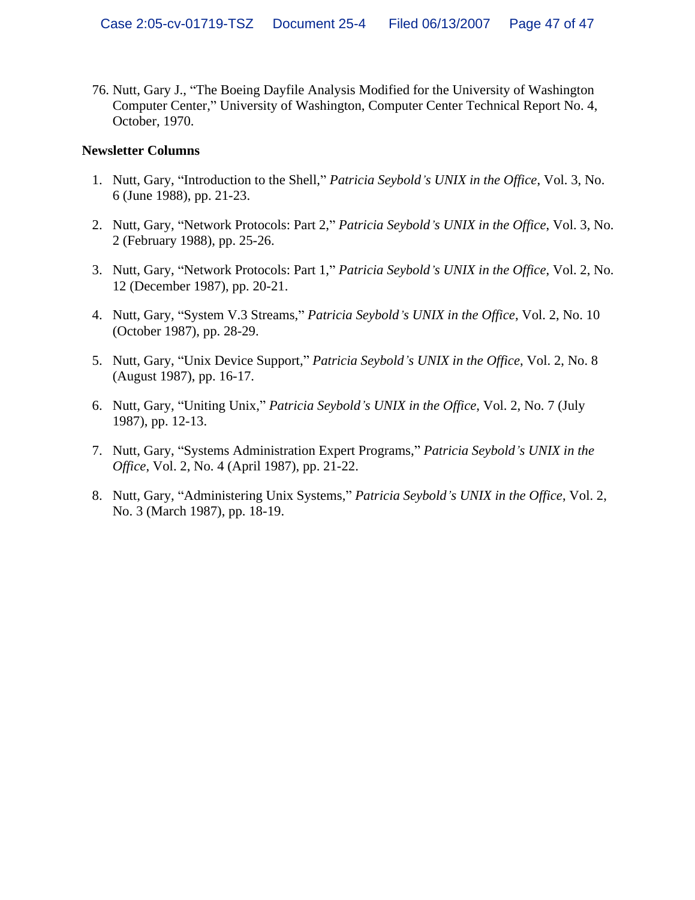76. Nutt, Gary J., "The Boeing Dayfile Analysis Modified for the University of Washington Computer Center," University of Washington, Computer Center Technical Report No. 4, October, 1970.

**Newsletter Columns**

1. Nutt, Gary, "Introduction to the Shell," *Patricia Seybold's UNIX in the Office*, Vol. 3, No. 6 (June 1988), pp. 21-23.

2. Nutt, Gary, "Network Protocols: Part 2," *Patricia Seybold's UNIX in the Office*, Vol. 3, No. 2 (February 1988), pp. 25-26.

3. Nutt, Gary, "Network Protocols: Part 1," *Patricia Seybold's UNIX in the Office*, Vol. 2, No. 12 (December 1987), pp. 20-21.

4. Nutt, Gary, "System V.3 Streams," *Patricia Seybold's UNIX in the Office*, Vol. 2, No. 10 (October 1987), pp. 28-29.

5. Nutt, Gary, "Unix Device Support," *Patricia Seybold's UNIX in the Office*, Vol. 2, No. 8 (August 1987), pp. 16-17.

6. Nutt, Gary, "Uniting Unix," *Patricia Seybold's UNIX in the Office*, Vol. 2, No. 7 (July 1987), pp. 12-13.

7. Nutt, Gary, "Systems Administration Expert Programs," *Patricia Seybold's UNIX in the Office*, Vol. 2, No. 4 (April 1987), pp. 21-22.

8. Nutt, Gary, "Administering Unix Systems," *Patricia Seybold's UNIX in the Office*, Vol. 2, No. 3 (March 1987), pp. 18-19.